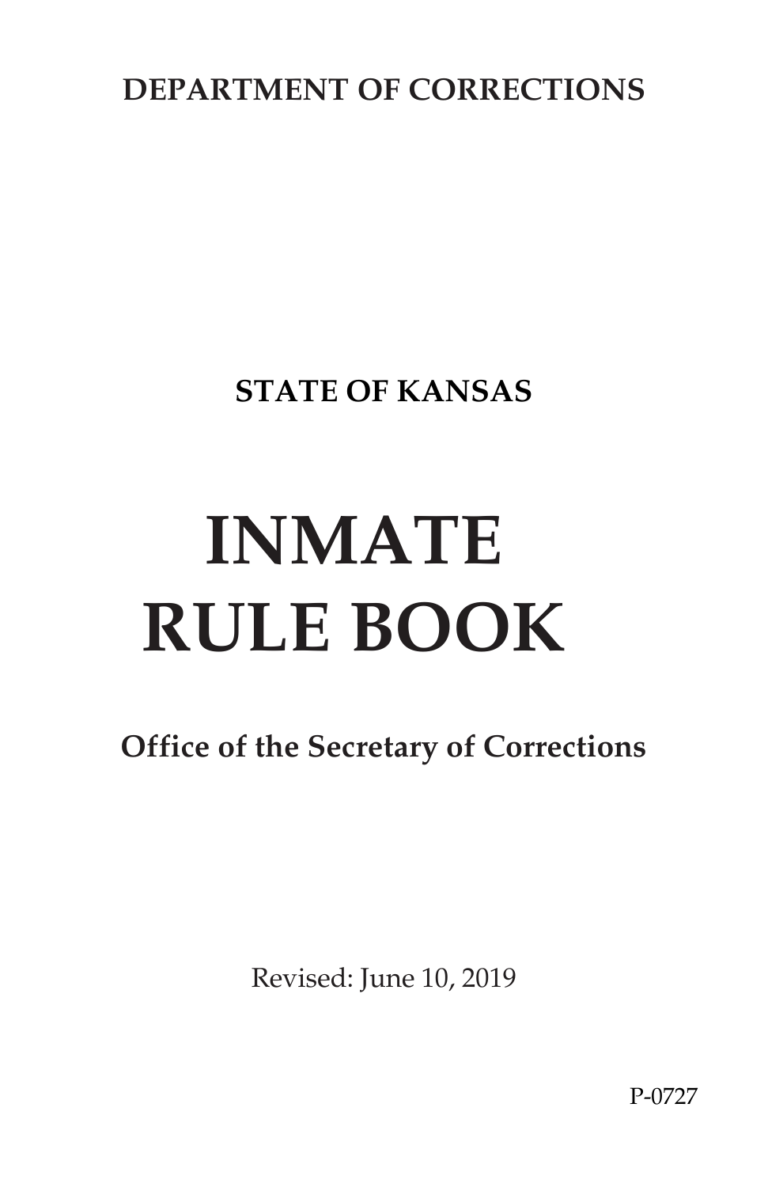**DEPARTMENT OF CORRECTIONS**

**STATE OF KANSAS**

# INMATE RULE BOOK

**Office of the Secretary of Corrections**

Revised: June 10, 2019

P-0727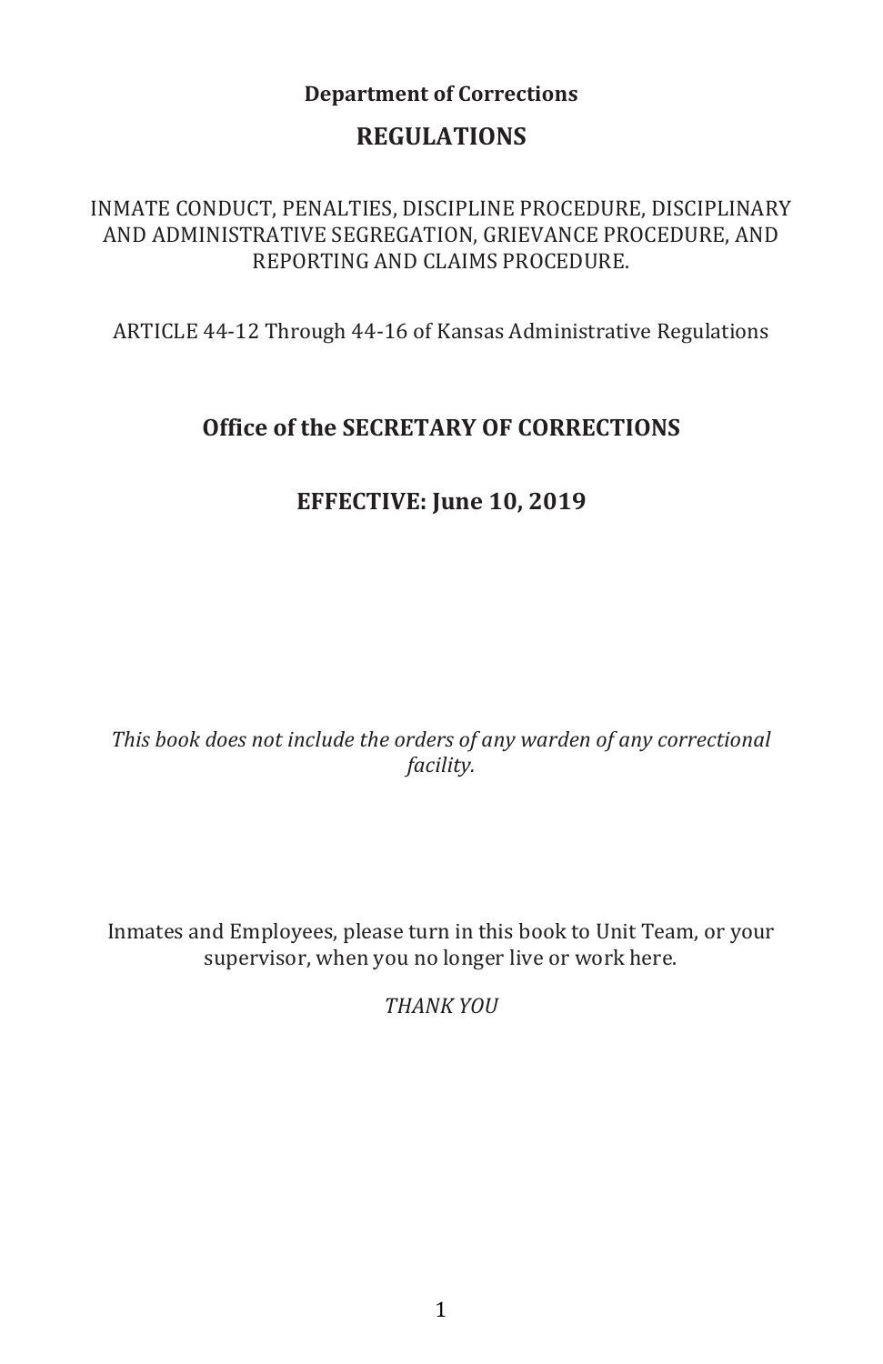**Department of Corrections**

# REGULATIONS

INMATE CONDUCT, PENALTIES, DISCIPLINE PROCEDURE, DISCIPLINARY AND ADMINISTRATIVE SEGREGATION, GRIEVANCE PROCEDURE, AND REPORTING AND CLAIMS PROCEDURE.

ARTICLE 44-12 Through 44-16 of Kansas Administrative Regulations

## Office of the SECRETARY OF CORRECTIONS

## EFFECTIVE: June 10, 2019

*This book does not include the orders of any warden of any correctional facility.*

Inmates and Employees, please turn in this book to Unit Team, or your supervisor, when you no longer live or work here.

*THANK YOU*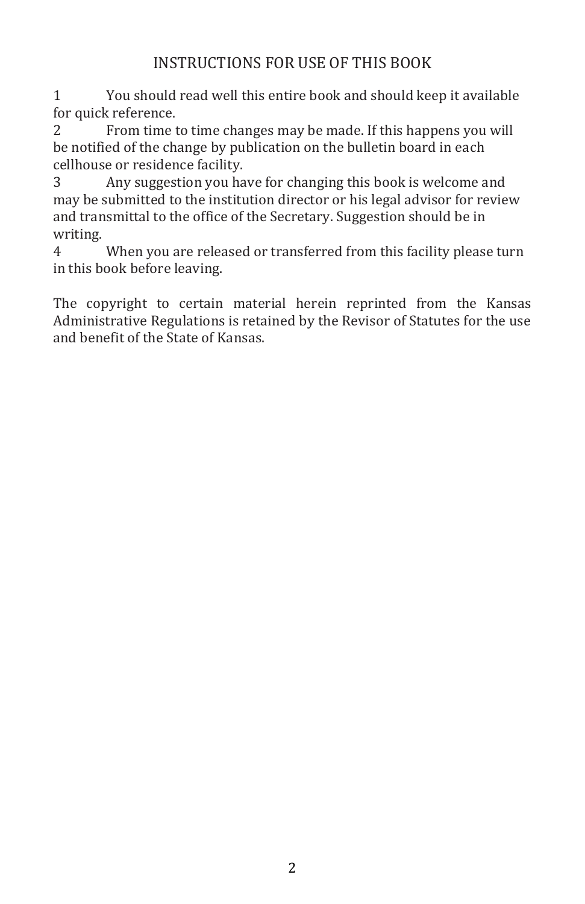## INSTRUCTIONS FOR USE OF THIS BOOK

1. You should read well this entire book and should keep it available for quick reference.
2. From time to time changes may be made. If this happens you will be notified of the change by publication on the bulletin board in each cellhouse or residence facility.
3. Any suggestion you have for changing this book is welcome and may be submitted to the institution director or his legal advisor for review and transmittal to the office of the Secretary. Suggestion should be in writing.
4. When you are released or transferred from this facility please turn in this book before leaving.

The copyright to certain material herein reprinted from the Kansas Administrative Regulations is retained by the Revisor of Statutes for the use and benefit of the State of Kansas.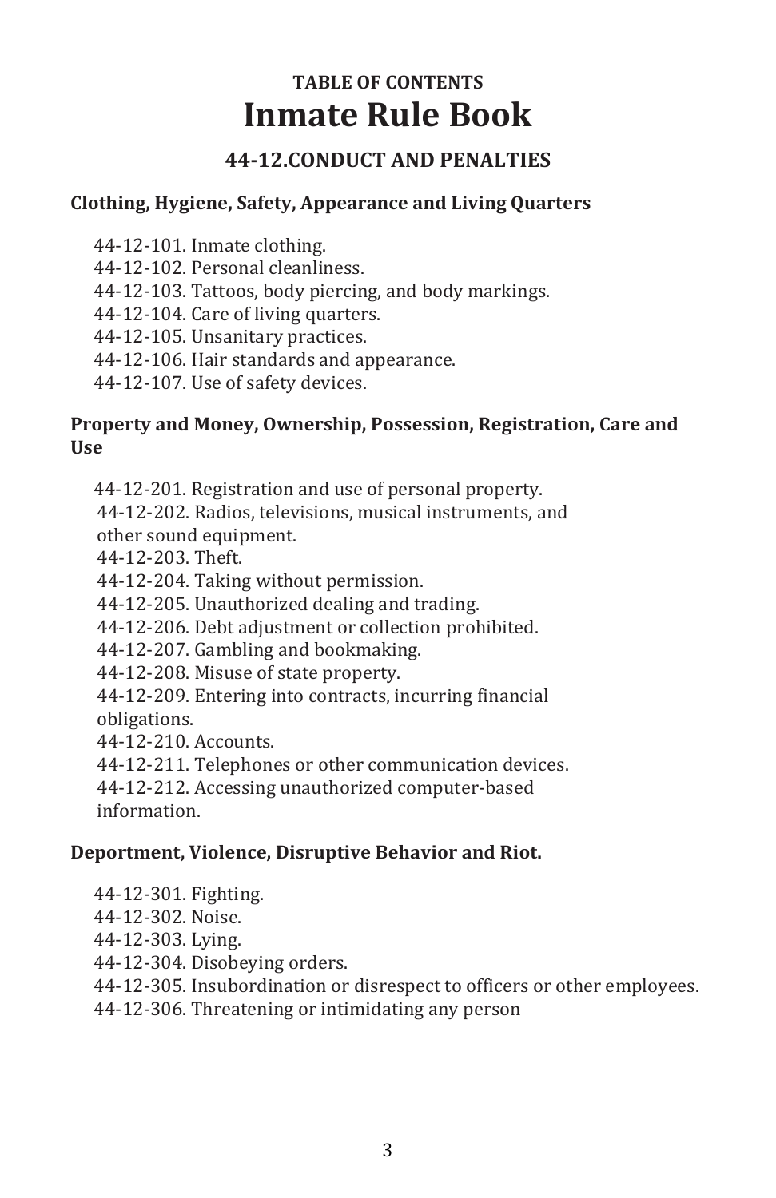# TABLE OF CONTENTS
# Inmate Rule Book

## 44-12.CONDUCT AND PENALTIES

### Clothing, Hygiene, Safety, Appearance and Living Quarters

44-12-101. Inmate clothing.
44-12-102. Personal cleanliness.
44-12-103. Tattoos, body piercing, and body markings.
44-12-104. Care of living quarters.
44-12-105. Unsanitary practices.
44-12-106. Hair standards and appearance.
44-12-107. Use of safety devices.

### Property and Money, Ownership, Possession, Registration, Care and Use

44-12-201. Registration and use of personal property.
44-12-202. Radios, televisions, musical instruments, and other sound equipment.
44-12-203. Theft.
44-12-204. Taking without permission.
44-12-205. Unauthorized dealing and trading.
44-12-206. Debt adjustment or collection prohibited.
44-12-207. Gambling and bookmaking.
44-12-208. Misuse of state property.
44-12-209. Entering into contracts, incurring financial obligations.
44-12-210. Accounts.
44-12-211. Telephones or other communication devices.
44-12-212. Accessing unauthorized computer-based information.

### Deportment, Violence, Disruptive Behavior and Riot.

44-12-301. Fighting.
44-12-302. Noise.
44-12-303. Lying.
44-12-304. Disobeying orders.
44-12-305. Insubordination or disrespect to officers or other employees.
44-12-306. Threatening or intimidating any person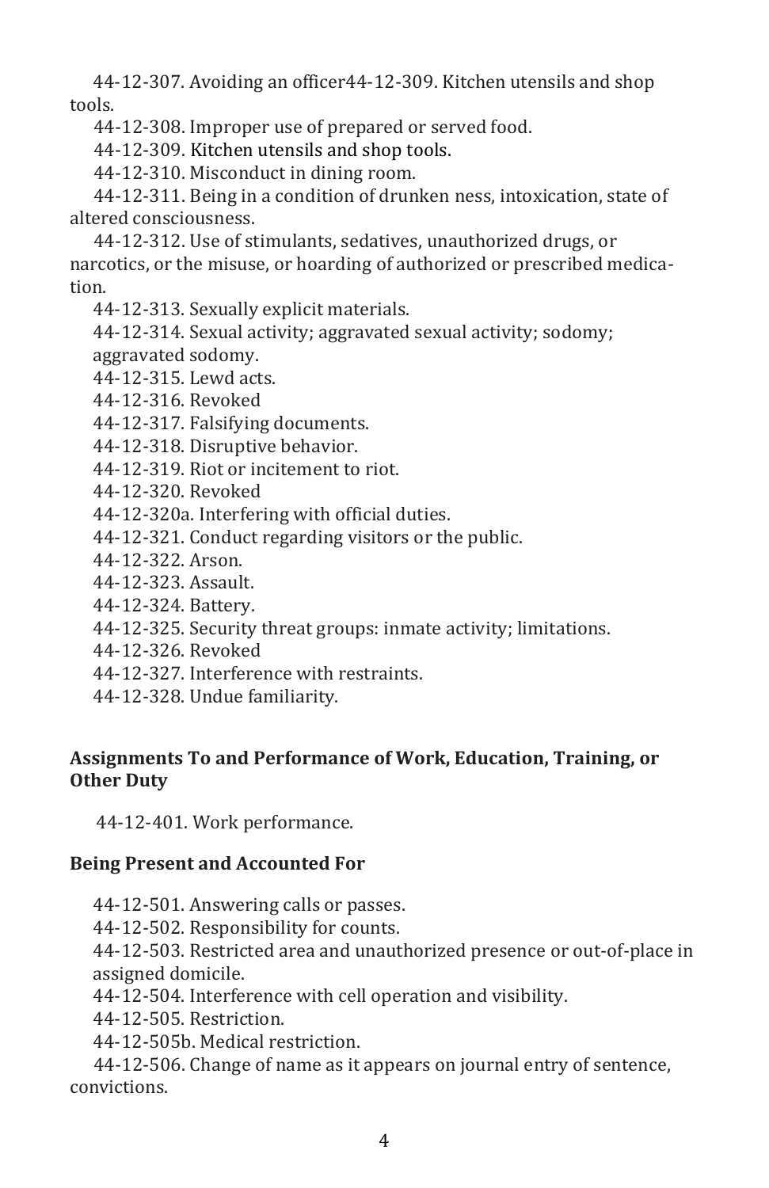44-12-307. Avoiding an officer44-12-309. Kitchen utensils and shop tools.

44-12-308. Improper use of prepared or served food.

44-12-309. Kitchen utensils and shop tools.

44-12-310. Misconduct in dining room.

44-12-311. Being in a condition of drunken ness, intoxication, state of altered consciousness.

44-12-312. Use of stimulants, sedatives, unauthorized drugs, or narcotics, or the misuse, or hoarding of authorized or prescribed medication.

44-12-313. Sexually explicit materials.

44-12-314. Sexual activity; aggravated sexual activity; sodomy; aggravated sodomy.

44-12-315. Lewd acts.

44-12-316. Revoked

44-12-317. Falsifying documents.

44-12-318. Disruptive behavior.

44-12-319. Riot or incitement to riot.

44-12-320. Revoked

44-12-320a. Interfering with official duties.

44-12-321. Conduct regarding visitors or the public.

44-12-322. Arson.

44-12-323. Assault.

44-12-324. Battery.

44-12-325. Security threat groups: inmate activity; limitations.

44-12-326. Revoked

44-12-327. Interference with restraints.

44-12-328. Undue familiarity.

**Assignments To and Performance of Work, Education, Training, or Other Duty**

44-12-401. Work performance.

**Being Present and Accounted For**

44-12-501. Answering calls or passes.

44-12-502. Responsibility for counts.

44-12-503. Restricted area and unauthorized presence or out-of-place in assigned domicile.

44-12-504. Interference with cell operation and visibility.

44-12-505. Restriction.

44-12-505b. Medical restriction.

44-12-506. Change of name as it appears on journal entry of sentence, convictions.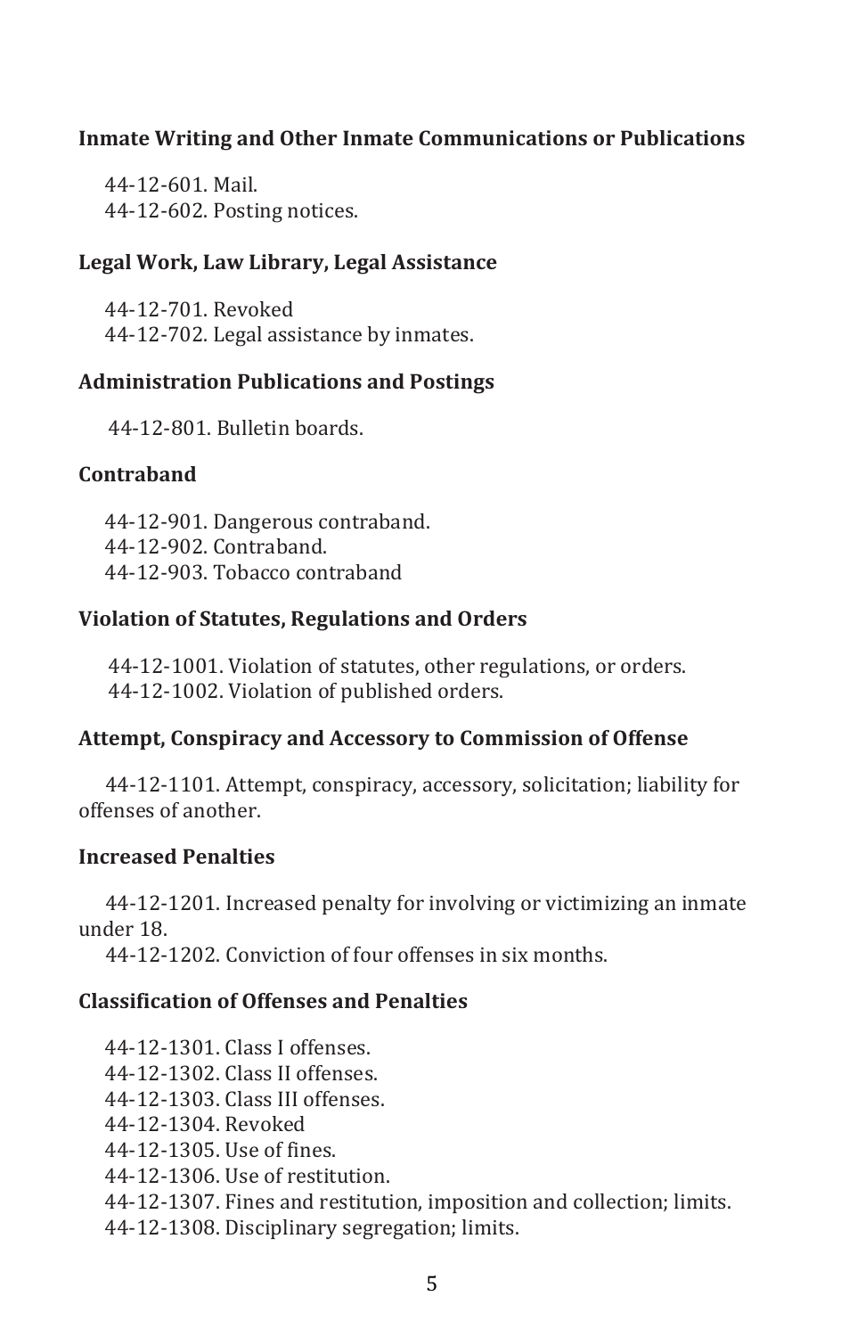**Inmate Writing and Other Inmate Communications or Publications**

44-12-601. Mail.
44-12-602. Posting notices.

**Legal Work, Law Library, Legal Assistance**

44-12-701. Revoked
44-12-702. Legal assistance by inmates.

**Administration Publications and Postings**

44-12-801. Bulletin boards.

**Contraband**

44-12-901. Dangerous contraband.
44-12-902. Contraband.
44-12-903. Tobacco contraband

**Violation of Statutes, Regulations and Orders**

44-12-1001. Violation of statutes, other regulations, or orders.
44-12-1002. Violation of published orders.

**Attempt, Conspiracy and Accessory to Commission of Offense**

44-12-1101. Attempt, conspiracy, accessory, solicitation; liability for offenses of another.

**Increased Penalties**

44-12-1201. Increased penalty for involving or victimizing an inmate under 18.
44-12-1202. Conviction of four offenses in six months.

**Classification of Offenses and Penalties**

44-12-1301. Class I offenses.
44-12-1302. Class II offenses.
44-12-1303. Class III offenses.
44-12-1304. Revoked
44-12-1305. Use of fines.
44-12-1306. Use of restitution.
44-12-1307. Fines and restitution, imposition and collection; limits.
44-12-1308. Disciplinary segregation; limits.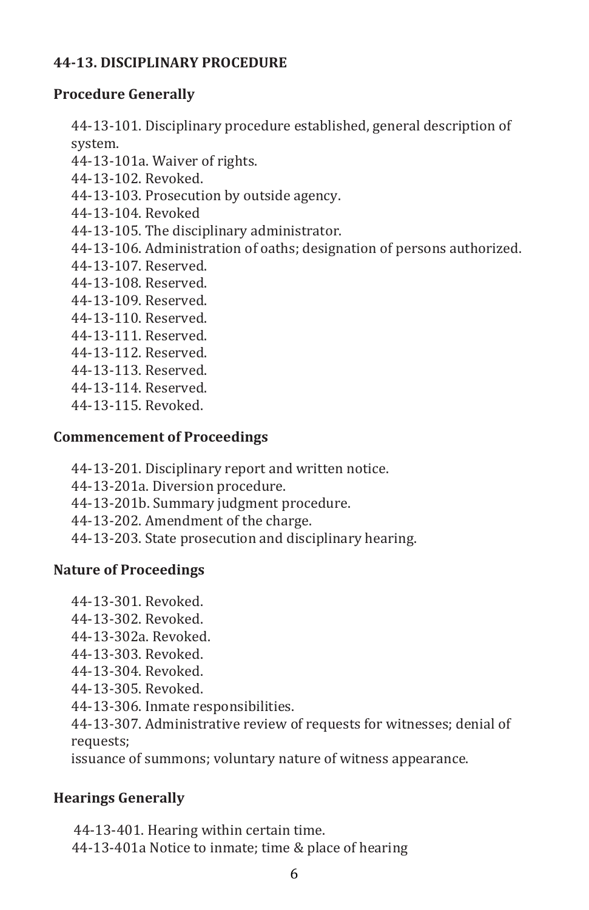### 44-13. DISCIPLINARY PROCEDURE

#### Procedure Generally

44-13-101. Disciplinary procedure established, general description of system.
44-13-101a. Waiver of rights.
44-13-102. Revoked.
44-13-103. Prosecution by outside agency.
44-13-104. Revoked
44-13-105. The disciplinary administrator.
44-13-106. Administration of oaths; designation of persons authorized.
44-13-107. Reserved.
44-13-108. Reserved.
44-13-109. Reserved.
44-13-110. Reserved.
44-13-111. Reserved.
44-13-112. Reserved.
44-13-113. Reserved.
44-13-114. Reserved.
44-13-115. Revoked.

#### Commencement of Proceedings

44-13-201. Disciplinary report and written notice.
44-13-201a. Diversion procedure.
44-13-201b. Summary judgment procedure.
44-13-202. Amendment of the charge.
44-13-203. State prosecution and disciplinary hearing.

#### Nature of Proceedings

44-13-301. Revoked.
44-13-302. Revoked.
44-13-302a. Revoked.
44-13-303. Revoked.
44-13-304. Revoked.
44-13-305. Revoked.
44-13-306. Inmate responsibilities.
44-13-307. Administrative review of requests for witnesses; denial of requests;
issuance of summons; voluntary nature of witness appearance.

#### Hearings Generally

44-13-401. Hearing within certain time.
44-13-401a Notice to inmate; time & place of hearing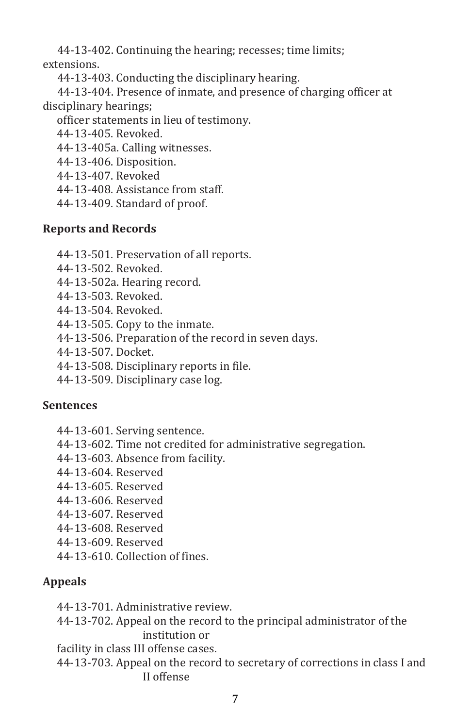44-13-402. Continuing the hearing; recesses; time limits; extensions.

44-13-403. Conducting the disciplinary hearing.

44-13-404. Presence of inmate, and presence of charging officer at disciplinary hearings; officer statements in lieu of testimony.

44-13-405. Revoked.

44-13-405a. Calling witnesses.

44-13-406. Disposition.

44-13-407. Revoked

44-13-408. Assistance from staff.

44-13-409. Standard of proof.

**Reports and Records**

44-13-501. Preservation of all reports.

44-13-502. Revoked.

44-13-502a. Hearing record.

44-13-503. Revoked.

44-13-504. Revoked.

44-13-505. Copy to the inmate.

44-13-506. Preparation of the record in seven days.

44-13-507. Docket.

44-13-508. Disciplinary reports in file.

44-13-509. Disciplinary case log.

**Sentences**

44-13-601. Serving sentence.

44-13-602. Time not credited for administrative segregation.

44-13-603. Absence from facility.

44-13-604. Reserved

44-13-605. Reserved

44-13-606. Reserved

44-13-607. Reserved

44-13-608. Reserved

44-13-609. Reserved

44-13-610. Collection of fines.

**Appeals**

44-13-701. Administrative review.

44-13-702. Appeal on the record to the principal administrator of the institution or facility in class III offense cases.

44-13-703. Appeal on the record to secretary of corrections in class I and II offense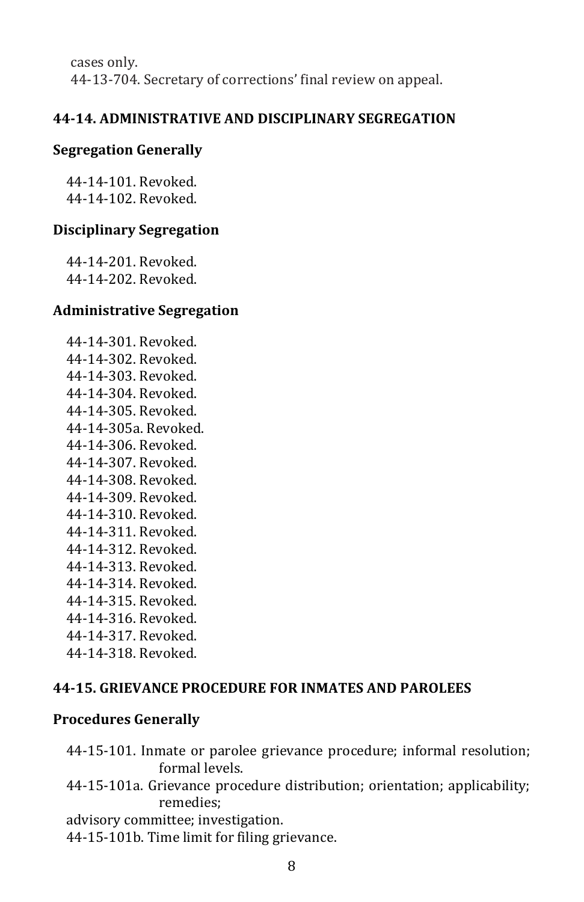cases only.
44-13-704. Secretary of corrections' final review on appeal.

## 44-14. ADMINISTRATIVE AND DISCIPLINARY SEGREGATION

### Segregation Generally

44-14-101. Revoked.
44-14-102. Revoked.

### Disciplinary Segregation

44-14-201. Revoked.
44-14-202. Revoked.

### Administrative Segregation

44-14-301. Revoked.
44-14-302. Revoked.
44-14-303. Revoked.
44-14-304. Revoked.
44-14-305. Revoked.
44-14-305a. Revoked.
44-14-306. Revoked.
44-14-307. Revoked.
44-14-308. Revoked.
44-14-309. Revoked.
44-14-310. Revoked.
44-14-311. Revoked.
44-14-312. Revoked.
44-14-313. Revoked.
44-14-314. Revoked.
44-14-315. Revoked.
44-14-316. Revoked.
44-14-317. Revoked.
44-14-318. Revoked.

## 44-15. GRIEVANCE PROCEDURE FOR INMATES AND PAROLEES

### Procedures Generally

44-15-101. Inmate or parolee grievance procedure; informal resolution; formal levels.
44-15-101a. Grievance procedure distribution; orientation; applicability; remedies;
advisory committee; investigation.
44-15-101b. Time limit for filing grievance.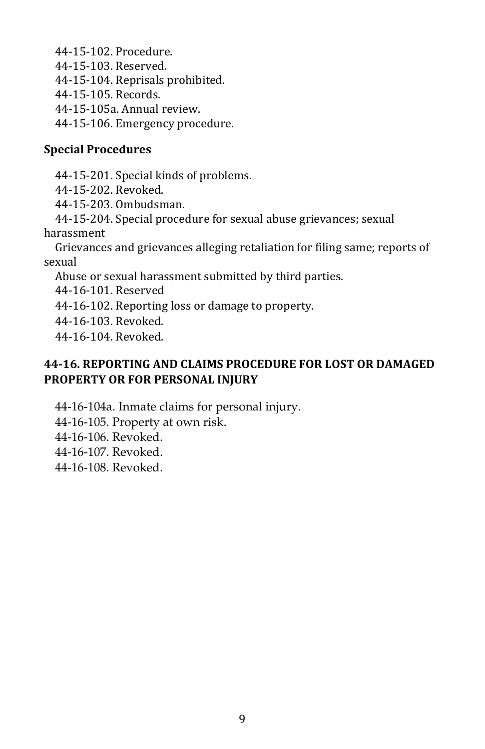44-15-102. Procedure.
44-15-103. Reserved.
44-15-104. Reprisals prohibited.
44-15-105. Records.
44-15-105a. Annual review.
44-15-106. Emergency procedure.

**Special Procedures**

44-15-201. Special kinds of problems.
44-15-202. Revoked.
44-15-203. Ombudsman.
44-15-204. Special procedure for sexual abuse grievances; sexual harassment
Grievances and grievances alleging retaliation for filing same; reports of sexual
Abuse or sexual harassment submitted by third parties.
44-16-101. Reserved
44-16-102. Reporting loss or damage to property.
44-16-103. Revoked.
44-16-104. Revoked.

### 44-16. REPORTING AND CLAIMS PROCEDURE FOR LOST OR DAMAGED PROPERTY OR FOR PERSONAL INJURY

44-16-104a. Inmate claims for personal injury.
44-16-105. Property at own risk.
44-16-106. Revoked.
44-16-107. Revoked.
44-16-108. Revoked.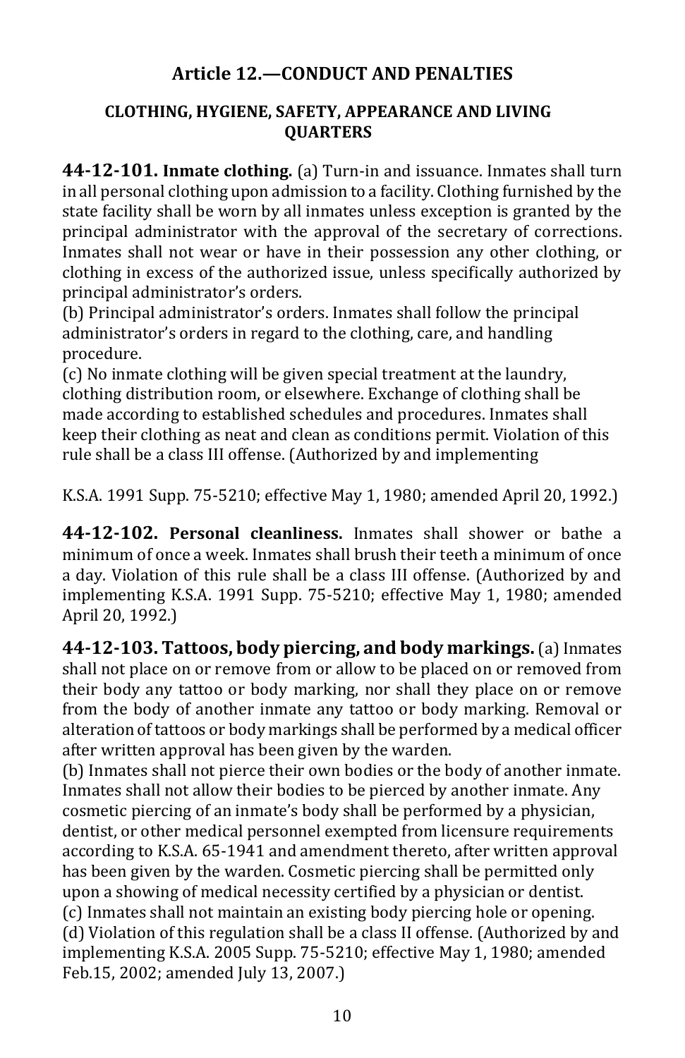## Article 12.—CONDUCT AND PENALTIES

### CLOTHING, HYGIENE, SAFETY, APPEARANCE AND LIVING QUARTERS

**44-12-101. Inmate clothing.** (a) Turn-in and issuance. Inmates shall turn in all personal clothing upon admission to a facility. Clothing furnished by the state facility shall be worn by all inmates unless exception is granted by the principal administrator with the approval of the secretary of corrections. Inmates shall not wear or have in their possession any other clothing, or clothing in excess of the authorized issue, unless specifically authorized by principal administrator's orders.
(b) Principal administrator's orders. Inmates shall follow the principal administrator's orders in regard to the clothing, care, and handling procedure.
(c) No inmate clothing will be given special treatment at the laundry, clothing distribution room, or elsewhere. Exchange of clothing shall be made according to established schedules and procedures. Inmates shall keep their clothing as neat and clean as conditions permit. Violation of this rule shall be a class III offense. (Authorized by and implementing K.S.A. 1991 Supp. 75-5210; effective May 1, 1980; amended April 20, 1992.)

**44-12-102. Personal cleanliness.** Inmates shall shower or bathe a minimum of once a week. Inmates shall brush their teeth a minimum of once a day. Violation of this rule shall be a class III offense. (Authorized by and implementing K.S.A. 1991 Supp. 75-5210; effective May 1, 1980; amended April 20, 1992.)

**44-12-103. Tattoos, body piercing, and body markings.** (a) Inmates shall not place on or remove from or allow to be placed on or removed from their body any tattoo or body marking, nor shall they place on or remove from the body of another inmate any tattoo or body marking. Removal or alteration of tattoos or body markings shall be performed by a medical officer after written approval has been given by the warden.
(b) Inmates shall not pierce their own bodies or the body of another inmate. Inmates shall not allow their bodies to be pierced by another inmate. Any cosmetic piercing of an inmate's body shall be performed by a physician, dentist, or other medical personnel exempted from licensure requirements according to K.S.A. 65-1941 and amendment thereto, after written approval has been given by the warden. Cosmetic piercing shall be permitted only upon a showing of medical necessity certified by a physician or dentist.
(c) Inmates shall not maintain an existing body piercing hole or opening.
(d) Violation of this regulation shall be a class II offense. (Authorized by and implementing K.S.A. 2005 Supp. 75-5210; effective May 1, 1980; amended Feb.15, 2002; amended July 13, 2007.)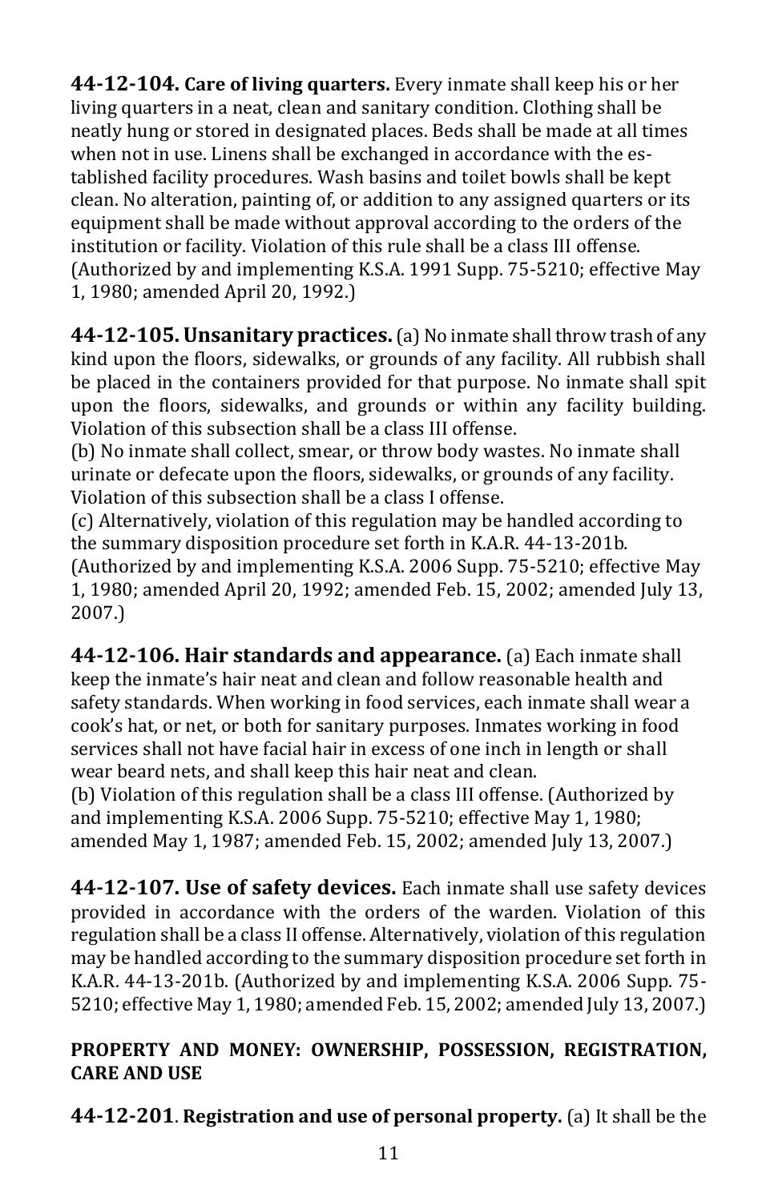**44-12-104. Care of living quarters.** Every inmate shall keep his or her living quarters in a neat, clean and sanitary condition. Clothing shall be neatly hung or stored in designated places. Beds shall be made at all times when not in use. Linens shall be exchanged in accordance with the established facility procedures. Wash basins and toilet bowls shall be kept clean. No alteration, painting of, or addition to any assigned quarters or its equipment shall be made without approval according to the orders of the institution or facility. Violation of this rule shall be a class III offense. (Authorized by and implementing K.S.A. 1991 Supp. 75-5210; effective May 1, 1980; amended April 20, 1992.)

**44-12-105. Unsanitary practices.** (a) No inmate shall throw trash of any kind upon the floors, sidewalks, or grounds of any facility. All rubbish shall be placed in the containers provided for that purpose. No inmate shall spit upon the floors, sidewalks, and grounds or within any facility building. Violation of this subsection shall be a class III offense.
(b) No inmate shall collect, smear, or throw body wastes. No inmate shall urinate or defecate upon the floors, sidewalks, or grounds of any facility. Violation of this subsection shall be a class I offense.
(c) Alternatively, violation of this regulation may be handled according to the summary disposition procedure set forth in K.A.R. 44-13-201b. (Authorized by and implementing K.S.A. 2006 Supp. 75-5210; effective May 1, 1980; amended April 20, 1992; amended Feb. 15, 2002; amended July 13, 2007.)

**44-12-106. Hair standards and appearance.** (a) Each inmate shall keep the inmate's hair neat and clean and follow reasonable health and safety standards. When working in food services, each inmate shall wear a cook's hat, or net, or both for sanitary purposes. Inmates working in food services shall not have facial hair in excess of one inch in length or shall wear beard nets, and shall keep this hair neat and clean.
(b) Violation of this regulation shall be a class III offense. (Authorized by and implementing K.S.A. 2006 Supp. 75-5210; effective May 1, 1980; amended May 1, 1987; amended Feb. 15, 2002; amended July 13, 2007.)

**44-12-107. Use of safety devices.** Each inmate shall use safety devices provided in accordance with the orders of the warden. Violation of this regulation shall be a class II offense. Alternatively, violation of this regulation may be handled according to the summary disposition procedure set forth in K.A.R. 44-13-201b. (Authorized by and implementing K.S.A. 2006 Supp. 75-5210; effective May 1, 1980; amended Feb. 15, 2002; amended July 13, 2007.)

**PROPERTY AND MONEY: OWNERSHIP, POSSESSION, REGISTRATION, CARE AND USE**

**44-12-201. Registration and use of personal property.** (a) It shall be the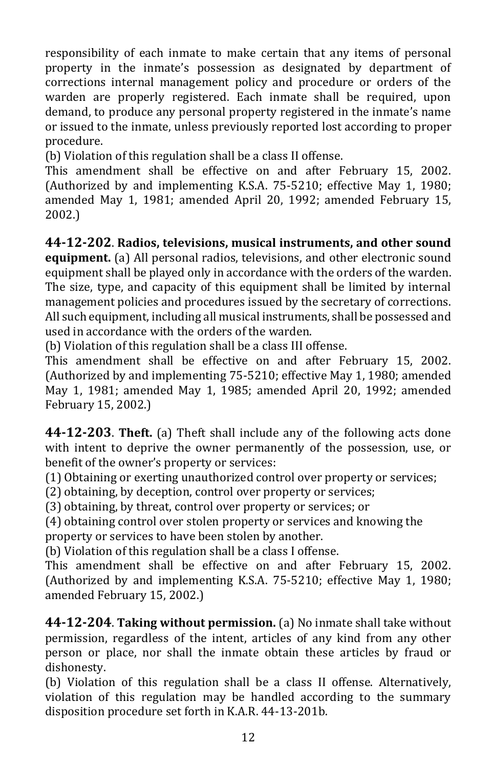responsibility of each inmate to make certain that any items of personal property in the inmate's possession as designated by department of corrections internal management policy and procedure or orders of the warden are properly registered. Each inmate shall be required, upon demand, to produce any personal property registered in the inmate's name or issued to the inmate, unless previously reported lost according to proper procedure.
(b) Violation of this regulation shall be a class II offense.
This amendment shall be effective on and after February 15, 2002. (Authorized by and implementing K.S.A. 75-5210; effective May 1, 1980; amended May 1, 1981; amended April 20, 1992; amended February 15, 2002.)

**44-12-202**. **Radios, televisions, musical instruments, and other sound equipment.** (a) All personal radios, televisions, and other electronic sound equipment shall be played only in accordance with the orders of the warden. The size, type, and capacity of this equipment shall be limited by internal management policies and procedures issued by the secretary of corrections. All such equipment, including all musical instruments, shall be possessed and used in accordance with the orders of the warden.
(b) Violation of this regulation shall be a class III offense.
This amendment shall be effective on and after February 15, 2002. (Authorized by and implementing 75-5210; effective May 1, 1980; amended May 1, 1981; amended May 1, 1985; amended April 20, 1992; amended February 15, 2002.)

**44-12-203**. **Theft.** (a) Theft shall include any of the following acts done with intent to deprive the owner permanently of the possession, use, or benefit of the owner's property or services:
(1) Obtaining or exerting unauthorized control over property or services;
(2) obtaining, by deception, control over property or services;
(3) obtaining, by threat, control over property or services; or
(4) obtaining control over stolen property or services and knowing the property or services to have been stolen by another.
(b) Violation of this regulation shall be a class I offense.
This amendment shall be effective on and after February 15, 2002. (Authorized by and implementing K.S.A. 75-5210; effective May 1, 1980; amended February 15, 2002.)

**44-12-204**. **Taking without permission.** (a) No inmate shall take without permission, regardless of the intent, articles of any kind from any other person or place, nor shall the inmate obtain these articles by fraud or dishonesty.
(b) Violation of this regulation shall be a class II offense. Alternatively, violation of this regulation may be handled according to the summary disposition procedure set forth in K.A.R. 44-13-201b.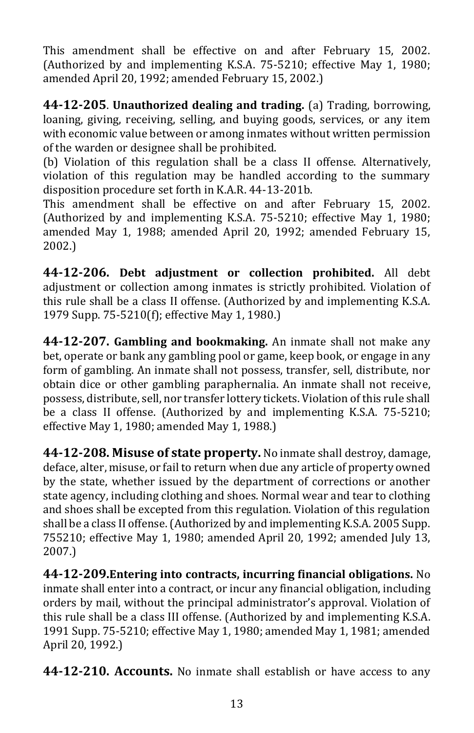This amendment shall be effective on and after February 15, 2002. (Authorized by and implementing K.S.A. 75-5210; effective May 1, 1980; amended April 20, 1992; amended February 15, 2002.)

**44-12-205**. **Unauthorized dealing and trading.** (a) Trading, borrowing, loaning, giving, receiving, selling, and buying goods, services, or any item with economic value between or among inmates without written permission of the warden or designee shall be prohibited.
(b) Violation of this regulation shall be a class II offense. Alternatively, violation of this regulation may be handled according to the summary disposition procedure set forth in K.A.R. 44-13-201b.
This amendment shall be effective on and after February 15, 2002. (Authorized by and implementing K.S.A. 75-5210; effective May 1, 1980; amended May 1, 1988; amended April 20, 1992; amended February 15, 2002.)

**44-12-206. Debt adjustment or collection prohibited.** All debt adjustment or collection among inmates is strictly prohibited. Violation of this rule shall be a class II offense. (Authorized by and implementing K.S.A. 1979 Supp. 75-5210(f); effective May 1, 1980.)

**44-12-207. Gambling and bookmaking.** An inmate shall not make any bet, operate or bank any gambling pool or game, keep book, or engage in any form of gambling. An inmate shall not possess, transfer, sell, distribute, nor obtain dice or other gambling paraphernalia. An inmate shall not receive, possess, distribute, sell, nor transfer lottery tickets. Violation of this rule shall be a class II offense. (Authorized by and implementing K.S.A. 75-5210; effective May 1, 1980; amended May 1, 1988.)

**44-12-208. Misuse of state property.** No inmate shall destroy, damage, deface, alter, misuse, or fail to return when due any article of property owned by the state, whether issued by the department of corrections or another state agency, including clothing and shoes. Normal wear and tear to clothing and shoes shall be excepted from this regulation. Violation of this regulation shall be a class II offense. (Authorized by and implementing K.S.A. 2005 Supp. 755210; effective May 1, 1980; amended April 20, 1992; amended July 13, 2007.)

**44-12-209.Entering into contracts, incurring financial obligations.** No inmate shall enter into a contract, or incur any financial obligation, including orders by mail, without the principal administrator's approval. Violation of this rule shall be a class III offense. (Authorized by and implementing K.S.A. 1991 Supp. 75-5210; effective May 1, 1980; amended May 1, 1981; amended April 20, 1992.)

**44-12-210. Accounts.** No inmate shall establish or have access to any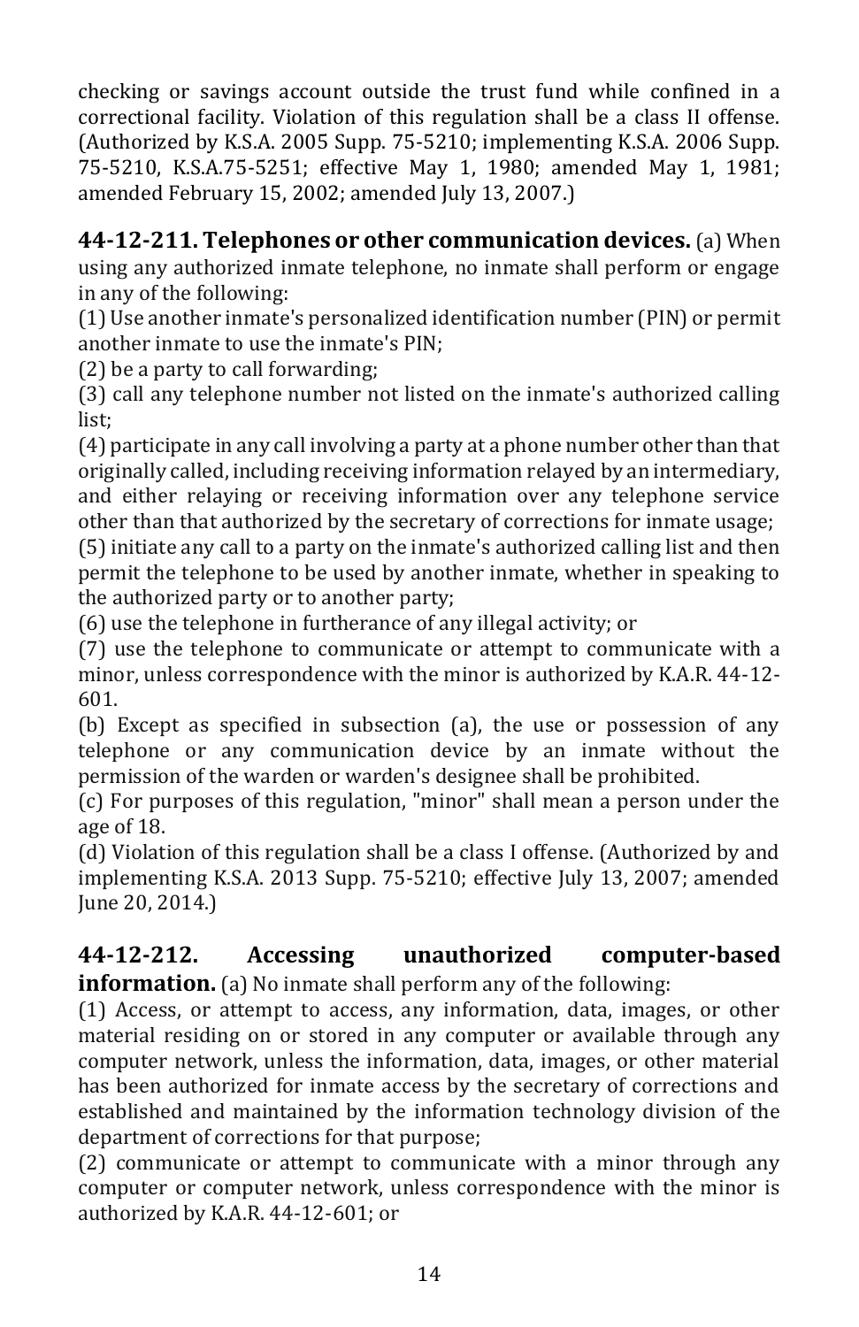checking or savings account outside the trust fund while confined in a correctional facility. Violation of this regulation shall be a class II offense. (Authorized by K.S.A. 2005 Supp. 75-5210; implementing K.S.A. 2006 Supp. 75-5210, K.S.A.75-5251; effective May 1, 1980; amended May 1, 1981; amended February 15, 2002; amended July 13, 2007.)

**44-12-211. Telephones or other communication devices.** (a) When using any authorized inmate telephone, no inmate shall perform or engage in any of the following:

(1) Use another inmate's personalized identification number (PIN) or permit another inmate to use the inmate's PIN;

(2) be a party to call forwarding;

(3) call any telephone number not listed on the inmate's authorized calling list;

(4) participate in any call involving a party at a phone number other than that originally called, including receiving information relayed by an intermediary, and either relaying or receiving information over any telephone service other than that authorized by the secretary of corrections for inmate usage;

(5) initiate any call to a party on the inmate's authorized calling list and then permit the telephone to be used by another inmate, whether in speaking to the authorized party or to another party;

(6) use the telephone in furtherance of any illegal activity; or

(7) use the telephone to communicate or attempt to communicate with a minor, unless correspondence with the minor is authorized by K.A.R. 44-12-601.

(b) Except as specified in subsection (a), the use or possession of any telephone or any communication device by an inmate without the permission of the warden or warden's designee shall be prohibited.

(c) For purposes of this regulation, "minor" shall mean a person under the age of 18.

(d) Violation of this regulation shall be a class I offense. (Authorized by and implementing K.S.A. 2013 Supp. 75-5210; effective July 13, 2007; amended June 20, 2014.)

**44-12-212. Accessing unauthorized computer-based information.** (a) No inmate shall perform any of the following:

(1) Access, or attempt to access, any information, data, images, or other material residing on or stored in any computer or available through any computer network, unless the information, data, images, or other material has been authorized for inmate access by the secretary of corrections and established and maintained by the information technology division of the department of corrections for that purpose;

(2) communicate or attempt to communicate with a minor through any computer or computer network, unless correspondence with the minor is authorized by K.A.R. 44-12-601; or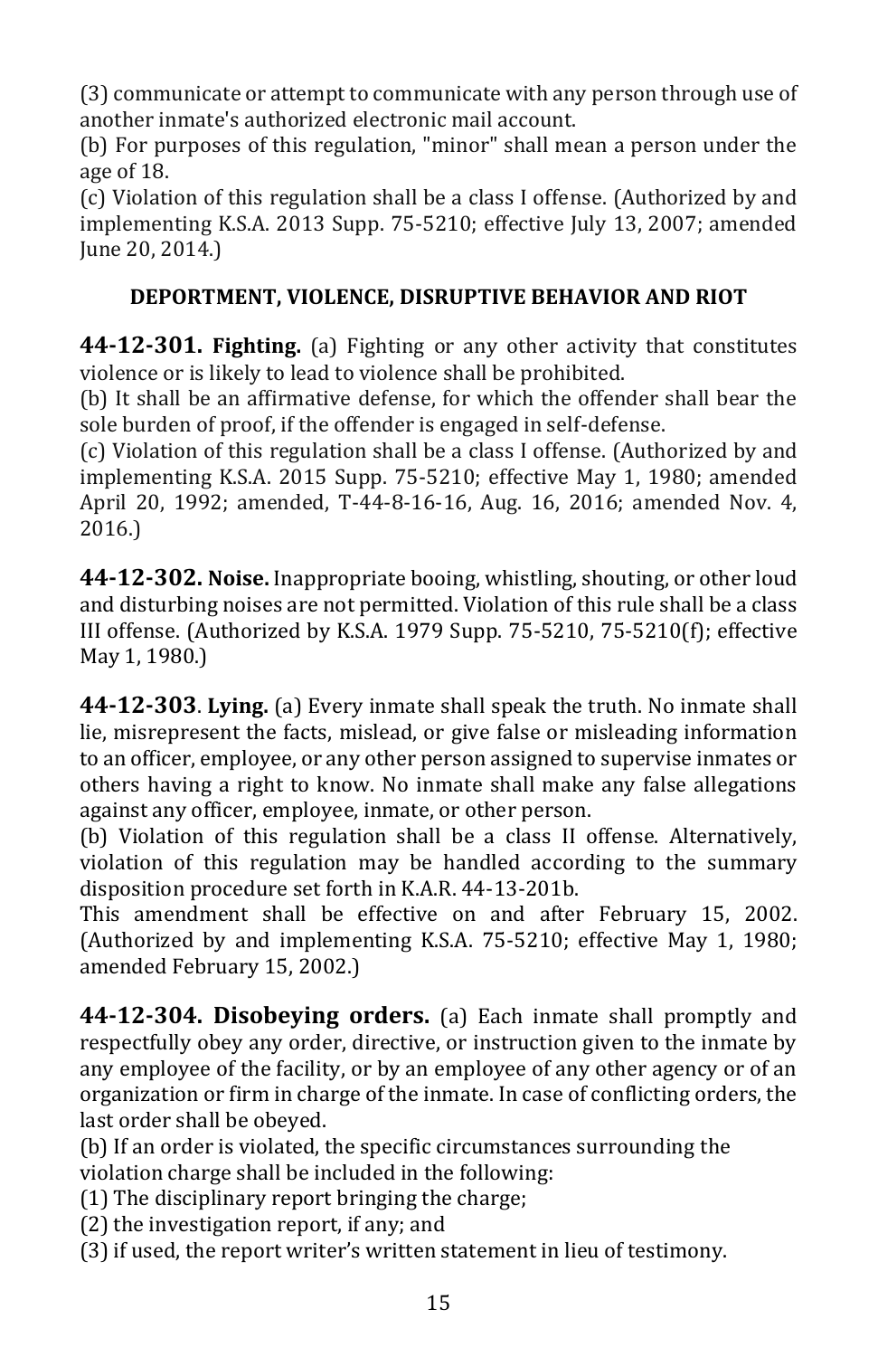(3) communicate or attempt to communicate with any person through use of another inmate's authorized electronic mail account.

(b) For purposes of this regulation, "minor" shall mean a person under the age of 18.

(c) Violation of this regulation shall be a class I offense. (Authorized by and implementing K.S.A. 2013 Supp. 75-5210; effective July 13, 2007; amended June 20, 2014.)

## DEPORTMENT, VIOLENCE, DISRUPTIVE BEHAVIOR AND RIOT

**44-12-301. Fighting.** (a) Fighting or any other activity that constitutes violence or is likely to lead to violence shall be prohibited.

(b) It shall be an affirmative defense, for which the offender shall bear the sole burden of proof, if the offender is engaged in self-defense.

(c) Violation of this regulation shall be a class I offense. (Authorized by and implementing K.S.A. 2015 Supp. 75-5210; effective May 1, 1980; amended April 20, 1992; amended, T-44-8-16-16, Aug. 16, 2016; amended Nov. 4, 2016.)

**44-12-302. Noise.** Inappropriate booing, whistling, shouting, or other loud and disturbing noises are not permitted. Violation of this rule shall be a class III offense. (Authorized by K.S.A. 1979 Supp. 75-5210, 75-5210(f); effective May 1, 1980.)

**44-12-303**. **Lying.** (a) Every inmate shall speak the truth. No inmate shall lie, misrepresent the facts, mislead, or give false or misleading information to an officer, employee, or any other person assigned to supervise inmates or others having a right to know. No inmate shall make any false allegations against any officer, employee, inmate, or other person.

(b) Violation of this regulation shall be a class II offense. Alternatively, violation of this regulation may be handled according to the summary disposition procedure set forth in K.A.R. 44-13-201b.

This amendment shall be effective on and after February 15, 2002. (Authorized by and implementing K.S.A. 75-5210; effective May 1, 1980; amended February 15, 2002.)

**44-12-304. Disobeying orders.** (a) Each inmate shall promptly and respectfully obey any order, directive, instruction given to the inmate by any employee of the facility, or by an employee of any other agency or of an organization or firm in charge of the inmate. In case of conflicting orders, the last order shall be obeyed.

(b) If an order is violated, the specific circumstances surrounding the violation charge shall be included in the following:

(1) The disciplinary report bringing the charge;

(2) the investigation report, if any; and

(3) if used, the report writer's written statement in lieu of testimony.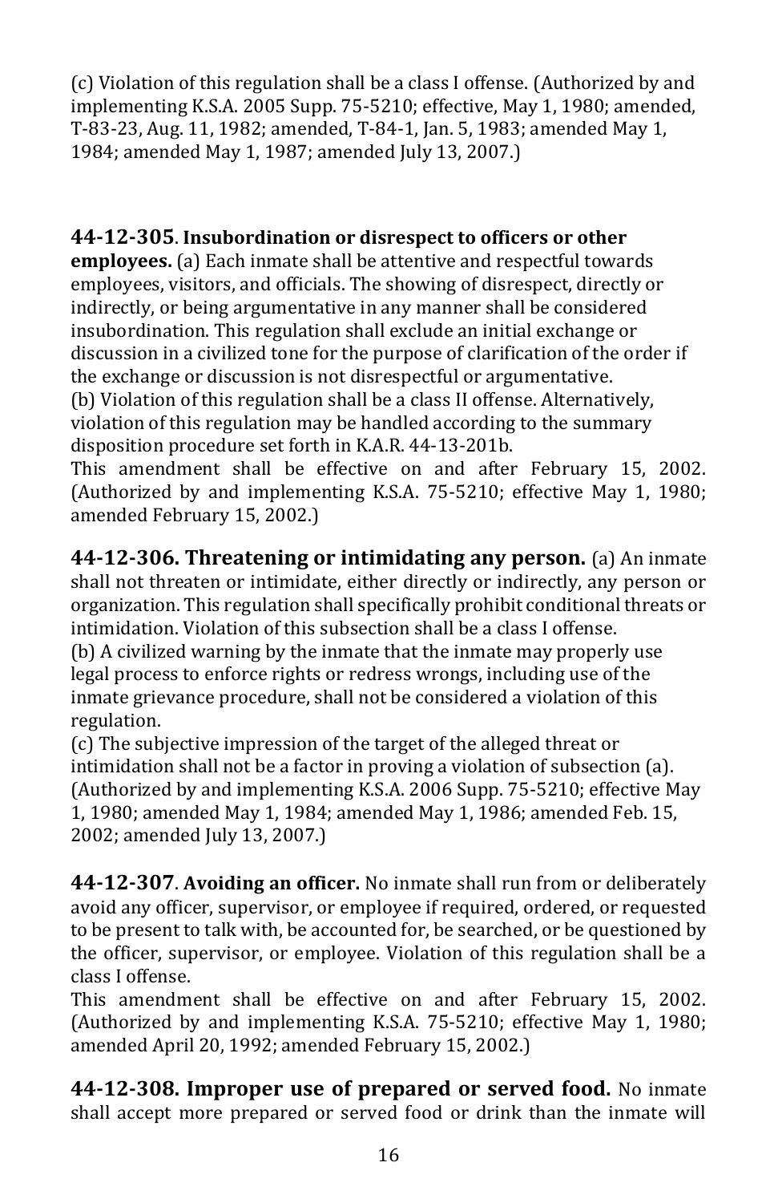(c) Violation of this regulation shall be a class I offense. (Authorized by and implementing K.S.A. 2005 Supp. 75-5210; effective, May 1, 1980; amended, T-83-23, Aug. 11, 1982; amended, T-84-1, Jan. 5, 1983; amended May 1, 1984; amended May 1, 1987; amended July 13, 2007.)

**44-12-305. Insubordination or disrespect to officers or other employees.** (a) Each inmate shall be attentive and respectful towards employees, visitors, and officials. The showing of disrespect, directly or indirectly, or being argumentative in any manner shall be considered insubordination. This regulation shall exclude an initial exchange or discussion in a civilized tone for the purpose of clarification of the order if the exchange or discussion is not disrespectful or argumentative.
(b) Violation of this regulation shall be a class II offense. Alternatively, violation of this regulation may be handled according to the summary disposition procedure set forth in K.A.R. 44-13-201b.
This amendment shall be effective on and after February 15, 2002. (Authorized by and implementing K.S.A. 75-5210; effective May 1, 1980; amended February 15, 2002.)

**44-12-306. Threatening or intimidating any person.** (a) An inmate shall not threaten or intimidate, either directly or indirectly, any person or organization. This regulation shall specifically prohibit conditional threats or intimidation. Violation of this subsection shall be a class I offense.
(b) A civilized warning by the inmate that the inmate may properly use legal process to enforce rights or redress wrongs, including use of the inmate grievance procedure, shall not be considered a violation of this regulation.
(c) The subjective impression of the target of the alleged threat or intimidation shall not be a factor in proving a violation of subsection (a). (Authorized by and implementing K.S.A. 2006 Supp. 75-5210; effective May 1, 1980; amended May 1, 1984; amended May 1, 1986; amended Feb. 15, 2002; amended July 13, 2007.)

**44-12-307. Avoiding an officer.** No inmate shall run from or deliberately avoid any officer, supervisor, or employee if required, ordered, or requested to be present to talk with, be accounted for, be searched, or be questioned by the officer, supervisor, or employee. Violation of this regulation shall be a class I offense.
This amendment shall be effective on and after February 15, 2002. (Authorized by and implementing K.S.A. 75-5210; effective May 1, 1980; amended April 20, 1992; amended February 15, 2002.)

**44-12-308. Improper use of prepared or served food.** No inmate shall accept more prepared or served food or drink than the inmate will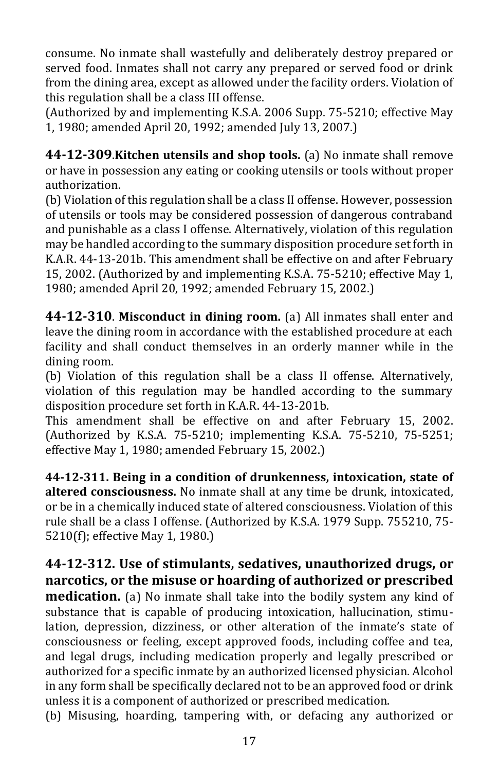consume. No inmate shall wastefully and deliberately destroy prepared or served food. Inmates shall not carry any prepared or served food or drink from the dining area, except as allowed under the facility orders. Violation of this regulation shall be a class III offense.
(Authorized by and implementing K.S.A. 2006 Supp. 75-5210; effective May 1, 1980; amended April 20, 1992; amended July 13, 2007.)

**44-12-309.Kitchen utensils and shop tools.** (a) No inmate shall remove or have in possession any eating or cooking utensils or tools without proper authorization.
(b) Violation of this regulation shall be a class II offense. However, possession of utensils or tools may be considered possession of dangerous contraband and punishable as a class I offense. Alternatively, violation of this regulation may be handled according to the summary disposition procedure set forth in K.A.R. 44-13-201b. This amendment shall be effective on and after February 15, 2002. (Authorized by and implementing K.S.A. 75-5210; effective May 1, 1980; amended April 20, 1992; amended February 15, 2002.)

**44-12-310. Misconduct in dining room.** (a) All inmates shall enter and leave the dining room in accordance with the established procedure at each facility and shall conduct themselves in an orderly manner while in the dining room.
(b) Violation of this regulation shall be a class II offense. Alternatively, violation of this regulation may be handled according to the summary disposition procedure set forth in K.A.R. 44-13-201b.
This amendment shall be effective on and after February 15, 2002. (Authorized by K.S.A. 75-5210; implementing K.S.A. 75-5210, 75-5251; effective May 1, 1980; amended February 15, 2002.)

**44-12-311. Being in a condition of drunkenness, intoxication, state of altered consciousness.** No inmate shall at any time be drunk, intoxicated, or be in a chemically induced state of altered consciousness. Violation of this rule shall be a class I offense. (Authorized by K.S.A. 1979 Supp. 755210, 75-5210(f); effective May 1, 1980.)

**44-12-312. Use of stimulants, sedatives, unauthorized drugs, or narcotics, or the misuse or hoarding of authorized or prescribed medication.** (a) No inmate shall take into the bodily system any kind of substance that is capable of producing intoxication, hallucination, stimulation, depression, dizziness, or other alteration of the inmate's state of consciousness or feeling, except approved foods, including coffee and tea, and legal drugs, including medication properly and legally prescribed or authorized for a specific inmate by an authorized licensed physician. Alcohol in any form shall be specifically declared not to be an approved food or drink unless it is a component of authorized or prescribed medication.
(b) Misusing, hoarding, tampering with, or defacing any authorized or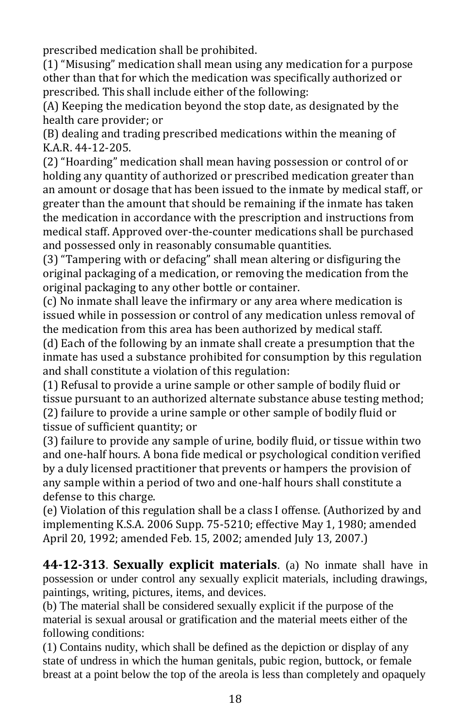prescribed medication shall be prohibited.

(1) "Misusing" medication shall mean using any medication for a purpose other than that for which the medication was specifically authorized or prescribed. This shall include either of the following:

(A) Keeping the medication beyond the stop date, as designated by the health care provider; or

(B) dealing and trading prescribed medications within the meaning of K.A.R. 44-12-205.

(2) "Hoarding" medication shall mean having possession or control of or holding any quantity of authorized or prescribed medication greater than an amount or dosage that has been issued to the inmate by medical staff, or greater than the amount that should be remaining if the inmate has taken the medication in accordance with the prescription and instructions from medical staff. Approved over-the-counter medications shall be purchased and possessed only in reasonably consumable quantities.

(3) "Tampering with or defacing" shall mean altering or disfiguring the original packaging of a medication, or removing the medication from the original packaging to any other bottle or container.

(c) No inmate shall leave the infirmary or any area where medication is issued while in possession or control of any medication unless removal of the medication from this area has been authorized by medical staff.

(d) Each of the following by an inmate shall create a presumption that the inmate has used a substance prohibited for consumption by this regulation and shall constitute a violation of this regulation:

(1) Refusal to provide a urine sample or other sample of bodily fluid or tissue pursuant to an authorized alternate substance abuse testing method;

(2) failure to provide a urine sample or other sample of bodily fluid or tissue of sufficient quantity; or

(3) failure to provide any sample of urine, bodily fluid, or tissue within two and one-half hours. A bona fide medical or psychological condition verified by a duly licensed practitioner that prevents or hampers the provision of any sample within a period of two and one-half hours shall constitute a defense to this charge.

(e) Violation of this regulation shall be a class I offense. (Authorized by and implementing K.S.A. 2006 Supp. 75-5210; effective May 1, 1980; amended April 20, 1992; amended Feb. 15, 2002; amended July 13, 2007.)

**44-12-313**. **Sexually explicit materials**. (a) No inmate shall have in possession or under control any sexually explicit materials, including drawings, paintings, writing, pictures, items, and devices.

(b) The material shall be considered sexually explicit if the purpose of the material is sexual arousal or gratification and the material meets either of the following conditions:

(1) Contains nudity, which shall be defined as the depiction or display of any state of undress in which the human genitals, pubic region, buttock, or female breast at a point below the top of the areola is less than completely and opaquely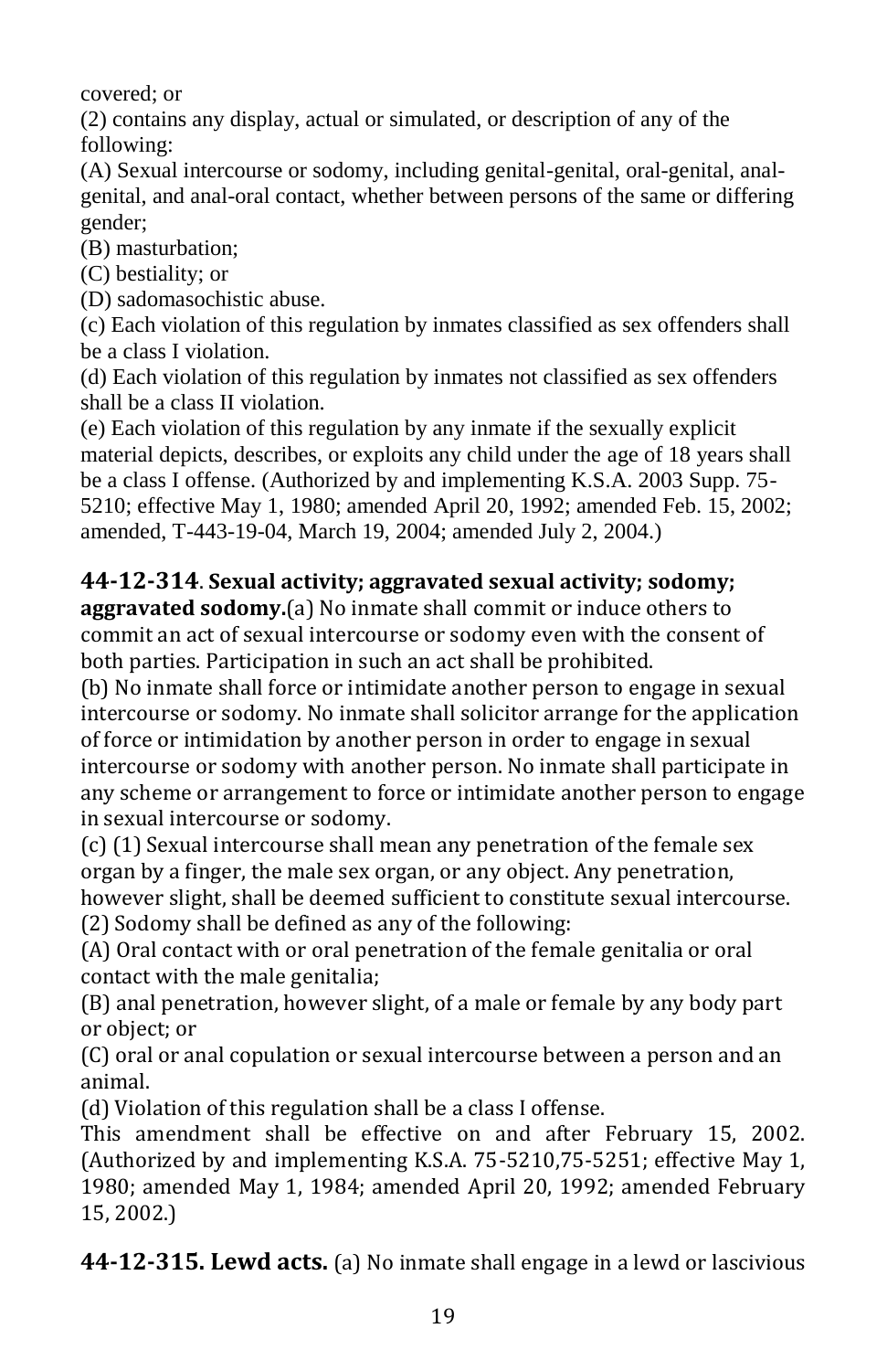covered; or

(2) contains any display, actual or simulated, or description of any of the following:

(A) Sexual intercourse or sodomy, including genital-genital, oral-genital, anal-genital, and anal-oral contact, whether between persons of the same or differing gender;

(B) masturbation;

(C) bestiality; or

(D) sadomasochistic abuse.

(c) Each violation of this regulation by inmates classified as sex offenders shall be a class I violation.

(d) Each violation of this regulation by inmates not classified as sex offenders shall be a class II violation.

(e) Each violation of this regulation by any inmate if the sexually explicit material depicts, describes, or exploits any child under the age of 18 years shall be a class I offense. (Authorized by and implementing K.S.A. 2003 Supp. 75-5210; effective May 1, 1980; amended April 20, 1992; amended Feb. 15, 2002; amended, T-443-19-04, March 19, 2004; amended July 2, 2004.)

**44-12-314**. **Sexual activity; aggravated sexual activity; sodomy; aggravated sodomy.**(a) No inmate shall commit or induce others to commit an act of sexual intercourse or sodomy even with the consent of both parties. Participation in such an act shall be prohibited.

(b) No inmate shall force or intimidate another person to engage in sexual intercourse or sodomy. No inmate shall solicitor arrange for the application of force or intimidation by another person in order to engage in sexual intercourse or sodomy with another person. No inmate shall participate in any scheme or arrangement to force or intimidate another person to engage in sexual intercourse or sodomy.

(c) (1) Sexual intercourse shall mean any penetration of the female sex organ by a finger, the male sex organ, or any object. Any penetration, however slight, shall be deemed sufficient to constitute sexual intercourse.

(2) Sodomy shall be defined as any of the following:

(A) Oral contact with or oral penetration of the female genitalia or oral contact with the male genitalia;

(B) anal penetration, however slight, of a male or female by any body part or object; or

(C) oral or anal copulation or sexual intercourse between a person and an animal.

(d) Violation of this regulation shall be a class I offense.

This amendment shall be effective on and after February 15, 2002. (Authorized by and implementing K.S.A. 75-5210,75-5251; effective May 1, 1980; amended May 1, 1984; amended April 20, 1992; amended February 15, 2002.)

**44-12-315. Lewd acts.** (a) No inmate shall engage in a lewd or lascivious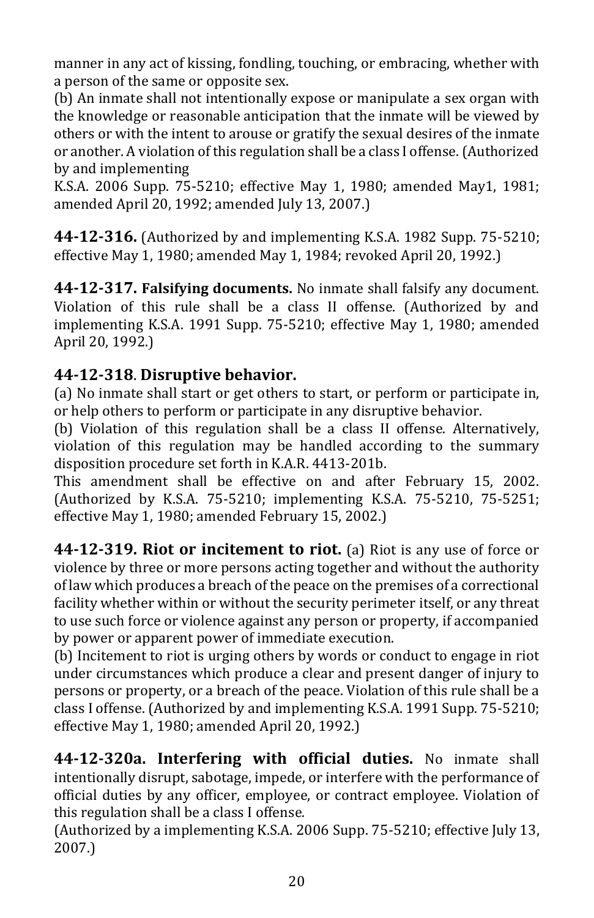manner in any act of kissing, fondling, touching, or embracing, whether with a person of the same or opposite sex.

(b) An inmate shall not intentionally expose or manipulate a sex organ with the knowledge or reasonable anticipation that the inmate will be viewed by others or with the intent to arouse or gratify the sexual desires of the inmate or another. A violation of this regulation shall be a class I offense. (Authorized by and implementing K.S.A. 2006 Supp. 75-5210; effective May 1, 1980; amended May1, 1981; amended April 20, 1992; amended July 13, 2007.)

**44-12-316.** (Authorized by and implementing K.S.A. 1982 Supp. 75-5210; effective May 1, 1980; amended May 1, 1984; revoked April 20, 1992.)

**44-12-317. Falsifying documents.** No inmate shall falsify any document. Violation of this rule shall be a class II offense. (Authorized by and implementing K.S.A. 1991 Supp. 75-5210; effective May 1, 1980; amended April 20, 1992.)

## 44-12-318. Disruptive behavior.

(a) No inmate shall start or get others to start, or perform or participate in, or help others to perform or participate in any disruptive behavior.

(b) Violation of this regulation shall be a class II offense. Alternatively, violation of this regulation may be handled according to the summary disposition procedure set forth in K.A.R. 4413-201b.

This amendment shall be effective on and after February 15, 2002. (Authorized by K.S.A. 75-5210; implementing K.S.A. 75-5210, 75-5251; effective May 1, 1980; amended February 15, 2002.)

**44-12-319. Riot or incitement to riot.** (a) Riot is any use of force or violence by three or more persons acting together and without the authority of law which produces a breach of the peace on the premises of a correctional facility whether within or without the security perimeter itself, or any threat to use such force or violence against any person or property, if accompanied by power or apparent power of immediate execution.

(b) Incitement to riot is urging others by words or conduct to engage in riot under circumstances which produce a clear and present danger of injury to persons or property, or a breach of the peace. Violation of this rule shall be a class I offense. (Authorized by and implementing K.S.A. 1991 Supp. 75-5210; effective May 1, 1980; amended April 20, 1992.)

**44-12-320a. Interfering with official duties.** No inmate shall intentionally disrupt, sabotage, impede, or interfere with the performance of official duties by any officer, employee, or contract employee. Violation of this regulation shall be a class I offense.

(Authorized by a implementing K.S.A. 2006 Supp. 75-5210; effective July 13, 2007.)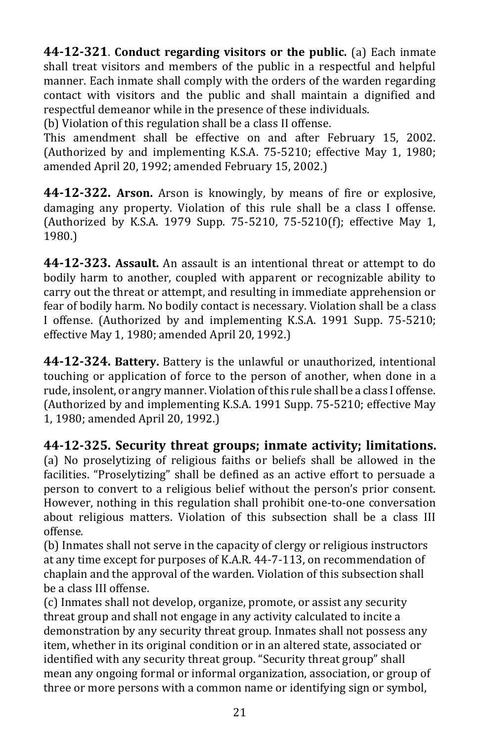**44-12-321**. **Conduct regarding visitors or the public.** (a) Each inmate shall treat visitors and members of the public in a respectful and helpful manner. Each inmate shall comply with the orders of the warden regarding contact with visitors and the public and shall maintain a dignified and respectful demeanor while in the presence of these individuals.
(b) Violation of this regulation shall be a class II offense.
This amendment shall be effective on and after February 15, 2002. (Authorized by and implementing K.S.A. 75-5210; effective May 1, 1980; amended April 20, 1992; amended February 15, 2002.)

**44-12-322. Arson.** Arson is knowingly, by means of fire or explosive, damaging any property. Violation of this rule shall be a class I offense. (Authorized by K.S.A. 1979 Supp. 75-5210, 75-5210(f); effective May 1, 1980.)

**44-12-323. Assault.** An assault is an intentional threat or attempt to do bodily harm to another, coupled with apparent or recognizable ability to carry out the threat or attempt, and resulting in immediate apprehension or fear of bodily harm. No bodily contact is necessary. Violation shall be a class I offense. (Authorized by and implementing K.S.A. 1991 Supp. 75-5210; effective May 1, 1980; amended April 20, 1992.)

**44-12-324. Battery.** Battery is the unlawful or unauthorized, intentional touching or application of force to the person of another, when done in a rude, insolent, or angry manner. Violation of this rule shall be a class I offense. (Authorized by and implementing K.S.A. 1991 Supp. 75-5210; effective May 1, 1980; amended April 20, 1992.)

**44-12-325. Security threat groups; inmate activity; limitations.**
(a) No proselytizing of religious faiths or beliefs shall be allowed in the facilities. "Proselytizing" shall be defined as an active effort to persuade a person to convert to a religious belief without the person's prior consent. However, nothing in this regulation shall prohibit one-to-one conversation about religious matters. Violation of this subsection shall be a class III offense.
(b) Inmates shall not serve in the capacity of clergy or religious instructors at any time except for purposes of K.A.R. 44-7-113, on recommendation of chaplain and the approval of the warden. Violation of this subsection shall be a class III offense.
(c) Inmates shall not develop, organize, promote, or assist any security threat group and shall not engage in any activity calculated to incite a demonstration by any security threat group. Inmates shall not possess any item, whether in its original condition or in an altered state, associated or identified with any security threat group. "Security threat group" shall mean any ongoing formal or informal organization, association, or group of three or more persons with a common name or identifying sign or symbol,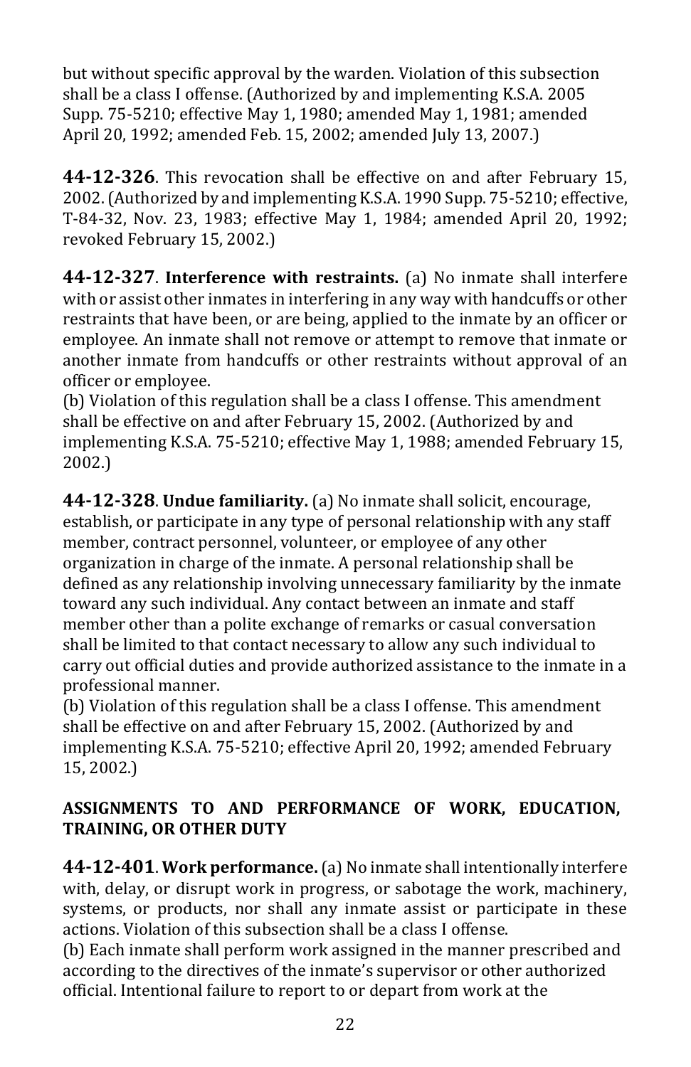but without specific approval by the warden. Violation of this subsection shall be a class I offense. (Authorized by and implementing K.S.A. 2005 Supp. 75-5210; effective May 1, 1980; amended May 1, 1981; amended April 20, 1992; amended Feb. 15, 2002; amended July 13, 2007.)

**44-12-326**. This revocation shall be effective on and after February 15, 2002. (Authorized by and implementing K.S.A. 1990 Supp. 75-5210; effective, T-84-32, Nov. 23, 1983; effective May 1, 1984; amended April 20, 1992; revoked February 15, 2002.)

**44-12-327**. **Interference with restraints.** (a) No inmate shall interfere with or assist other inmates in interfering in any way with handcuffs or other restraints that have been, or are being, applied to the inmate by an officer or employee. An inmate shall not remove or attempt to remove that inmate or another inmate from handcuffs or other restraints without approval of an officer or employee.
(b) Violation of this regulation shall be a class I offense. This amendment shall be effective on and after February 15, 2002. (Authorized by and implementing K.S.A. 75-5210; effective May 1, 1988; amended February 15, 2002.)

**44-12-328**. **Undue familiarity.** (a) No inmate shall solicit, encourage, establish, or participate in any type of personal relationship with any staff member, contract personnel, volunteer, or employee of any other organization in charge of the inmate. A personal relationship shall be defined as any relationship involving unnecessary familiarity by the inmate toward any such individual. Any contact between an inmate and staff member other than a polite exchange of remarks or casual conversation shall be limited to that contact necessary to allow any such individual to carry out official duties and provide authorized assistance to the inmate in a professional manner.
(b) Violation of this regulation shall be a class I offense. This amendment shall be effective on and after February 15, 2002. (Authorized by and implementing K.S.A. 75-5210; effective April 20, 1992; amended February 15, 2002.)

## ASSIGNMENTS TO AND PERFORMANCE OF WORK, EDUCATION, TRAINING, OR OTHER DUTY

**44-12-401**. **Work performance.** (a) No inmate shall intentionally interfere with, delay, or disrupt work in progress, or sabotage the work, machinery, systems, or products, nor shall any inmate assist or participate in these actions. Violation of this subsection shall be a class I offense.
(b) Each inmate shall perform work assigned in the manner prescribed and according to the directives of the inmate's supervisor or other authorized official. Intentional failure to report to or depart from work at the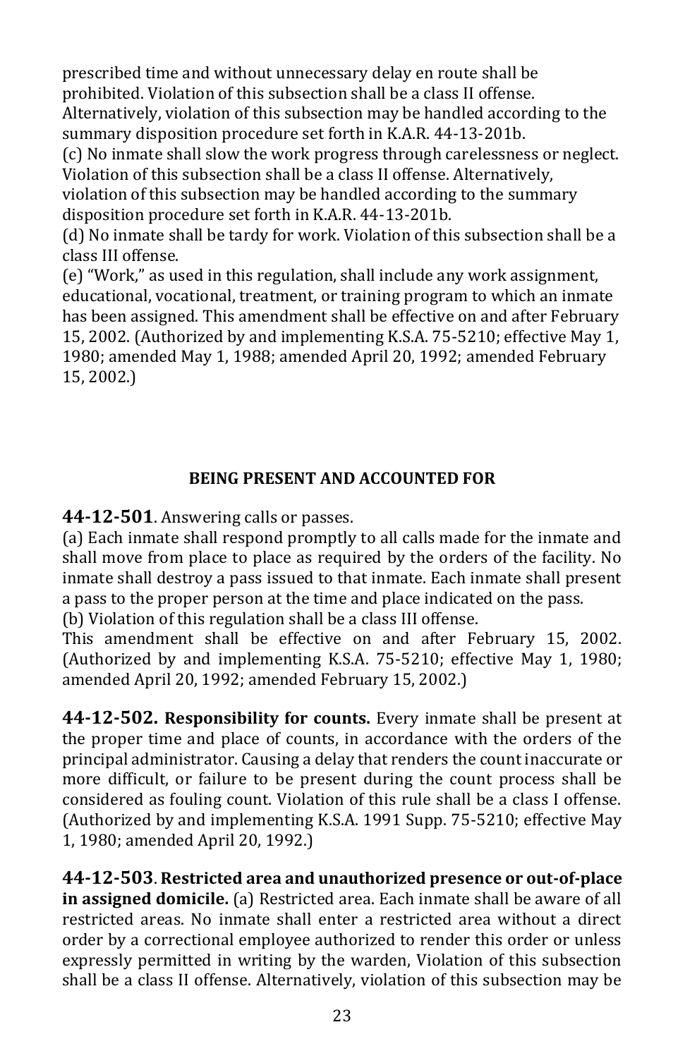prescribed time and without unnecessary delay en route shall be prohibited. Violation of this subsection shall be a class II offense. Alternatively, violation of this subsection may be handled according to the summary disposition procedure set forth in K.A.R. 44-13-201b.

(c) No inmate shall slow the work progress through carelessness or neglect. Violation of this subsection shall be a class II offense. Alternatively, violation of this subsection may be handled according to the summary disposition procedure set forth in K.A.R. 44-13-201b.

(d) No inmate shall be tardy for work. Violation of this subsection shall be a class III offense.

(e) "Work," as used in this regulation, shall include any work assignment, educational, vocational, treatment, or training program to which an inmate has been assigned. This amendment shall be effective on and after February 15, 2002. (Authorized by and implementing K.S.A. 75-5210; effective May 1, 1980; amended May 1, 1988; amended April 20, 1992; amended February 15, 2002.)

## BEING PRESENT AND ACCOUNTED FOR

**44-12-501**. Answering calls or passes.

(a) Each inmate shall respond promptly to all calls made for the inmate and shall move from place to place as required by the orders of the facility. No inmate shall destroy a pass issued to that inmate. Each inmate shall present a pass to the proper person at the time and place indicated on the pass.

(b) Violation of this regulation shall be a class III offense.

This amendment shall be effective on and after February 15, 2002. (Authorized by and implementing K.S.A. 75-5210; effective May 1, 1980; amended April 20, 1992; amended February 15, 2002.)

**44-12-502. Responsibility for counts.** Every inmate shall be present at the proper time and place of counts, in accordance with the orders of the principal administrator. Causing a delay that renders the count inaccurate or more difficult, or failure to be present during the count process shall be considered as fouling count. Violation of this rule shall be a class I offense. (Authorized by and implementing K.S.A. 1991 Supp. 75-5210; effective May 1, 1980; amended April 20, 1992.)

**44-12-503**. **Restricted area and unauthorized presence or out-of-place in assigned domicile.** (a) Restricted area. Each inmate shall be aware of all restricted areas. No inmate shall enter a restricted area without a direct order by a correctional employee authorized to render this order or unless expressly permitted in writing by the warden, Violation of this subsection shall be a class II offense. Alternatively, violation of this subsection may be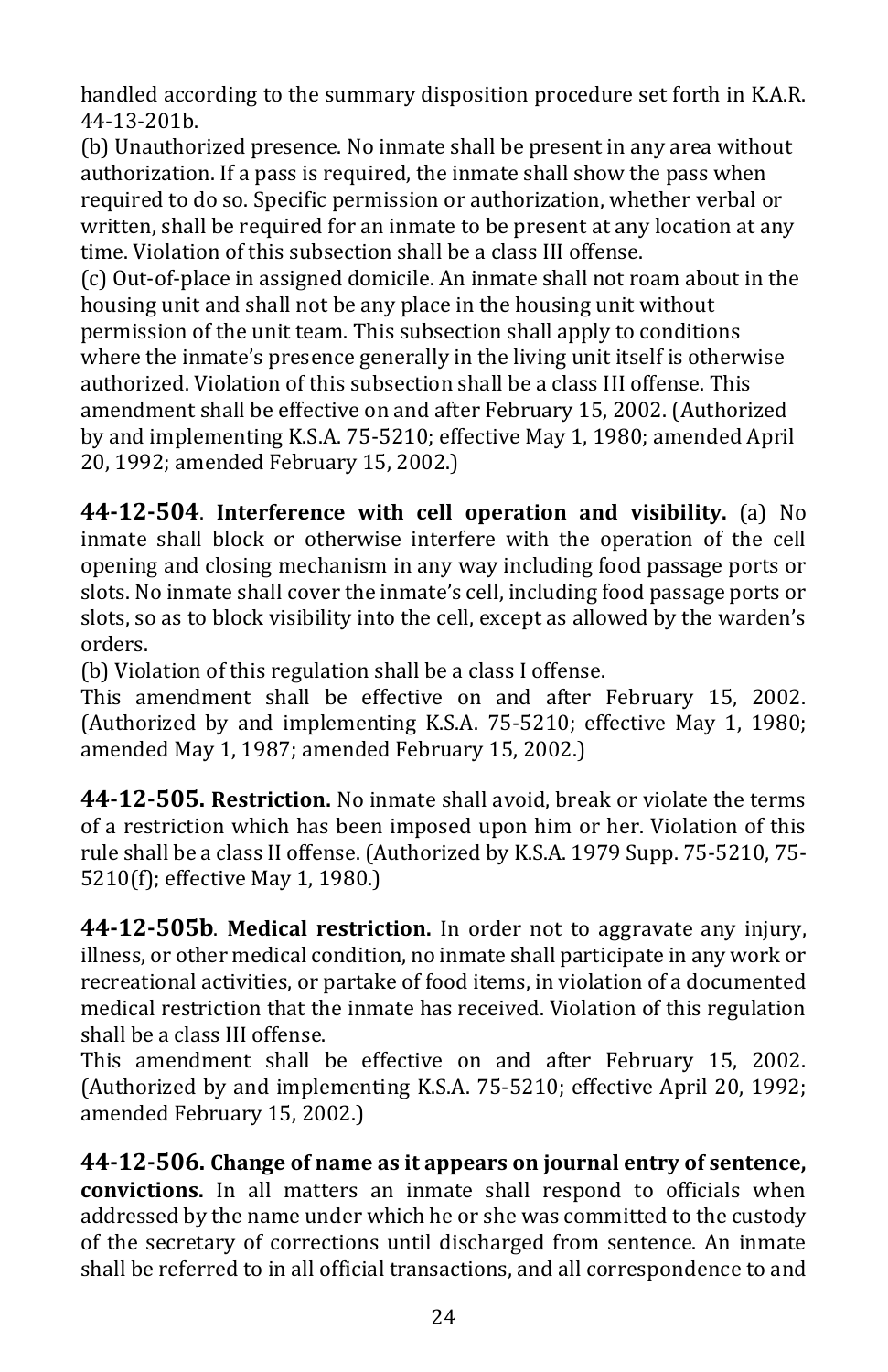handled according to the summary disposition procedure set forth in K.A.R. 44-13-201b.

(b) Unauthorized presence. No inmate shall be present in any area without authorization. If a pass is required, the inmate shall show the pass when required to do so. Specific permission or authorization, whether verbal or written, shall be required for an inmate to be present at any location at any time. Violation of this subsection shall be a class III offense.

(c) Out-of-place in assigned domicile. An inmate shall not roam about in the housing unit and shall not be any place in the housing unit without permission of the unit team. This subsection shall apply to conditions where the inmate's presence generally in the living unit itself is otherwise authorized. Violation of this subsection shall be a class III offense. This amendment shall be effective on and after February 15, 2002. (Authorized by and implementing K.S.A. 75-5210; effective May 1, 1980; amended April 20, 1992; amended February 15, 2002.)

**44-12-504**. **Interference with cell operation and visibility.** (a) No inmate shall block or otherwise interfere with the operation of the cell opening and closing mechanism in any way including food passage ports or slots. No inmate shall cover the inmate's cell, including food passage ports or slots, so as to block visibility into the cell, except as allowed by the warden's orders.

(b) Violation of this regulation shall be a class I offense.

This amendment shall be effective on and after February 15, 2002. (Authorized by and implementing K.S.A. 75-5210; effective May 1, 1980; amended May 1, 1987; amended February 15, 2002.)

**44-12-505. Restriction.** No inmate shall avoid, break or violate the terms of a restriction which has been imposed upon him or her. Violation of this rule shall be a class II offense. (Authorized by K.S.A. 1979 Supp. 75-5210, 75-5210(f); effective May 1, 1980.)

**44-12-505b**. **Medical restriction.** In order not to aggravate any injury, illness, or other medical condition, no inmate shall participate in any work or recreational activities, or partake of food items, in violation of a documented medical restriction that the inmate has received. Violation of this regulation shall be a class III offense.

This amendment shall be effective on and after February 15, 2002. (Authorized by and implementing K.S.A. 75-5210; effective April 20, 1992; amended February 15, 2002.)

**44-12-506. Change of name as it appears on journal entry of sentence, convictions.** In all matters an inmate shall respond to officials when addressed by the name under which he or she was committed to the custody of the secretary of corrections until discharged from sentence. An inmate shall be referred to in all official transactions, and all correspondence to and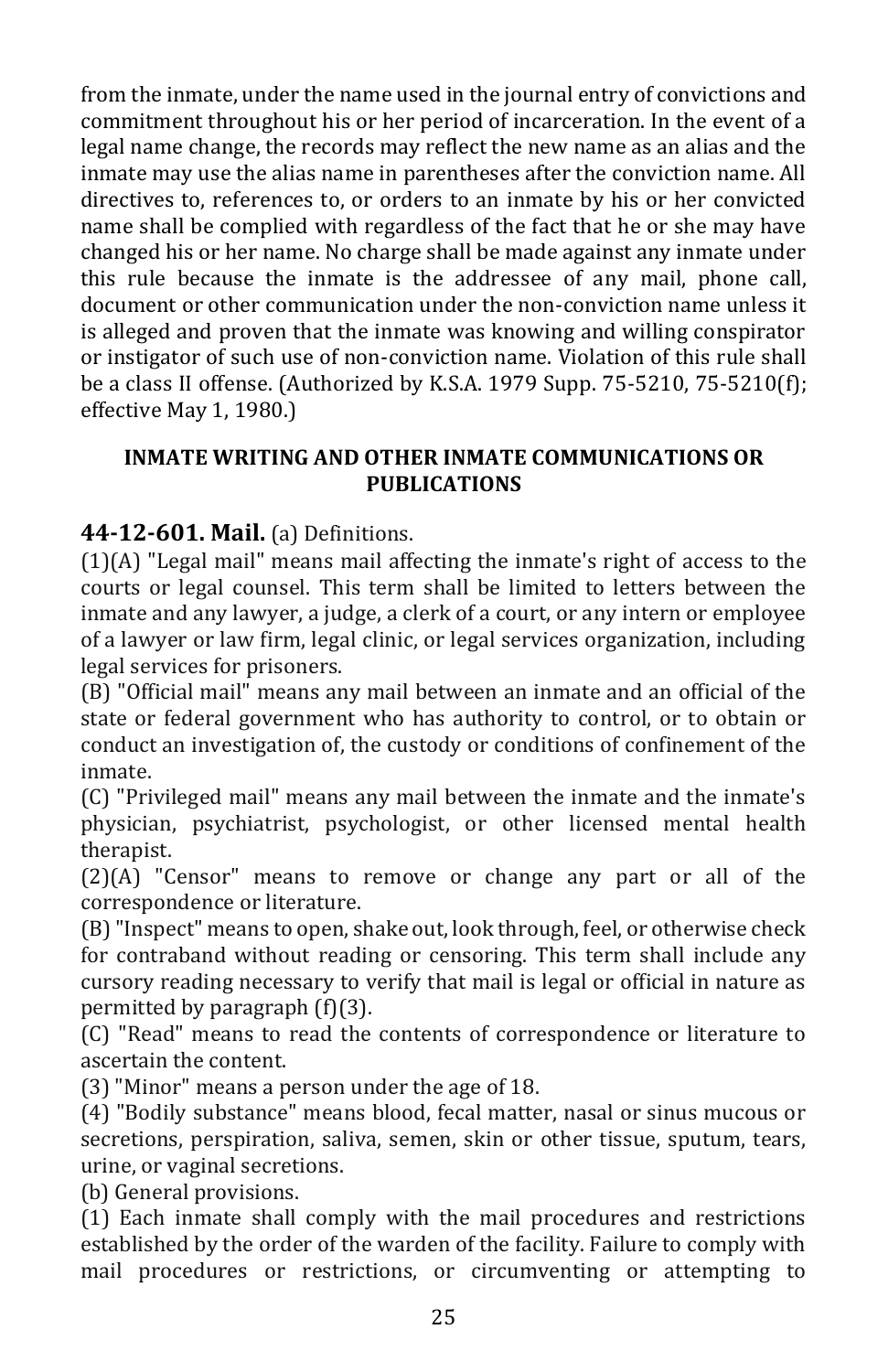from the inmate, under the name used in the journal entry of convictions and commitment throughout his or her period of incarceration. In the event of a legal name change, the records may reflect the new name as an alias and the inmate may use the alias name in parentheses after the conviction name. All directives to, references to, or orders to an inmate by his or her convicted name shall be complied with regardless of the fact that he or she may have changed his or her name. No charge shall be made against any inmate under this rule because the inmate is the addressee of any mail, phone call, document or other communication under the non-conviction name unless it is alleged and proven that the inmate was knowing and willing conspirator or instigator of such use of non-conviction name. Violation of this rule shall be a class II offense. (Authorized by K.S.A. 1979 Supp. 75-5210, 75-5210(f); effective May 1, 1980.)

## INMATE WRITING AND OTHER INMATE COMMUNICATIONS OR PUBLICATIONS

**44-12-601. Mail.** (a) Definitions.

(1)(A) "Legal mail" means mail affecting the inmate's right of access to the courts or legal counsel. This term shall be limited to letters between the inmate and any lawyer, a judge, a clerk of a court, or any intern or employee of a lawyer or law firm, legal clinic, or legal services organization, including legal services for prisoners.

(B) "Official mail" means any mail between an inmate and an official of the state or federal government who has authority to control, or to obtain or conduct an investigation of, the custody or conditions of confinement of the inmate.

(C) "Privileged mail" means any mail between the inmate and the inmate's physician, psychiatrist, psychologist, or other licensed mental health therapist.

(2)(A) "Censor" means to remove or change any part or all of the correspondence or literature.

(B) "Inspect" means to open, shake out, look through, feel, or otherwise check for contraband without reading or censoring. This term shall include any cursory reading necessary to verify that mail is legal or official in nature as permitted by paragraph (f)(3).

(C) "Read" means to read the contents of correspondence or literature to ascertain the content.

(3) "Minor" means a person under the age of 18.

(4) "Bodily substance" means blood, fecal matter, nasal or sinus mucous or secretions, perspiration, saliva, semen, skin or other tissue, sputum, tears, urine, or vaginal secretions.

(b) General provisions.

(1) Each inmate shall comply with the mail procedures and restrictions established by the order of the warden of the facility. Failure to comply with mail procedures or restrictions, or circumventing or attempting to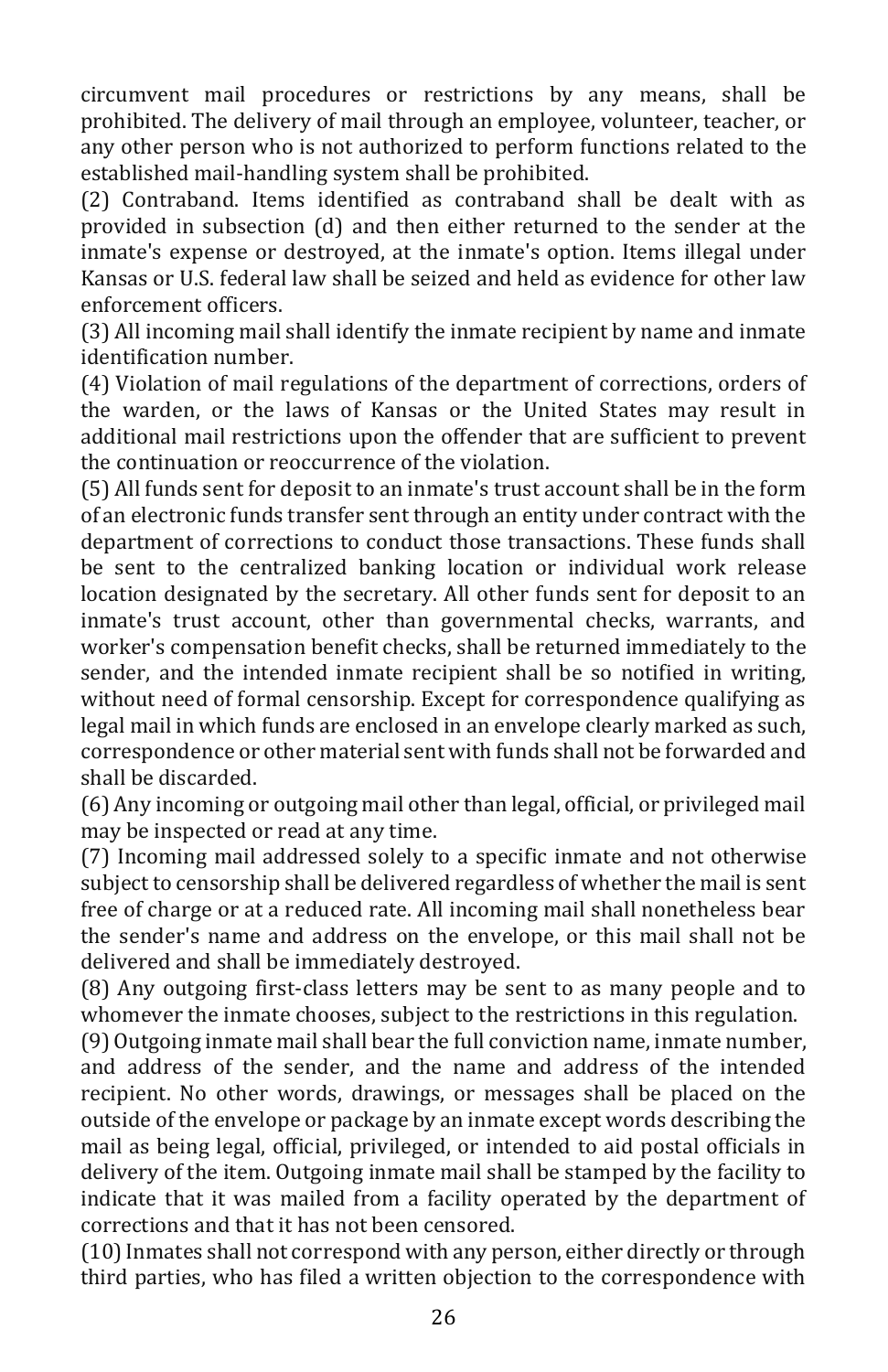circumvent mail procedures or restrictions by any means, shall be prohibited. The delivery of mail through an employee, volunteer, teacher, or any other person who is not authorized to perform functions related to the established mail-handling system shall be prohibited.

(2) Contraband. Items identified as contraband shall be dealt with as provided in subsection (d) and then either returned to the sender at the inmate's expense or destroyed, at the inmate's option. Items illegal under Kansas or U.S. federal law shall be seized and held as evidence for other law enforcement officers.

(3) All incoming mail shall identify the inmate recipient by name and inmate identification number.

(4) Violation of mail regulations of the department of corrections, orders of the warden, or the laws of Kansas or the United States may result in additional mail restrictions upon the offender that are sufficient to prevent the continuation or reoccurrence of the violation.

(5) All funds sent for deposit to an inmate's trust account shall be in the form of an electronic funds transfer sent through an entity under contract with the department of corrections to conduct those transactions. These funds shall be sent to the centralized banking location or individual work release location designated by the secretary. All other funds sent for deposit to an inmate's trust account, other than governmental checks, warrants, and worker's compensation benefit checks, shall be returned immediately to the sender, and the intended inmate recipient shall be so notified in writing, without need of formal censorship. Except for correspondence qualifying as legal mail in which funds are enclosed in an envelope clearly marked as such, correspondence or other material sent with funds shall not be forwarded and shall be discarded.

(6) Any incoming or outgoing mail other than legal, official, or privileged mail may be inspected or read at any time.

(7) Incoming mail addressed solely to a specific inmate and not otherwise subject to censorship shall be delivered regardless of whether the mail is sent free of charge or at a reduced rate. All incoming mail shall nonetheless bear the sender's name and address on the envelope, or this mail shall not be delivered and shall be immediately destroyed.

(8) Any outgoing first-class letters may be sent to as many people and to whomever the inmate chooses, subject to the restrictions in this regulation.

(9) Outgoing inmate mail shall bear the full conviction name, inmate number, and address of the sender, and the name and address of the intended recipient. No other words, drawings, or messages shall be placed on the outside of the envelope or package by an inmate except words describing the mail as being legal, official, privileged, or intended to aid postal officials in delivery of the item. Outgoing inmate mail shall be stamped by the facility to indicate that it was mailed from a facility operated by the department of corrections and that it has not been censored.

(10) Inmates shall not correspond with any person, either directly or through third parties, who has filed a written objection to the correspondence with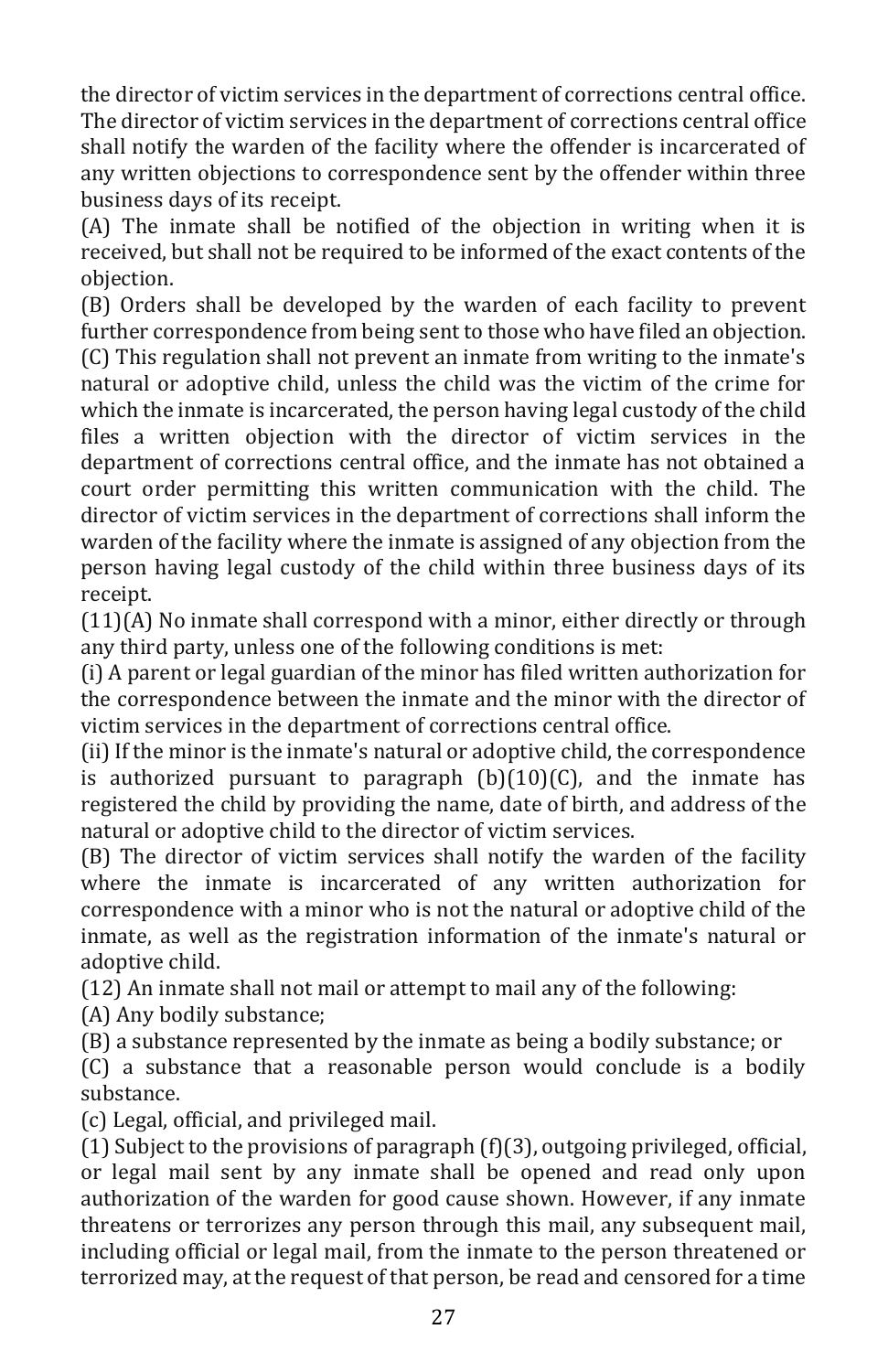the director of victim services in the department of corrections central office. The director of victim services in the department of corrections central office shall notify the warden of the facility where the offender is incarcerated of any written objections to correspondence sent by the offender within three business days of its receipt.

(A) The inmate shall be notified of the objection in writing when it is received, but shall not be required to be informed of the exact contents of the objection.

(B) Orders shall be developed by the warden of each facility to prevent further correspondence from being sent to those who have filed an objection.

(C) This regulation shall not prevent an inmate from writing to the inmate's natural or adoptive child, unless the child was the victim of the crime for which the inmate is incarcerated, the person having legal custody of the child files a written objection with the director of victim services in the department of corrections central office, and the inmate has not obtained a court order permitting this written communication with the child. The director of victim services in the department of corrections shall inform the warden of the facility where the inmate is assigned of any objection from the person having legal custody of the child within three business days of its receipt.

(11)(A) No inmate shall correspond with a minor, either directly or through any third party, unless one of the following conditions is met:

(i) A parent or legal guardian of the minor has filed written authorization for the correspondence between the inmate and the minor with the director of victim services in the department of corrections central office.

(ii) If the minor is the inmate's natural or adoptive child, the correspondence is authorized pursuant to paragraph (b)(10)(C), and the inmate has registered the child by providing the name, date of birth, and address of the natural or adoptive child to the director of victim services.

(B) The director of victim services shall notify the warden of the facility where the inmate is incarcerated of any written authorization for correspondence with a minor who is not the natural or adoptive child of the inmate, as well as the registration information of the inmate's natural or adoptive child.

(12) An inmate shall not mail or attempt to mail any of the following:

(A) Any bodily substance;

(B) a substance represented by the inmate as being a bodily substance; or

(C) a substance that a reasonable person would conclude is a bodily substance.

(c) Legal, official, and privileged mail.

(1) Subject to the provisions of paragraph (f)(3), outgoing privileged, official, or legal mail sent by any inmate shall be opened and read only upon authorization of the warden for good cause shown. However, if any inmate threatens or terrorizes any person through this mail, any subsequent mail, including official or legal mail, from the inmate to the person threatened or terrorized may, at the request of that person, be read and censored for a time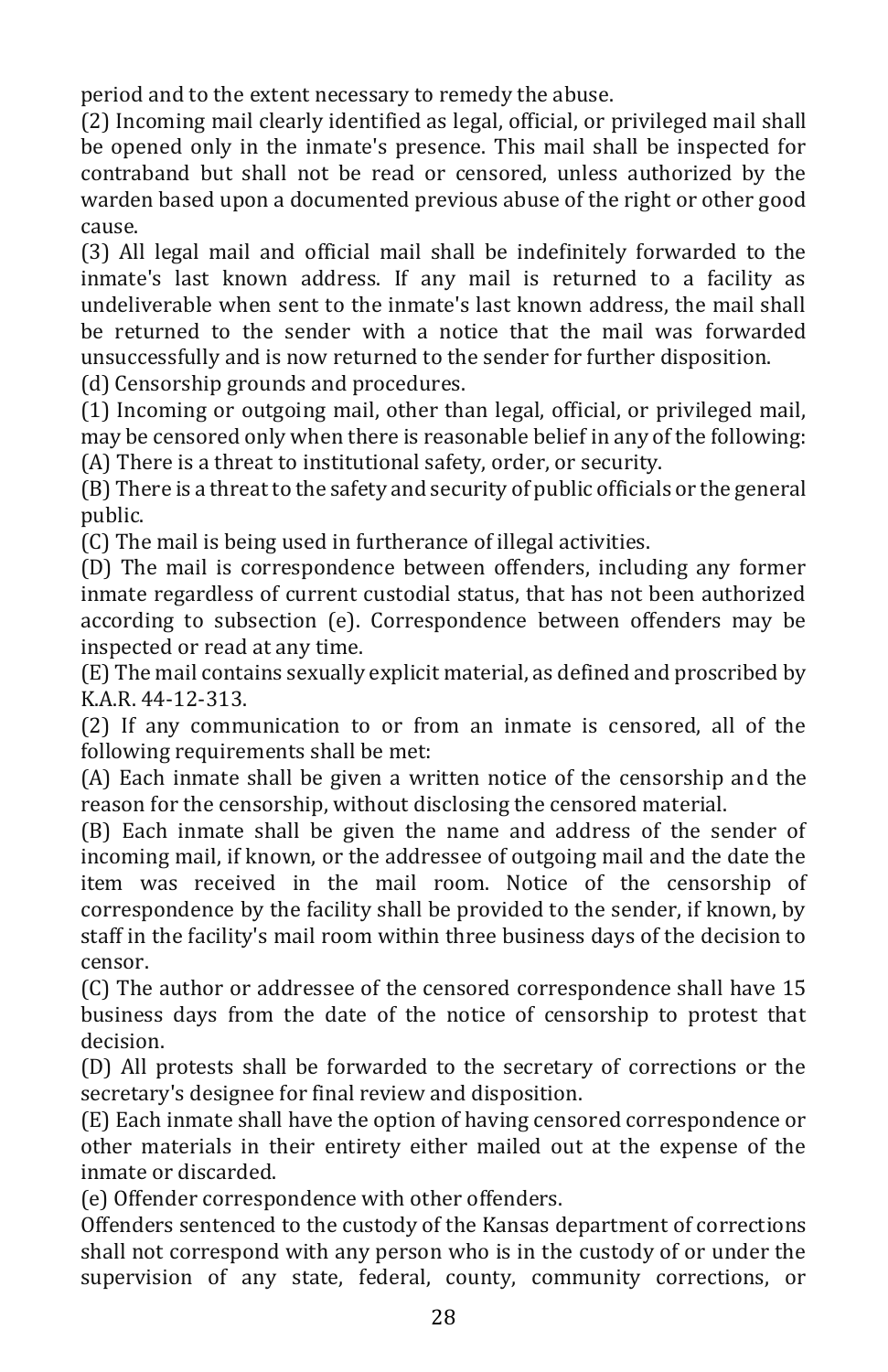period and to the extent necessary to remedy the abuse.

(2) Incoming mail clearly identified as legal, official, or privileged mail shall be opened only in the inmate's presence. This mail shall be inspected for contraband but shall not be read or censored, unless authorized by the warden based upon a documented previous abuse of the right or other good cause.

(3) All legal mail and official mail shall be indefinitely forwarded to the inmate's last known address. If any mail is returned to a facility as undeliverable when sent to the inmate's last known address, the mail shall be returned to the sender with a notice that the mail was forwarded unsuccessfully and is now returned to the sender for further disposition.

(d) Censorship grounds and procedures.

(1) Incoming or outgoing mail, other than legal, official, or privileged mail, may be censored only when there is reasonable belief in any of the following:

(A) There is a threat to institutional safety, order, or security.

(B) There is a threat to the safety and security of public officials or the general public.

(C) The mail is being used in furtherance of illegal activities.

(D) The mail is correspondence between offenders, including any former inmate regardless of current custodial status, that has not been authorized according to subsection (e). Correspondence between offenders may be inspected or read at any time.

(E) The mail contains sexually explicit material, as defined and proscribed by K.A.R. 44-12-313.

(2) If any communication to or from an inmate is censored, all of the following requirements shall be met:

(A) Each inmate shall be given a written notice of the censorship and the reason for the censorship, without disclosing the censored material.

(B) Each inmate shall be given the name and address of the sender of incoming mail, if known, or the addressee of outgoing mail and the date the item was received in the mail room. Notice of the censorship of correspondence by the facility shall be provided to the sender, if known, by staff in the facility's mail room within three business days of the decision to censor.

(C) The author or addressee of the censored correspondence shall have 15 business days from the date of the notice of censorship to protest that decision.

(D) All protests shall be forwarded to the secretary of corrections or the secretary's designee for final review and disposition.

(E) Each inmate shall have the option of having censored correspondence or other materials in their entirety either mailed out at the expense of the inmate or discarded.

(e) Offender correspondence with other offenders.

Offenders sentenced to the custody of the Kansas department of corrections shall not correspond with any person who is in the custody of or under the supervision of any state, federal, county, community corrections, or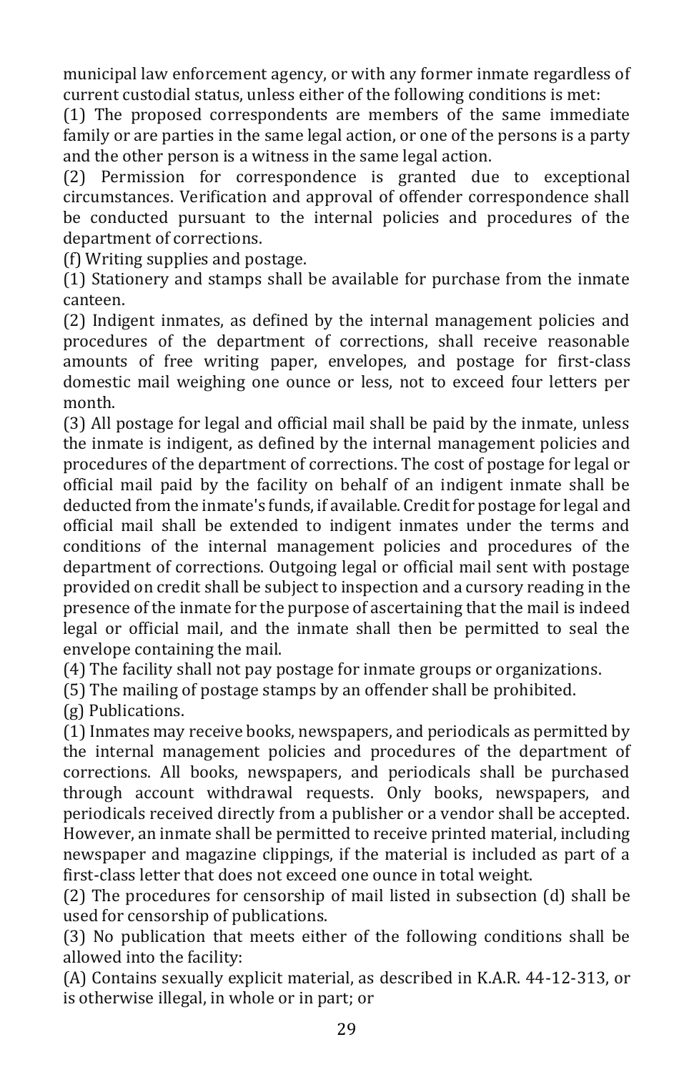municipal law enforcement agency, or with any former inmate regardless of current custodial status, unless either of the following conditions is met:

(1) The proposed correspondents are members of the same immediate family or are parties in the same legal action, or one of the persons is a party and the other person is a witness in the same legal action.

(2) Permission for correspondence is granted due to exceptional circumstances. Verification and approval of offender correspondence shall be conducted pursuant to the internal policies and procedures of the department of corrections.

(f) Writing supplies and postage.

(1) Stationery and stamps shall be available for purchase from the inmate canteen.

(2) Indigent inmates, as defined by the internal management policies and procedures of the department of corrections, shall receive reasonable amounts of free writing paper, envelopes, and postage for first-class domestic mail weighing one ounce or less, not to exceed four letters per month.

(3) All postage for legal and official mail shall be paid by the inmate, unless the inmate is indigent, as defined by the internal management policies and procedures of the department of corrections. The cost of postage for legal or official mail paid by the facility on behalf of an indigent inmate shall be deducted from the inmate's funds, if available. Credit for postage for legal and official mail shall be extended to indigent inmates under the terms and conditions of the internal management policies and procedures of the department of corrections. Outgoing legal or official mail sent with postage provided on credit shall be subject to inspection and a cursory reading in the presence of the inmate for the purpose of ascertaining that the mail is indeed legal or official mail, and the inmate shall then be permitted to seal the envelope containing the mail.

(4) The facility shall not pay postage for inmate groups or organizations.

(5) The mailing of postage stamps by an offender shall be prohibited.

(g) Publications.

(1) Inmates may receive books, newspapers, and periodicals as permitted by the internal management policies and procedures of the department of corrections. All books, newspapers, and periodicals shall be purchased through account withdrawal requests. Only books, newspapers, and periodicals received directly from a publisher or a vendor shall be accepted. However, an inmate shall be permitted to receive printed material, including newspaper and magazine clippings, if the material is included as part of a first-class letter that does not exceed one ounce in total weight.

(2) The procedures for censorship of mail listed in subsection (d) shall be used for censorship of publications.

(3) No publication that meets either of the following conditions shall be allowed into the facility:

(A) Contains sexually explicit material, as described in K.A.R. 44-12-313, or is otherwise illegal, in whole or in part; or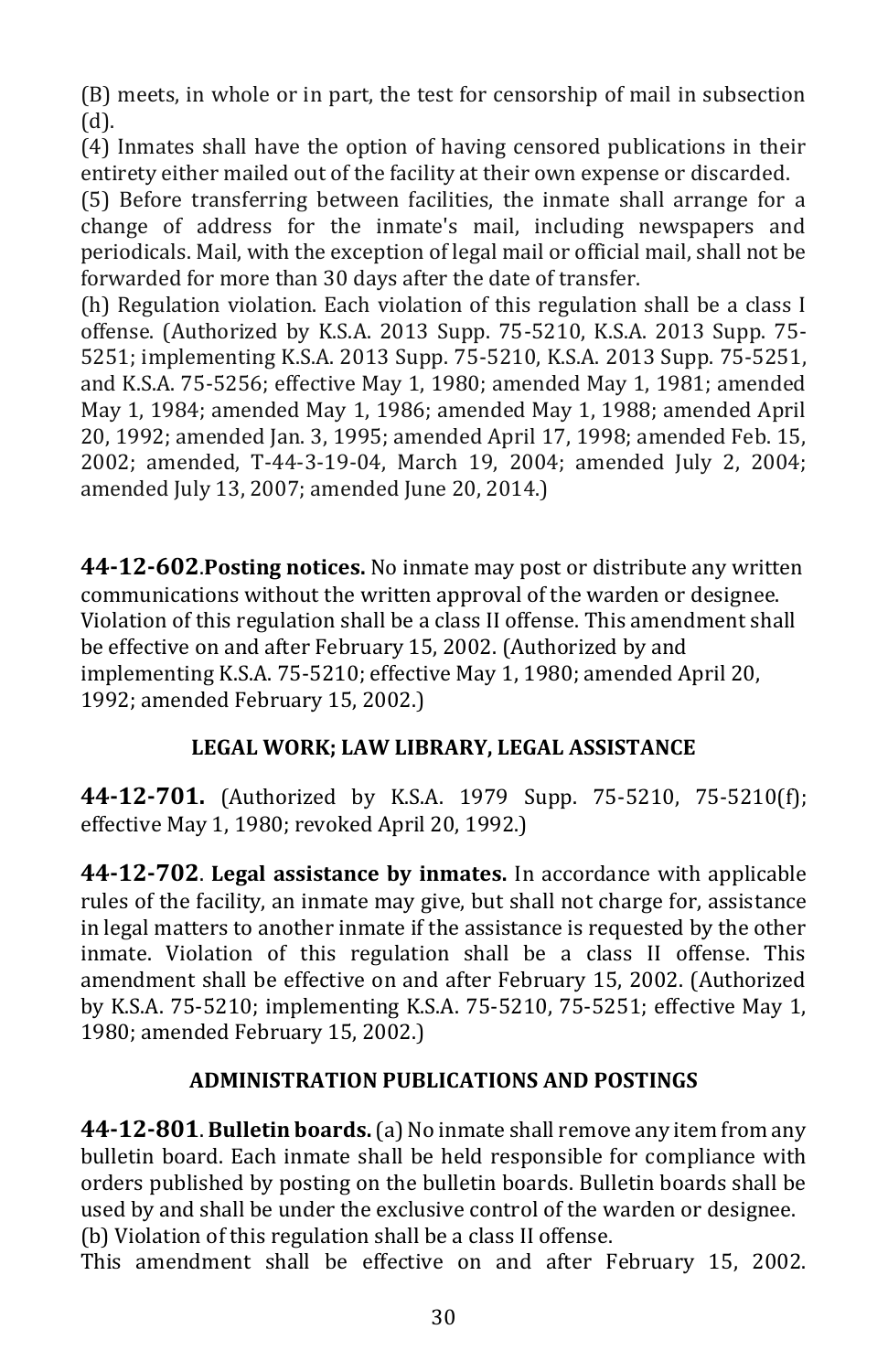(B) meets, in whole or in part, the test for censorship of mail in subsection (d).

(4) Inmates shall have the option of having censored publications in their entirety either mailed out of the facility at their own expense or discarded.

(5) Before transferring between facilities, the inmate shall arrange for a change of address for the inmate's mail, including newspapers and periodicals. Mail, with the exception of legal mail or official mail, shall not be forwarded for more than 30 days after the date of transfer.

(h) Regulation violation. Each violation of this regulation shall be a class I offense. (Authorized by K.S.A. 2013 Supp. 75-5210, K.S.A. 2013 Supp. 75-5251; implementing K.S.A. 2013 Supp. 75-5210, K.S.A. 2013 Supp. 75-5251, and K.S.A. 75-5256; effective May 1, 1980; amended May 1, 1981; amended May 1, 1984; amended May 1, 1986; amended May 1, 1988; amended April 20, 1992; amended Jan. 3, 1995; amended April 17, 1998; amended Feb. 15, 2002; amended, T-44-3-19-04, March 19, 2004; amended July 2, 2004; amended July 13, 2007; amended June 20, 2014.)

**44-12-602**.**Posting notices.** No inmate may post or distribute any written communications without the written approval of the warden or designee. Violation of this regulation shall be a class II offense. This amendment shall be effective on and after February 15, 2002. (Authorized by and implementing K.S.A. 75-5210; effective May 1, 1980; amended April 20, 1992; amended February 15, 2002.)

### LEGAL WORK; LAW LIBRARY, LEGAL ASSISTANCE

**44-12-701.** (Authorized by K.S.A. 1979 Supp. 75-5210, 75-5210(f); effective May 1, 1980; revoked April 20, 1992.)

**44-12-702**. **Legal assistance by inmates.** In accordance with applicable rules of the facility, an inmate may give, but shall not charge for, assistance in legal matters to another inmate if the assistance is requested by the other inmate. Violation of this regulation shall be a class II offense. This amendment shall be effective on and after February 15, 2002. (Authorized by K.S.A. 75-5210; implementing K.S.A. 75-5210, 75-5251; effective May 1, 1980; amended February 15, 2002.)

### ADMINISTRATION PUBLICATIONS AND POSTINGS

**44-12-801**. **Bulletin boards.** (a) No inmate shall remove any item from any bulletin board. Each inmate shall be held responsible for compliance with orders published by posting on the bulletin boards. Bulletin boards shall be used by and shall be under the exclusive control of the warden or designee.

(b) Violation of this regulation shall be a class II offense.

This amendment shall be effective on and after February 15, 2002.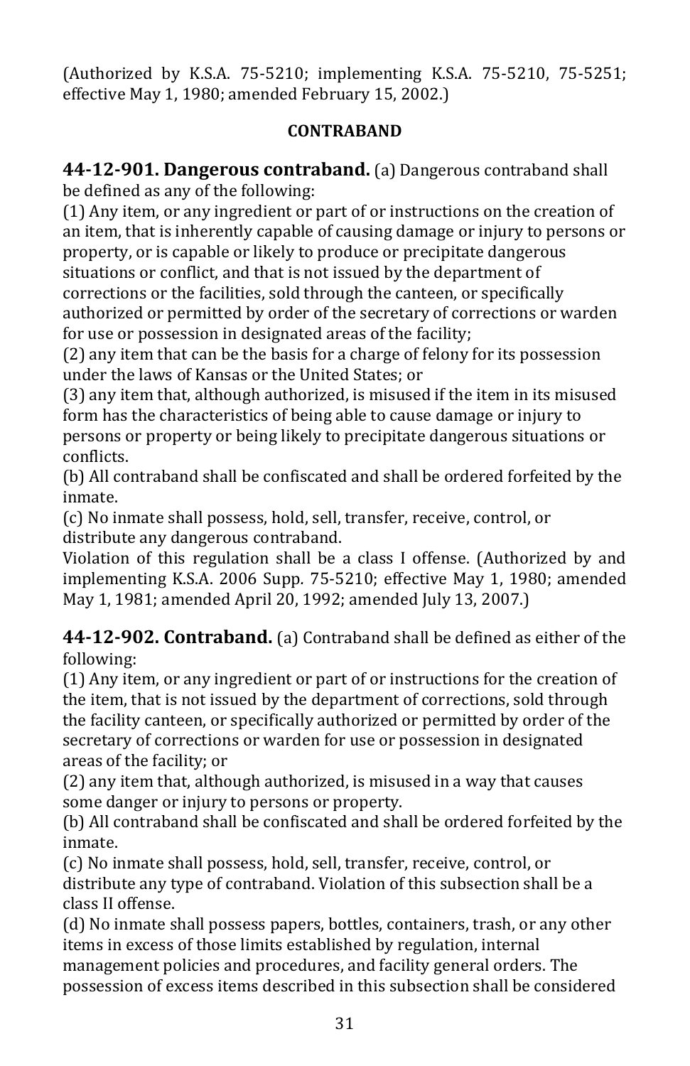(Authorized by K.S.A. 75-5210; implementing K.S.A. 75-5210, 75-5251; effective May 1, 1980; amended February 15, 2002.)

## CONTRABAND

**44-12-901. Dangerous contraband.** (a) Dangerous contraband shall be defined as any of the following:
(1) Any item, or any ingredient or part of or instructions on the creation of an item, that is inherently capable of causing damage or injury to persons or property, or is capable or likely to produce or precipitate dangerous situations or conflict, and that is not issued by the department of corrections or the facilities, sold through the canteen, or specifically authorized or permitted by order of the secretary of corrections or warden for use or possession in designated areas of the facility;
(2) any item that can be the basis for a charge of felony for its possession under the laws of Kansas or the United States; or
(3) any item that, although authorized, is misused if the item in its misused form has the characteristics of being able to cause damage or injury to persons or property or being likely to precipitate dangerous situations or conflicts.
(b) All contraband shall be confiscated and shall be ordered forfeited by the inmate.
(c) No inmate shall possess, hold, sell, transfer, receive, control, or distribute any dangerous contraband.
Violation of this regulation shall be a class I offense. (Authorized by and implementing K.S.A. 2006 Supp. 75-5210; effective May 1, 1980; amended May 1, 1981; amended April 20, 1992; amended July 13, 2007.)

**44-12-902. Contraband.** (a) Contraband shall be defined as either of the following:
(1) Any item, or any ingredient or part of or instructions for the creation of the item, that is not issued by the department of corrections, sold through the facility canteen, or specifically authorized or permitted by order of the secretary of corrections or warden for use or possession in designated areas of the facility; or
(2) any item that, although authorized, is misused in a way that causes some danger or injury to persons or property.
(b) All contraband shall be confiscated and shall be ordered forfeited by the inmate.
(c) No inmate shall possess, hold, sell, transfer, receive, control, or distribute any type of contraband. Violation of this subsection shall be a class II offense.
(d) No inmate shall possess papers, bottles, containers, trash, or any other items in excess of those limits established by regulation, internal management policies and procedures, and facility general orders. The possession of excess items described in this subsection shall be considered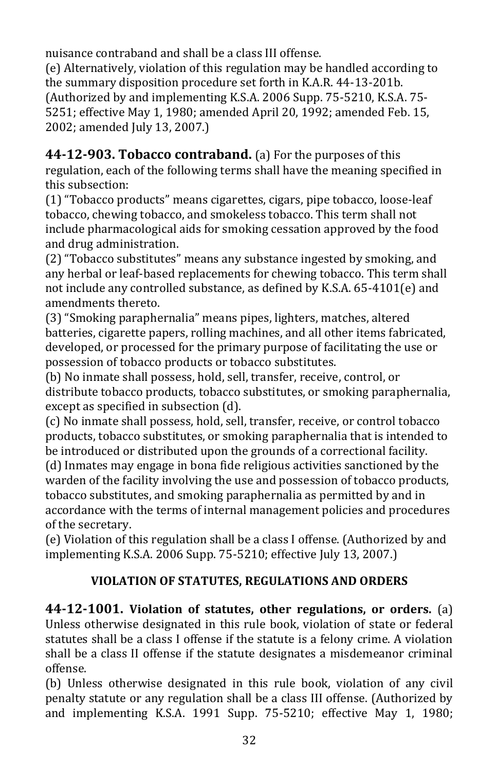nuisance contraband and shall be a class III offense.

(e) Alternatively, violation of this regulation may be handled according to the summary disposition procedure set forth in K.A.R. 44-13-201b. (Authorized by and implementing K.S.A. 2006 Supp. 75-5210, K.S.A. 75-5251; effective May 1, 1980; amended April 20, 1992; amended Feb. 15, 2002; amended July 13, 2007.)

**44-12-903. Tobacco contraband.** (a) For the purposes of this regulation, each of the following terms shall have the meaning specified in this subsection:

(1) "Tobacco products" means cigarettes, cigars, pipe tobacco, loose-leaf tobacco, chewing tobacco, and smokeless tobacco. This term shall not include pharmacological aids for smoking cessation approved by the food and drug administration.

(2) "Tobacco substitutes" means any substance ingested by smoking, and any herbal or leaf-based replacements for chewing tobacco. This term shall not include any controlled substance, as defined by K.S.A. 65-4101(e) and amendments thereto.

(3) "Smoking paraphernalia" means pipes, lighters, matches, altered batteries, cigarette papers, rolling machines, and all other items fabricated, developed, or processed for the primary purpose of facilitating the use or possession of tobacco products or tobacco substitutes.

(b) No inmate shall possess, hold, sell, transfer, receive, control, or distribute tobacco products, tobacco substitutes, or smoking paraphernalia, except as specified in subsection (d).

(c) No inmate shall possess, hold, sell, transfer, receive, or control tobacco products, tobacco substitutes, or smoking paraphernalia that is intended to be introduced or distributed upon the grounds of a correctional facility.

(d) Inmates may engage in bona fide religious activities sanctioned by the warden of the facility involving the use and possession of tobacco products, tobacco substitutes, and smoking paraphernalia as permitted by and in accordance with the terms of internal management policies and procedures of the secretary.

(e) Violation of this regulation shall be a class I offense. (Authorized by and implementing K.S.A. 2006 Supp. 75-5210; effective July 13, 2007.)

## VIOLATION OF STATUTES, REGULATIONS AND ORDERS

**44-12-1001. Violation of statutes, other regulations, or orders.** (a) Unless otherwise designated in this rule book, violation of state or federal statutes shall be a class I offense if the statute is a felony crime. A violation shall be a class II offense if the statute designates a misdemeanor criminal offense.

(b) Unless otherwise designated in this rule book, violation of any civil penalty statute or any regulation shall be a class III offense. (Authorized by and implementing K.S.A. 1991 Supp. 75-5210; effective May 1, 1980;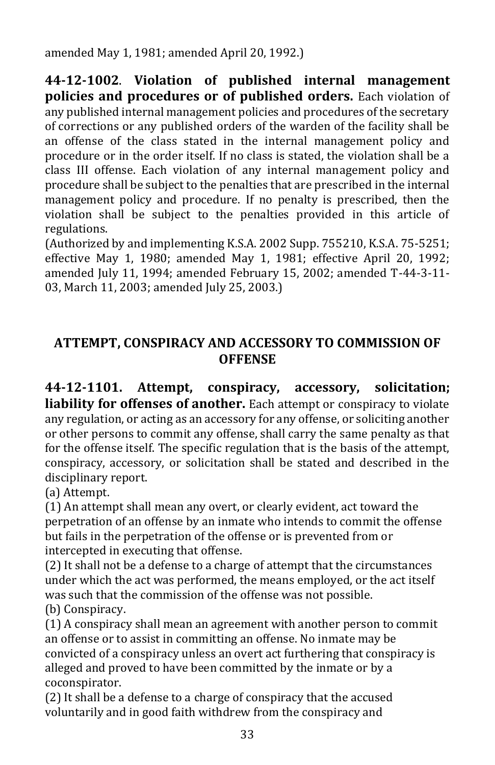amended May 1, 1981; amended April 20, 1992.)

**44-12-1002. Violation of published internal management policies and procedures or of published orders.** Each violation of any published internal management policies and procedures of the secretary of corrections or any published orders of the warden of the facility shall be an offense of the class stated in the internal management policy and procedure or in the order itself. If no class is stated, the violation shall be a class III offense. Each violation of any internal management policy and procedure shall be subject to the penalties that are prescribed in the internal management policy and procedure. If no penalty is prescribed, then the violation shall be subject to the penalties provided in this article of regulations.
(Authorized by and implementing K.S.A. 2002 Supp. 755210, K.S.A. 75-5251; effective May 1, 1980; amended May 1, 1981; effective April 20, 1992; amended July 11, 1994; amended February 15, 2002; amended T-44-3-11-03, March 11, 2003; amended July 25, 2003.)

## ATTEMPT, CONSPIRACY AND ACCESSORY TO COMMISSION OF OFFENSE

**44-12-1101. Attempt, conspiracy, accessory, solicitation; liability for offenses of another.** Each attempt or conspiracy to violate any regulation, or acting as an accessory for any offense, or soliciting another or other persons to commit any offense, shall carry the same penalty as that for the offense itself. The specific regulation that is the basis of the attempt, conspiracy, accessory, or solicitation shall be stated and described in the disciplinary report.

(a) Attempt.

(1) An attempt shall mean any overt, or clearly evident, act toward the perpetration of an offense by an inmate who intends to commit the offense but fails in the perpetration of the offense or is prevented from or intercepted in executing that offense.

(2) It shall not be a defense to a charge of attempt that the circumstances under which the act was performed, the means employed, or the act itself was such that the commission of the offense was not possible.

(b) Conspiracy.

(1) A conspiracy shall mean an agreement with another person to commit an offense or to assist in committing an offense. No inmate may be convicted of a conspiracy unless an overt act furthering that conspiracy is alleged and proved to have been committed by the inmate or by a coconspirator.

(2) It shall be a defense to a charge of conspiracy that the accused voluntarily and in good faith withdrew from the conspiracy and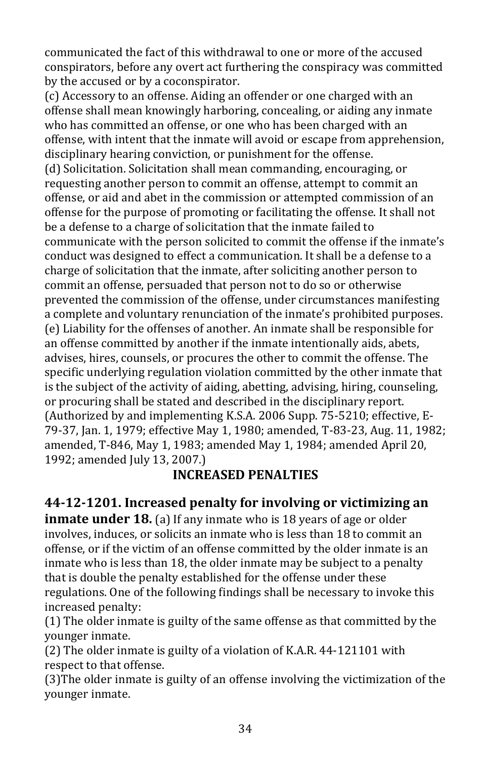communicated the fact of this withdrawal to one or more of the accused conspirators, before any overt act furthering the conspiracy was committed by the accused or by a coconspirator.

(c) Accessory to an offense. Aiding an offender or one charged with an offense shall mean knowingly harboring, concealing, or aiding any inmate who has committed an offense, or one who has been charged with an offense, with intent that the inmate will avoid or escape from apprehension, disciplinary hearing conviction, or punishment for the offense.

(d) Solicitation. Solicitation shall mean commanding, encouraging, or requesting another person to commit an offense, attempt to commit an offense, or aid and abet in the commission or attempted commission of an offense for the purpose of promoting or facilitating the offense. It shall not be a defense to a charge of solicitation that the inmate failed to communicate with the person solicited to commit the offense if the inmate's conduct was designed to effect a communication. It shall be a defense to a charge of solicitation that the inmate, after soliciting another person to commit an offense, persuaded that person not to do so or otherwise prevented the commission of the offense, under circumstances manifesting a complete and voluntary renunciation of the inmate's prohibited purposes.

(e) Liability for the offenses of another. An inmate shall be responsible for an offense committed by another if the inmate intentionally aids, abets, advises, hires, counsels, or procures the other to commit the offense. The specific underlying regulation violation committed by the other inmate that is the subject of the activity of aiding, abetting, advising, hiring, counseling, or procuring shall be stated and described in the disciplinary report. (Authorized by and implementing K.S.A. 2006 Supp. 75-5210; effective, E-79-37, Jan. 1, 1979; effective May 1, 1980; amended, T-83-23, Aug. 11, 1982; amended, T-846, May 1, 1983; amended May 1, 1984; amended April 20, 1992; amended July 13, 2007.)

## INCREASED PENALTIES

**44-12-1201. Increased penalty for involving or victimizing an inmate under 18.** (a) If any inmate who is 18 years of age or older involves, induces, or solicits an inmate who is less than 18 to commit an offense, or if the victim of an offense committed by the older inmate is an inmate who is less than 18, the older inmate may be subject to a penalty that is double the penalty established for the offense under these regulations. One of the following findings shall be necessary to invoke this increased penalty:

(1) The older inmate is guilty of the same offense as that committed by the younger inmate.

(2) The older inmate is guilty of a violation of K.A.R. 44-121101 with respect to that offense.

(3)The older inmate is guilty of an offense involving the victimization of the younger inmate.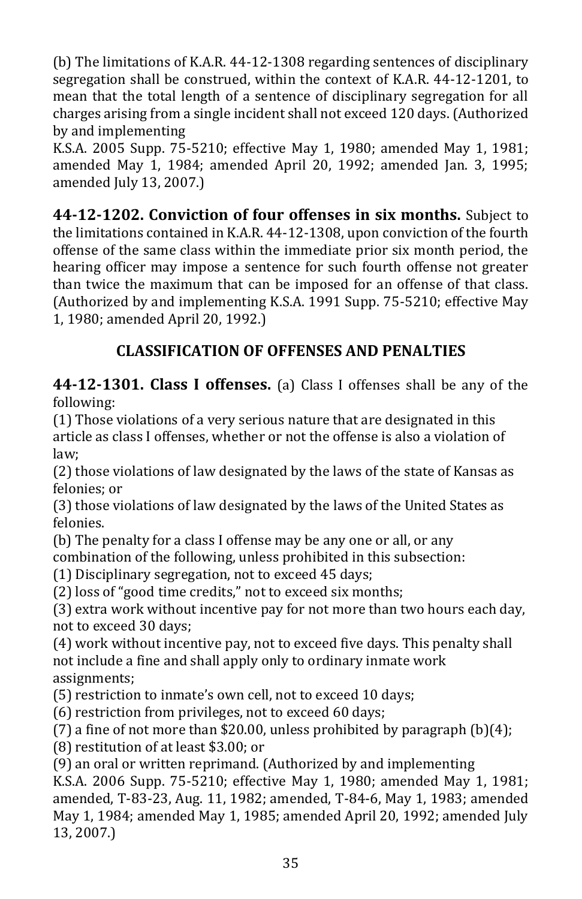(b) The limitations of K.A.R. 44-12-1308 regarding sentences of disciplinary segregation shall be construed, within the context of K.A.R. 44-12-1201, to mean that the total length of a sentence of disciplinary segregation for all charges arising from a single incident shall not exceed 120 days. (Authorized by and implementing K.S.A. 2005 Supp. 75-5210; effective May 1, 1980; amended May 1, 1981; amended May 1, 1984; amended April 20, 1992; amended Jan. 3, 1995; amended July 13, 2007.)

**44-12-1202. Conviction of four offenses in six months.** Subject to the limitations contained in K.A.R. 44-12-1308, upon conviction of the fourth offense of the same class within the immediate prior six month period, the hearing officer may impose a sentence for such fourth offense not greater than twice the maximum that can be imposed for an offense of that class. (Authorized by and implementing K.S.A. 1991 Supp. 75-5210; effective May 1, 1980; amended April 20, 1992.)

## CLASSIFICATION OF OFFENSES AND PENALTIES

**44-12-1301. Class I offenses.** (a) Class I offenses shall be any of the following:

(1) Those violations of a very serious nature that are designated in this article as class I offenses, whether or not the offense is also a violation of law;

(2) those violations of law designated by the laws of the state of Kansas as felonies; or

(3) those violations of law designated by the laws of the United States as felonies.

(b) The penalty for a class I offense may be any one or all, or any combination of the following, unless prohibited in this subsection:

(1) Disciplinary segregation, not to exceed 45 days;

(2) loss of "good time credits," not to exceed six months;

(3) extra work without incentive pay for not more than two hours each day, not to exceed 30 days;

(4) work without incentive pay, not to exceed five days. This penalty shall not include a fine and shall apply only to ordinary inmate work assignments;

(5) restriction to inmate's own cell, not to exceed 10 days;

(6) restriction from privileges, not to exceed 60 days;

(7) a fine of not more than $20.00, unless prohibited by paragraph (b)(4);

(8) restitution of at least $3.00; or

(9) an oral or written reprimand. (Authorized by and implementing K.S.A. 2006 Supp. 75-5210; effective May 1, 1980; amended May 1, 1981; amended, T-83-23, Aug. 11, 1982; amended, T-84-6, May 1, 1983; amended May 1, 1984; amended May 1, 1985; amended April 20, 1992; amended July 13, 2007.)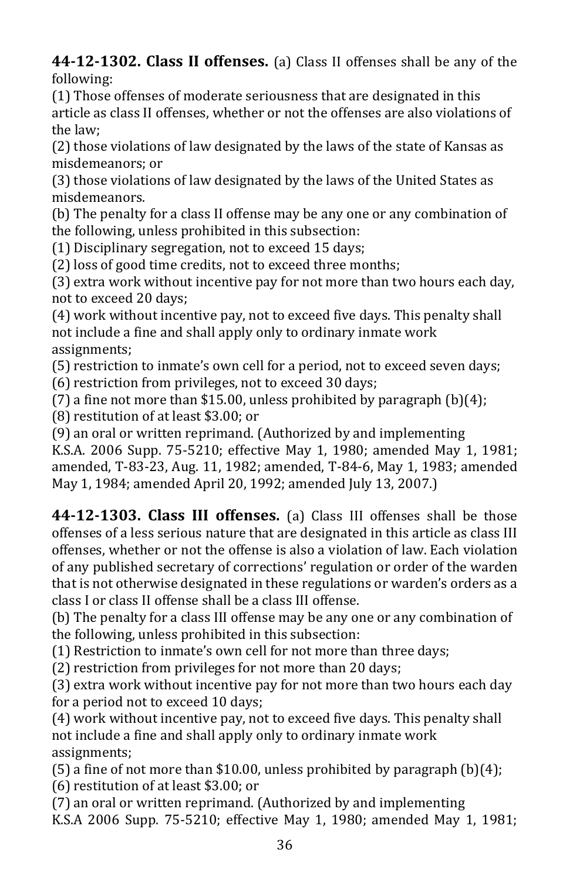**44-12-1302. Class II offenses.** (a) Class II offenses shall be any of the following:

(1) Those offenses of moderate seriousness that are designated in this article as class II offenses, whether or not the offenses are also violations of the law;

(2) those violations of law designated by the laws of the state of Kansas as misdemeanors; or

(3) those violations of law designated by the laws of the United States as misdemeanors.

(b) The penalty for a class II offense may be any one or any combination of the following, unless prohibited in this subsection:

(1) Disciplinary segregation, not to exceed 15 days;

(2) loss of good time credits, not to exceed three months;

(3) extra work without incentive pay for not more than two hours each day, not to exceed 20 days;

(4) work without incentive pay, not to exceed five days. This penalty shall not include a fine and shall apply only to ordinary inmate work assignments;

(5) restriction to inmate's own cell for a period, not to exceed seven days;

(6) restriction from privileges, not to exceed 30 days;

(7) a fine not more than $15.00, unless prohibited by paragraph (b)(4);

(8) restitution of at least $3.00; or

(9) an oral or written reprimand. (Authorized by and implementing K.S.A. 2006 Supp. 75-5210; effective May 1, 1980; amended May 1, 1981; amended, T-83-23, Aug. 11, 1982; amended, T-84-6, May 1, 1983; amended May 1, 1984; amended April 20, 1992; amended July 13, 2007.)

**44-12-1303. Class III offenses.** (a) Class III offenses shall be those offenses of a less serious nature that are designated in this article as class III offenses, whether or not the offense is also a violation of law. Each violation of any published secretary of corrections' regulation or order of the warden that is not otherwise designated in these regulations or warden's orders as a class I or class II offense shall be a class III offense.

(b) The penalty for a class III offense may be any one or any combination of the following, unless prohibited in this subsection:

(1) Restriction to inmate's own cell for not more than three days;

(2) restriction from privileges for not more than 20 days;

(3) extra work without incentive pay for not more than two hours each day for a period not to exceed 10 days;

(4) work without incentive pay, not to exceed five days. This penalty shall not include a fine and shall apply only to ordinary inmate work assignments;

(5) a fine of not more than $10.00, unless prohibited by paragraph (b)(4);

(6) restitution of at least $3.00; or

(7) an oral or written reprimand. (Authorized by and implementing K.S.A 2006 Supp. 75-5210; effective May 1, 1980; amended May 1, 1981;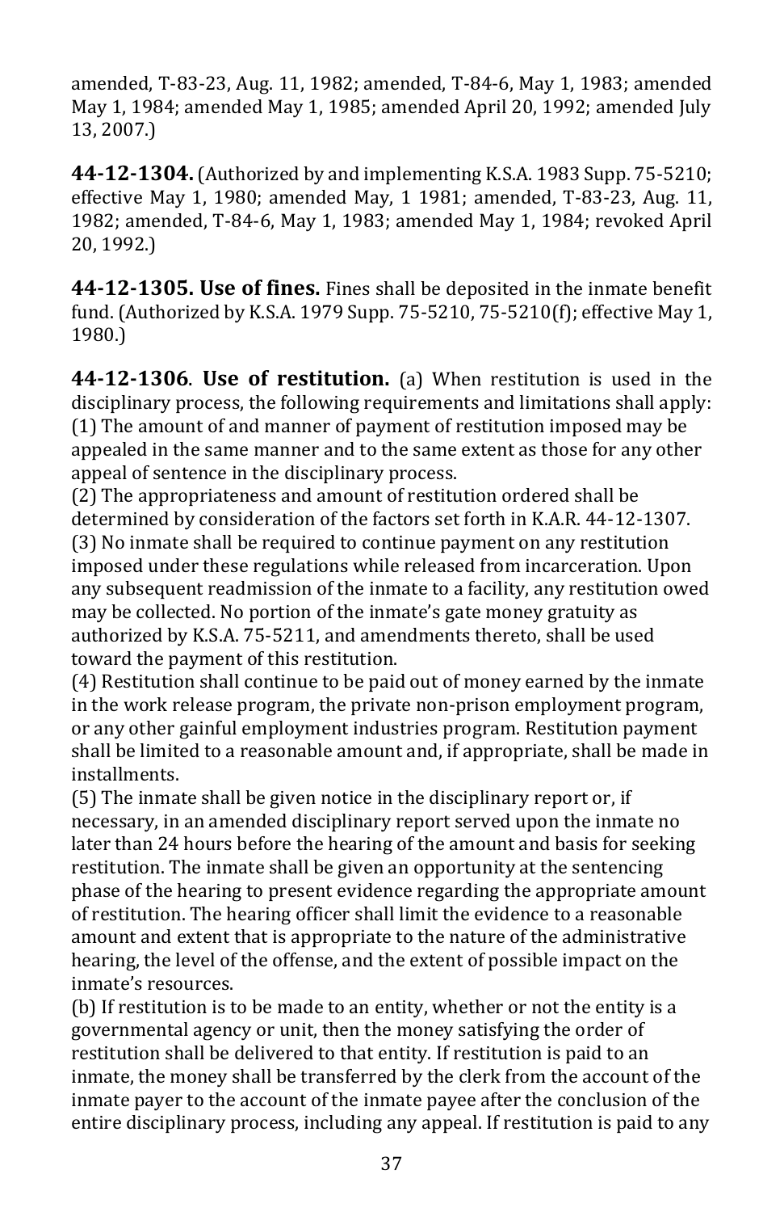amended, T-83-23, Aug. 11, 1982; amended, T-84-6, May 1, 1983; amended May 1, 1984; amended May 1, 1985; amended April 20, 1992; amended July 13, 2007.)

**44-12-1304.** (Authorized by and implementing K.S.A. 1983 Supp. 75-5210; effective May 1, 1980; amended May, 1 1981; amended, T-83-23, Aug. 11, 1982; amended, T-84-6, May 1, 1983; amended May 1, 1984; revoked April 20, 1992.)

**44-12-1305. Use of fines.** Fines shall be deposited in the inmate benefit fund. (Authorized by K.S.A. 1979 Supp. 75-5210, 75-5210(f); effective May 1, 1980.)

**44-12-1306**. **Use of restitution.** (a) When restitution is used in the disciplinary process, the following requirements and limitations shall apply:

(1) The amount of and manner of payment of restitution imposed may be appealed in the same manner and to the same extent as those for any other appeal of sentence in the disciplinary process.

(2) The appropriateness and amount of restitution ordered shall be determined by consideration of the factors set forth in K.A.R. 44-12-1307.

(3) No inmate shall be required to continue payment on any restitution imposed under these regulations while released from incarceration. Upon any subsequent readmission of the inmate to a facility, any restitution owed may be collected. No portion of the inmate's gate money gratuity as authorized by K.S.A. 75-5211, and amendments thereto, shall be used toward the payment of this restitution.

(4) Restitution shall continue to be paid out of money earned by the inmate in the work release program, the private non-prison employment program, or any other gainful employment industries program. Restitution payment shall be limited to a reasonable amount and, if appropriate, shall be made in installments.

(5) The inmate shall be given notice in the disciplinary report or, if necessary, in an amended disciplinary report served upon the inmate no later than 24 hours before the hearing of the amount and basis for seeking restitution. The inmate shall be given an opportunity at the sentencing phase of the hearing to present evidence regarding the appropriate amount of restitution. The hearing officer shall limit the evidence to a reasonable amount and extent that is appropriate to the nature of the administrative hearing, the level of the offense, and the extent of possible impact on the inmate's resources.

(b) If restitution is to be made to an entity, whether or not the entity is a governmental agency or unit, then the money satisfying the order of restitution shall be delivered to that entity. If restitution is paid to an inmate, the money shall be transferred by the clerk from the account of the inmate payer to the account of the inmate payee after the conclusion of the entire disciplinary process, including any appeal. If restitution is paid to any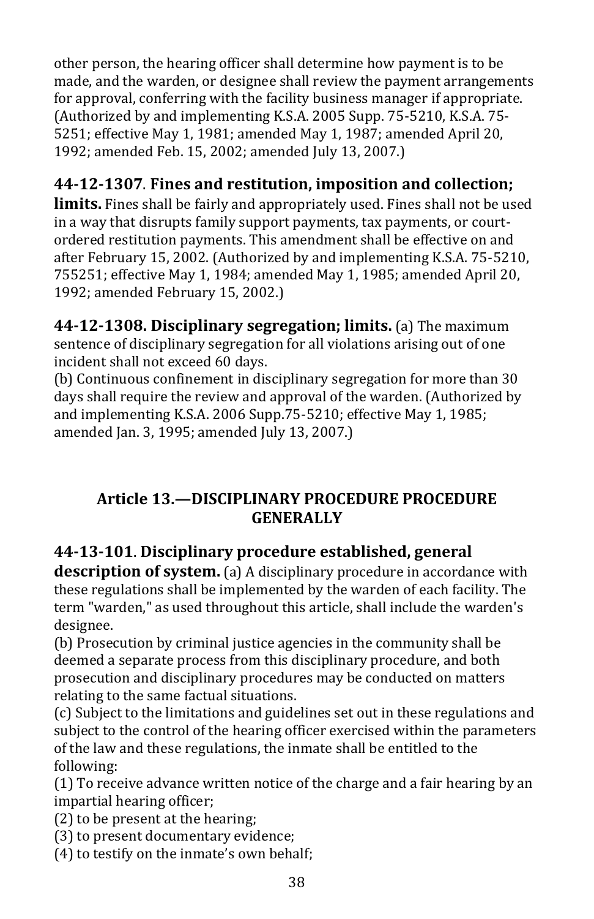other person, the hearing officer shall determine how payment is to be made, and the warden, or designee shall review the payment arrangements for approval, conferring with the facility business manager if appropriate. (Authorized by and implementing K.S.A. 2005 Supp. 75-5210, K.S.A. 75-5251; effective May 1, 1981; amended May 1, 1987; amended April 20, 1992; amended Feb. 15, 2002; amended July 13, 2007.)

**44-12-1307. Fines and restitution, imposition and collection; limits.** Fines shall be fairly and appropriately used. Fines shall not be used in a way that disrupts family support payments, tax payments, or court-ordered restitution payments. This amendment shall be effective on and after February 15, 2002. (Authorized by and implementing K.S.A. 75-5210, 755251; effective May 1, 1984; amended May 1, 1985; amended April 20, 1992; amended February 15, 2002.)

**44-12-1308. Disciplinary segregation; limits.** (a) The maximum sentence of disciplinary segregation for all violations arising out of one incident shall not exceed 60 days.
(b) Continuous confinement in disciplinary segregation for more than 30 days shall require the review and approval of the warden. (Authorized by and implementing K.S.A. 2006 Supp.75-5210; effective May 1, 1985; amended Jan. 3, 1995; amended July 13, 2007.)

## Article 13.—DISCIPLINARY PROCEDURE PROCEDURE GENERALLY

**44-13-101. Disciplinary procedure established, general description of system.** (a) A disciplinary procedure in accordance with these regulations shall be implemented by the warden of each facility. The term "warden," as used throughout this article, shall include the warden's designee.
(b) Prosecution by criminal justice agencies in the community shall be deemed a separate process from this disciplinary procedure, and both prosecution and disciplinary procedures may be conducted on matters relating to the same factual situations.
(c) Subject to the limitations and guidelines set out in these regulations and subject to the control of the hearing officer exercised within the parameters of the law and these regulations, the inmate shall be entitled to the following:
(1) To receive advance written notice of the charge and a fair hearing by an impartial hearing officer;
(2) to be present at the hearing;
(3) to present documentary evidence;
(4) to testify on the inmate's own behalf;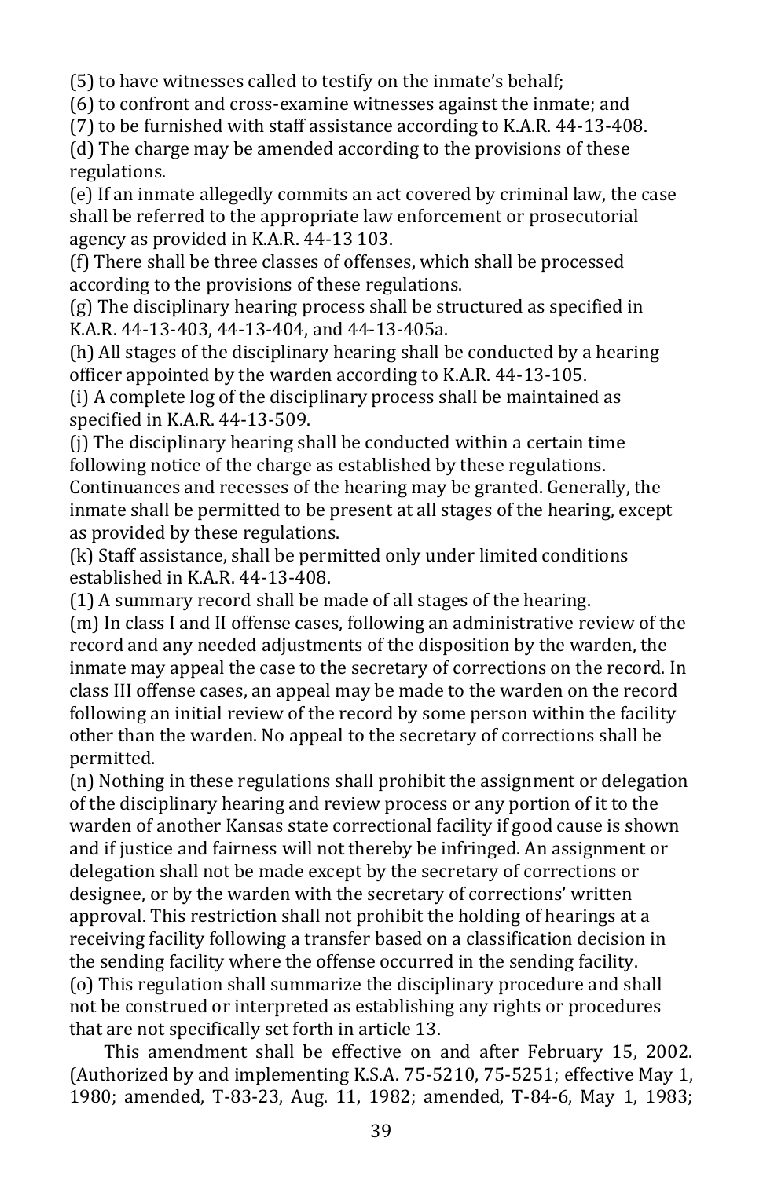(5) to have witnesses called to testify on the inmate's behalf;
(6) to confront and cross-examine witnesses against the inmate; and
(7) to be furnished with staff assistance according to K.A.R. 44-13-408.
(d) The charge may be amended according to the provisions of these regulations.
(e) If an inmate allegedly commits an act covered by criminal law, the case shall be referred to the appropriate law enforcement or prosecutorial agency as provided in K.A.R. 44-13 103.
(f) There shall be three classes of offenses, which shall be processed according to the provisions of these regulations.
(g) The disciplinary hearing process shall be structured as specified in K.A.R. 44-13-403, 44-13-404, and 44-13-405a.
(h) All stages of the disciplinary hearing shall be conducted by a hearing officer appointed by the warden according to K.A.R. 44-13-105.
(i) A complete log of the disciplinary process shall be maintained as specified in K.A.R. 44-13-509.
(j) The disciplinary hearing shall be conducted within a certain time following notice of the charge as established by these regulations. Continuances and recesses of the hearing may be granted. Generally, the inmate shall be permitted to be present at all stages of the hearing, except as provided by these regulations.
(k) Staff assistance, shall be permitted only under limited conditions established in K.A.R. 44-13-408.
(1) A summary record shall be made of all stages of the hearing.
(m) In class I and II offense cases, following an administrative review of the record and any needed adjustments of the disposition by the warden, the inmate may appeal the case to the secretary of corrections on the record. In class III offense cases, an appeal may be made to the warden on the record following an initial review of the record by some person within the facility other than the warden. No appeal to the secretary of corrections shall be permitted.
(n) Nothing in these regulations shall prohibit the assignment or delegation of the disciplinary hearing and review process or any portion of it to the warden of another Kansas state correctional facility if good cause is shown and if justice and fairness will not thereby be infringed. An assignment or delegation shall not be made except by the secretary of corrections or designee, or by the warden with the secretary of corrections' written approval. This restriction shall not prohibit the holding of hearings at a receiving facility following a transfer based on a classification decision in the sending facility where the offense occurred in the sending facility.
(o) This regulation shall summarize the disciplinary procedure and shall not be construed or interpreted as establishing any rights or procedures that are not specifically set forth in article 13.

This amendment shall be effective on and after February 15, 2002. (Authorized by and implementing K.S.A. 75-5210, 75-5251; effective May 1, 1980; amended, T-83-23, Aug. 11, 1982; amended, T-84-6, May 1, 1983;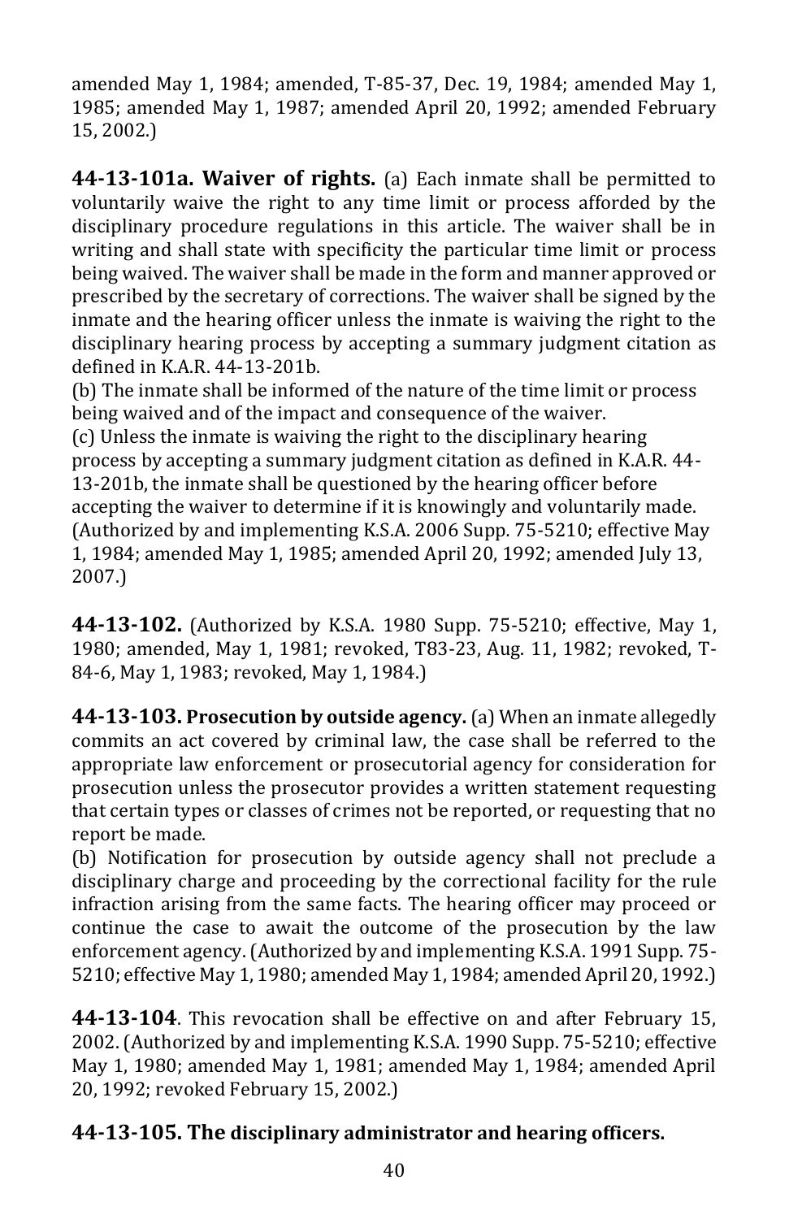amended May 1, 1984; amended, T-85-37, Dec. 19, 1984; amended May 1, 1985; amended May 1, 1987; amended April 20, 1992; amended February 15, 2002.)

**44-13-101a. Waiver of rights.** (a) Each inmate shall be permitted to voluntarily waive the right to any time limit or process afforded by the disciplinary procedure regulations in this article. The waiver shall be in writing and shall state with specificity the particular time limit or process being waived. The waiver shall be made in the form and manner approved or prescribed by the secretary of corrections. The waiver shall be signed by the inmate and the hearing officer unless the inmate is waiving the right to the disciplinary hearing process by accepting a summary judgment citation as defined in K.A.R. 44-13-201b.
(b) The inmate shall be informed of the nature of the time limit or process being waived and of the impact and consequence of the waiver.
(c) Unless the inmate is waiving the right to the disciplinary hearing process by accepting a summary judgment citation as defined in K.A.R. 44-13-201b, the inmate shall be questioned by the hearing officer before accepting the waiver to determine if it is knowingly and voluntarily made. (Authorized by and implementing K.S.A. 2006 Supp. 75-5210; effective May 1, 1984; amended May 1, 1985; amended April 20, 1992; amended July 13, 2007.)

**44-13-102.** (Authorized by K.S.A. 1980 Supp. 75-5210; effective, May 1, 1980; amended, May 1, 1981; revoked, T83-23, Aug. 11, 1982; revoked, T-84-6, May 1, 1983; revoked, May 1, 1984.)

**44-13-103. Prosecution by outside agency.** (a) When an inmate allegedly commits an act covered by criminal law, the case shall be referred to the appropriate law enforcement or prosecutorial agency for consideration for prosecution unless the prosecutor provides a written statement requesting that certain types or classes of crimes not be reported, or requesting that no report be made.
(b) Notification for prosecution by outside agency shall not preclude a disciplinary charge and proceeding by the correctional facility for the rule infraction arising from the same facts. The hearing officer may proceed or continue the case to await the outcome of the prosecution by the law enforcement agency. (Authorized by and implementing K.S.A. 1991 Supp. 75-5210; effective May 1, 1980; amended May 1, 1984; amended April 20, 1992.)

**44-13-104**. This revocation shall be effective on and after February 15, 2002. (Authorized by and implementing K.S.A. 1990 Supp. 75-5210; effective May 1, 1980; amended May 1, 1981; amended May 1, 1984; amended April 20, 1992; revoked February 15, 2002.)

**44-13-105. The disciplinary administrator and hearing officers.**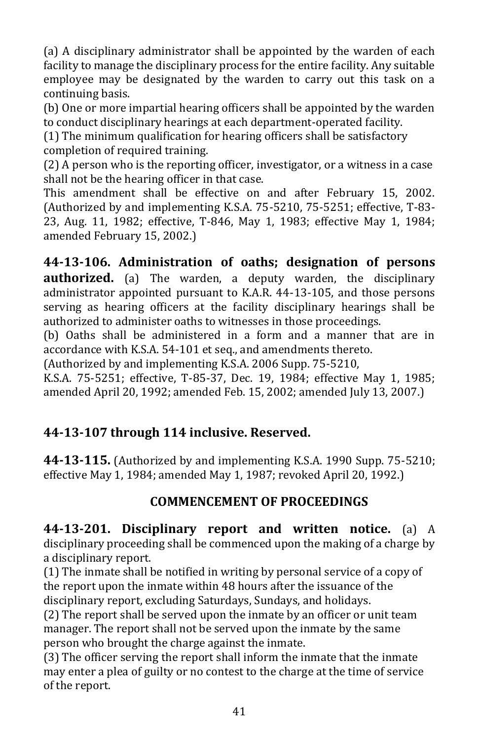(a) A disciplinary administrator shall be appointed by the warden of each facility to manage the disciplinary process for the entire facility. Any suitable employee may be designated by the warden to carry out this task on a continuing basis.

(b) One or more impartial hearing officers shall be appointed by the warden to conduct disciplinary hearings at each department-operated facility.

(1) The minimum qualification for hearing officers shall be satisfactory completion of required training.

(2) A person who is the reporting officer, investigator, or a witness in a case shall not be the hearing officer in that case.

This amendment shall be effective on and after February 15, 2002. (Authorized by and implementing K.S.A. 75-5210, 75-5251; effective, T-83-23, Aug. 11, 1982; effective, T-846, May 1, 1983; effective May 1, 1984; amended February 15, 2002.)

**44-13-106. Administration of oaths; designation of persons authorized.** (a) The warden, a deputy warden, the disciplinary administrator appointed pursuant to K.A.R. 44-13-105, and those persons serving as hearing officers at the facility disciplinary hearings shall be authorized to administer oaths to witnesses in those proceedings.

(b) Oaths shall be administered in a form and a manner that are in accordance with K.S.A. 54-101 et seq., and amendments thereto.

(Authorized by and implementing K.S.A. 2006 Supp. 75-5210, K.S.A. 75-5251; effective, T-85-37, Dec. 19, 1984; effective May 1, 1985; amended April 20, 1992; amended Feb. 15, 2002; amended July 13, 2007.)

## 44-13-107 through 114 inclusive. Reserved.

**44-13-115.** (Authorized by and implementing K.S.A. 1990 Supp. 75-5210; effective May 1, 1984; amended May 1, 1987; revoked April 20, 1992.)

## COMMENCEMENT OF PROCEEDINGS

**44-13-201. Disciplinary report and written notice.** (a) A disciplinary proceeding shall be commenced upon the making of a charge by a disciplinary report.

(1) The inmate shall be notified in writing by personal service of a copy of the report upon the inmate within 48 hours after the issuance of the disciplinary report, excluding Saturdays, Sundays, and holidays.

(2) The report shall be served upon the inmate by an officer or unit team manager. The report shall not be served upon the inmate by the same person who brought the charge against the inmate.

(3) The officer serving the report shall inform the inmate that the inmate may enter a plea of guilty or no contest to the charge at the time of service of the report.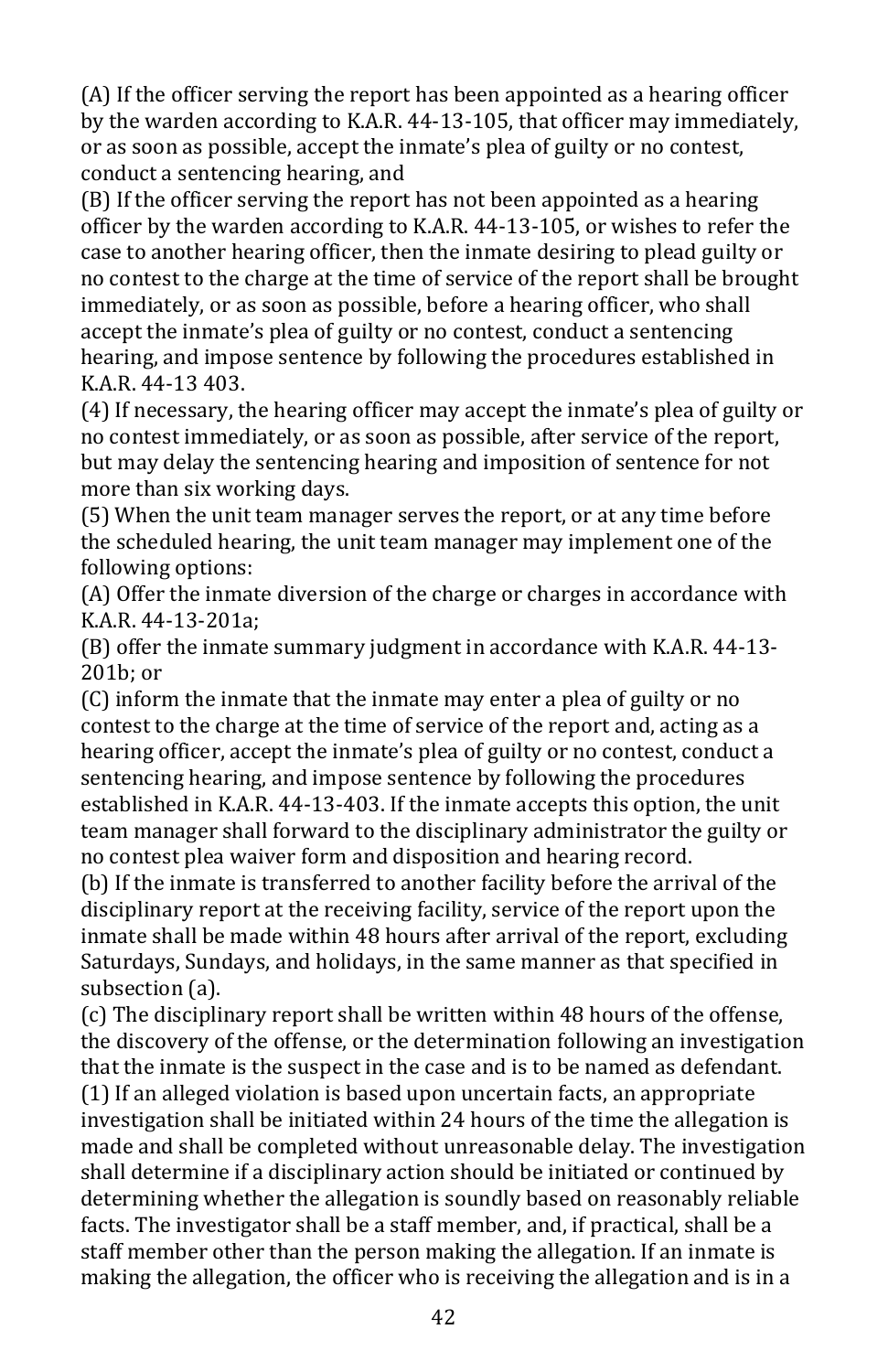(A) If the officer serving the report has been appointed as a hearing officer by the warden according to K.A.R. 44-13-105, that officer may immediately, or as soon as possible, accept the inmate's plea of guilty or no contest, conduct a sentencing hearing, and

(B) If the officer serving the report has not been appointed as a hearing officer by the warden according to K.A.R. 44-13-105, or wishes to refer the case to another hearing officer, then the inmate desiring to plead guilty or no contest to the charge at the time of service of the report shall be brought immediately, or as soon as possible, before a hearing officer, who shall accept the inmate's plea of guilty or no contest, conduct a sentencing hearing, and impose sentence by following the procedures established in K.A.R. 44-13 403.

(4) If necessary, the hearing officer may accept the inmate's plea of guilty or no contest immediately, or as soon as possible, after service of the report, but may delay the sentencing hearing and imposition of sentence for not more than six working days.

(5) When the unit team manager serves the report, or at any time before the scheduled hearing, the unit team manager may implement one of the following options:

(A) Offer the inmate diversion of the charge or charges in accordance with K.A.R. 44-13-201a;

(B) offer the inmate summary judgment in accordance with K.A.R. 44-13-201b; or

(C) inform the inmate that the inmate may enter a plea of guilty or no contest to the charge at the time of service of the report and, acting as a hearing officer, accept the inmate's plea of guilty or no contest, conduct a sentencing hearing, and impose sentence by following the procedures established in K.A.R. 44-13-403. If the inmate accepts this option, the unit team manager shall forward to the disciplinary administrator the guilty or no contest plea waiver form and disposition and hearing record.

(b) If the inmate is transferred to another facility before the arrival of the disciplinary report at the receiving facility, service of the report upon the inmate shall be made within 48 hours after arrival of the report, excluding Saturdays, Sundays, and holidays, in the same manner as that specified in subsection (a).

(c) The disciplinary report shall be written within 48 hours of the offense, the discovery of the offense, or the determination following an investigation that the inmate is the suspect in the case and is to be named as defendant.

(1) If an alleged violation is based upon uncertain facts, an appropriate investigation shall be initiated within 24 hours of the time the allegation is made and shall be completed without unreasonable delay. The investigation shall determine if a disciplinary action should be initiated or continued by determining whether the allegation is soundly based on reasonably reliable facts. The investigator shall be a staff member, and, if practical, shall be a staff member other than the person making the allegation. If an inmate is making the allegation, the officer who is receiving the allegation and is in a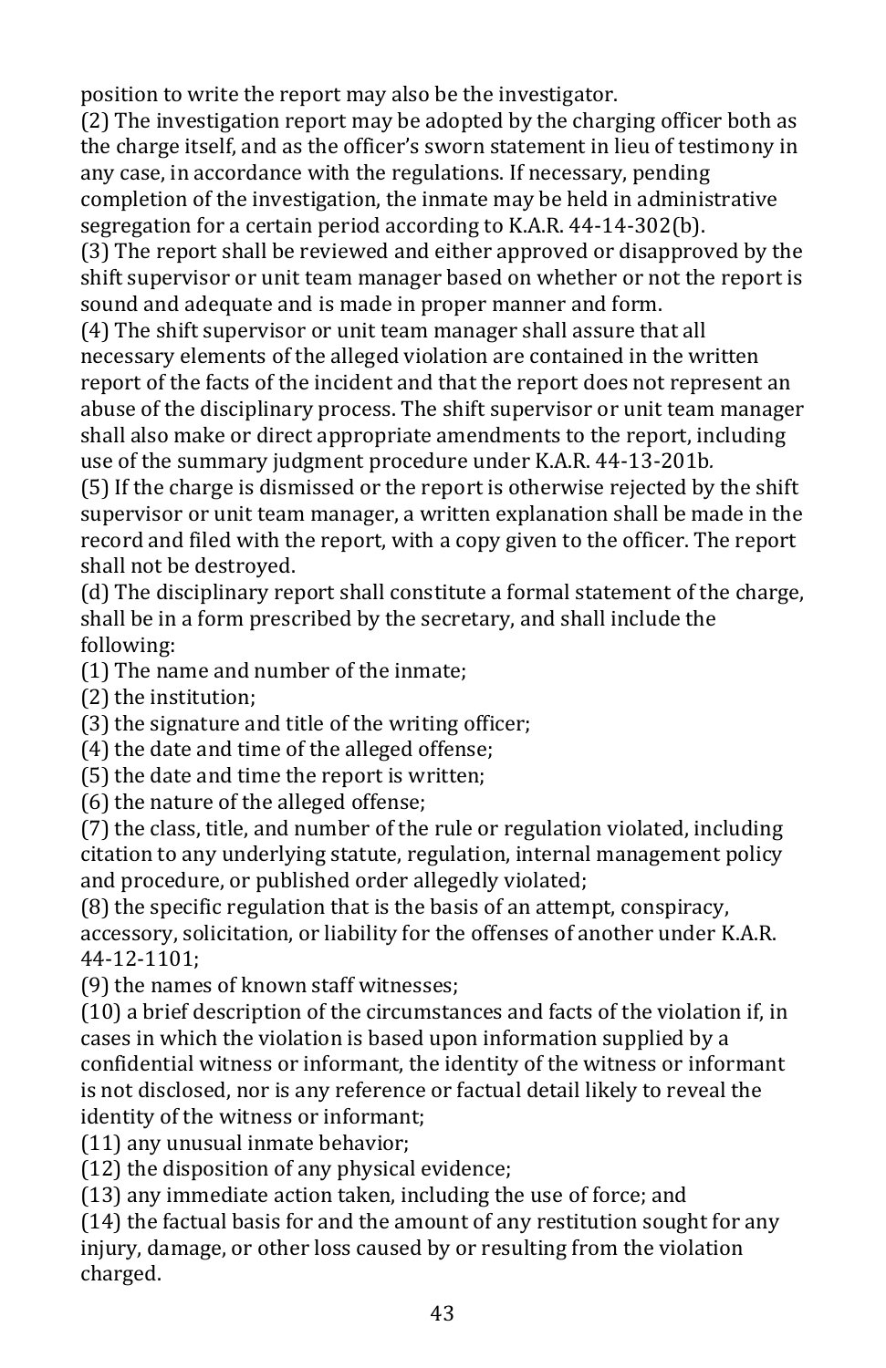position to write the report may also be the investigator.

(2) The investigation report may be adopted by the charging officer both as the charge itself, and as the officer's sworn statement in lieu of testimony in any case, in accordance with the regulations. If necessary, pending completion of the investigation, the inmate may be held in administrative segregation for a certain period according to K.A.R. 44-14-302(b).

(3) The report shall be reviewed and either approved or disapproved by the shift supervisor or unit team manager based on whether or not the report is sound and adequate and is made in proper manner and form.

(4) The shift supervisor or unit team manager shall assure that all necessary elements of the alleged violation are contained in the written report of the facts of the incident and that the report does not represent an abuse of the disciplinary process. The shift supervisor or unit team manager shall also make or direct appropriate amendments to the report, including use of the summary judgment procedure under K.A.R. 44-13-201b.

(5) If the charge is dismissed or the report is otherwise rejected by the shift supervisor or unit team manager, a written explanation shall be made in the record and filed with the report, with a copy given to the officer. The report shall not be destroyed.

(d) The disciplinary report shall constitute a formal statement of the charge, shall be in a form prescribed by the secretary, and shall include the following:

(1) The name and number of the inmate;

(2) the institution;

(3) the signature and title of the writing officer;

(4) the date and time of the alleged offense;

(5) the date and time the report is written;

(6) the nature of the alleged offense;

(7) the class, title, and number of the rule or regulation violated, including citation to any underlying statute, regulation, internal management policy and procedure, or published order allegedly violated;

(8) the specific regulation that is the basis of an attempt, conspiracy, accessory, solicitation, or liability for the offenses of another under K.A.R. 44-12-1101;

(9) the names of known staff witnesses;

(10) a brief description of the circumstances and facts of the violation if, in cases in which the violation is based upon information supplied by a confidential witness or informant, the identity of the witness or informant is not disclosed, nor is any reference or factual detail likely to reveal the identity of the witness or informant;

(11) any unusual inmate behavior;

(12) the disposition of any physical evidence;

(13) any immediate action taken, including the use of force; and

(14) the factual basis for and the amount of any restitution sought for any injury, damage, or other loss caused by or resulting from the violation charged.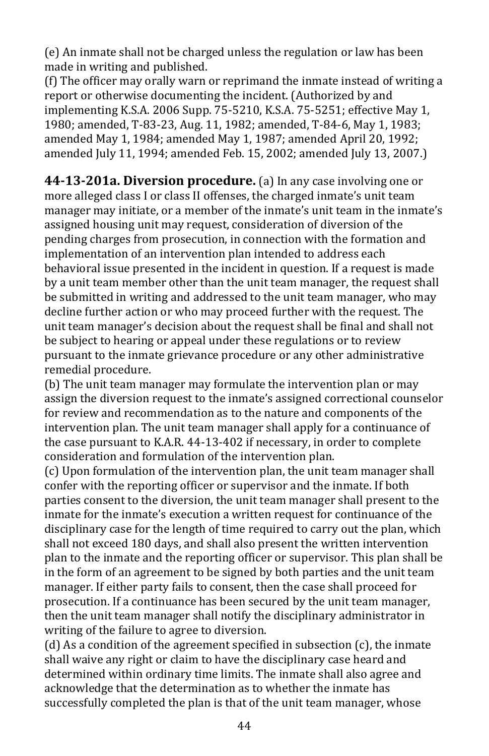(e) An inmate shall not be charged unless the regulation or law has been made in writing and published.

(f) The officer may orally warn or reprimand the inmate instead of writing a report or otherwise documenting the incident. (Authorized by and implementing K.S.A. 2006 Supp. 75-5210, K.S.A. 75-5251; effective May 1, 1980; amended, T-83-23, Aug. 11, 1982; amended, T-84-6, May 1, 1983; amended May 1, 1984; amended May 1, 1987; amended April 20, 1992; amended July 11, 1994; amended Feb. 15, 2002; amended July 13, 2007.)

**44-13-201a. Diversion procedure.** (a) In any case involving one or more alleged class I or class II offenses, the charged inmate's unit team manager may initiate, or a member of the inmate's unit team in the inmate's assigned housing unit may request, consideration of diversion of the pending charges from prosecution, in connection with the formation and implementation of an intervention plan intended to address each behavioral issue presented in the incident in question. If a request is made by a unit team member other than the unit team manager, the request shall be submitted in writing and addressed to the unit team manager, who may decline further action or who may proceed further with the request. The unit team manager's decision about the request shall be final and shall not be subject to hearing or appeal under these regulations or to review pursuant to the inmate grievance procedure or any other administrative remedial procedure.

(b) The unit team manager may formulate the intervention plan or may assign the diversion request to the inmate's assigned correctional counselor for review and recommendation as to the nature and components of the intervention plan. The unit team manager shall apply for a continuance of the case pursuant to K.A.R. 44-13-402 if necessary, in order to complete consideration and formulation of the intervention plan.

(c) Upon formulation of the intervention plan, the unit team manager shall confer with the reporting officer or supervisor and the inmate. If both parties consent to the diversion, the unit team manager shall present to the inmate for the inmate's execution a written request for continuance of the disciplinary case for the length of time required to carry out the plan, which shall not exceed 180 days, and shall also present the written intervention plan to the inmate and the reporting officer or supervisor. This plan shall be in the form of an agreement to be signed by both parties and the unit team manager. If either party fails to consent, then the case shall proceed for prosecution. If a continuance has been secured by the unit team manager, then the unit team manager shall notify the disciplinary administrator in writing of the failure to agree to diversion.

(d) As a condition of the agreement specified in subsection (c), the inmate shall waive any right or claim to have the disciplinary case heard and determined within ordinary time limits. The inmate shall also agree and acknowledge that the determination as to whether the inmate has successfully completed the plan is that of the unit team manager, whose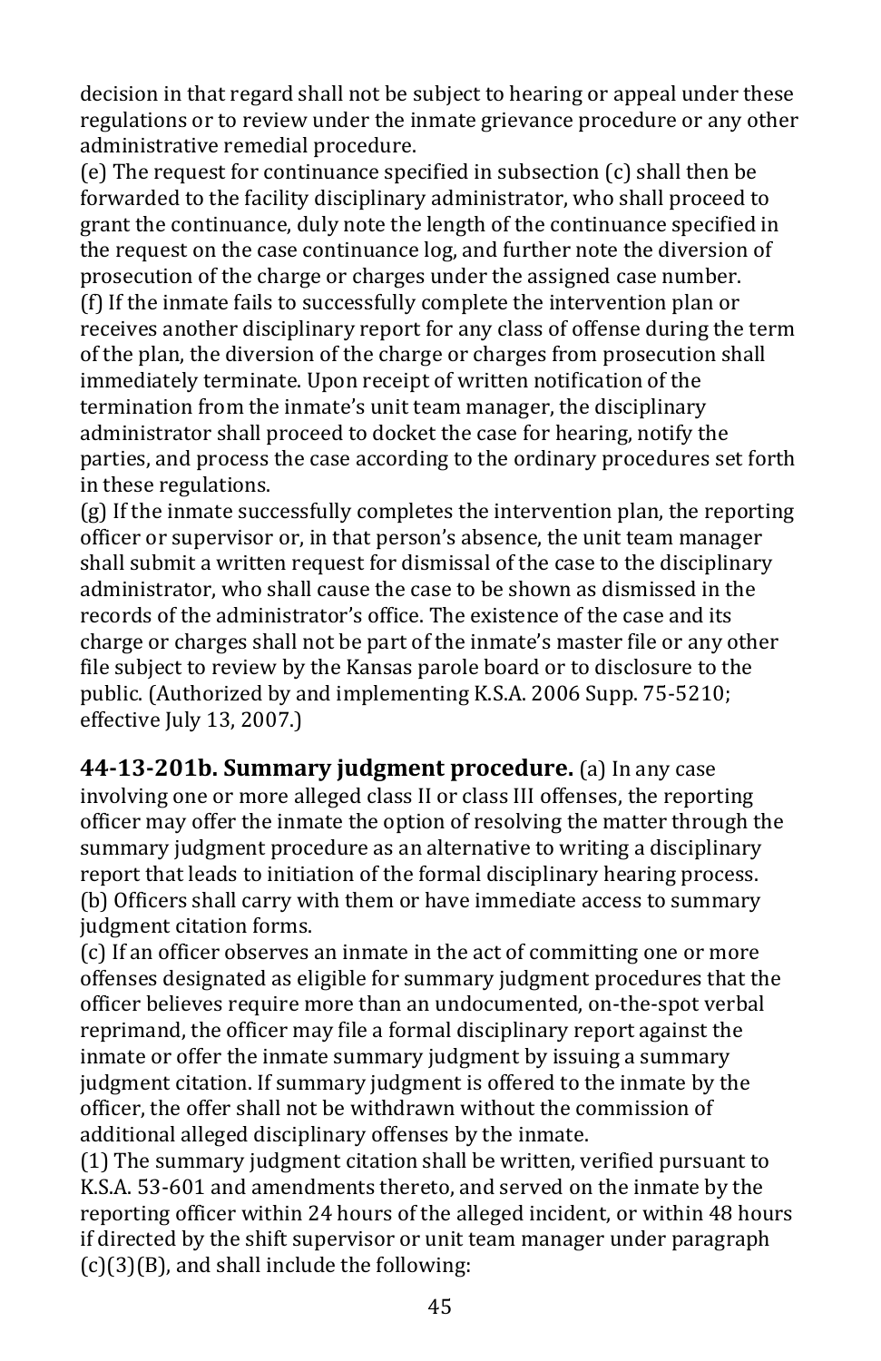decision in that regard shall not be subject to hearing or appeal under these regulations or to review under the inmate grievance procedure or any other administrative remedial procedure.

(e) The request for continuance specified in subsection (c) shall then be forwarded to the facility disciplinary administrator, who shall proceed to grant the continuance, duly note the length of the continuance specified in the request on the case continuance log, and further note the diversion of prosecution of the charge or charges under the assigned case number.

(f) If the inmate fails to successfully complete the intervention plan or receives another disciplinary report for any class of offense during the term of the plan, the diversion of the charge or charges from prosecution shall immediately terminate. Upon receipt of written notification of the termination from the inmate's unit team manager, the disciplinary administrator shall proceed to docket the case for hearing, notify the parties, and process the case according to the ordinary procedures set forth in these regulations.

(g) If the inmate successfully completes the intervention plan, the reporting officer or supervisor or, in that person's absence, the unit team manager shall submit a written request for dismissal of the case to the disciplinary administrator, who shall cause the case to be shown as dismissed in the records of the administrator's office. The existence of the case and its charge or charges shall not be part of the inmate's master file or any other file subject to review by the Kansas parole board or to disclosure to the public. (Authorized by and implementing K.S.A. 2006 Supp. 75-5210; effective July 13, 2007.)

**44-13-201b. Summary judgment procedure.** (a) In any case involving one or more alleged class II or class III offenses, the reporting officer may offer the inmate the option of resolving the matter through the summary judgment procedure as an alternative to writing a disciplinary report that leads to initiation of the formal disciplinary hearing process.

(b) Officers shall carry with them or have immediate access to summary judgment citation forms.

(c) If an officer observes an inmate in the act of committing one or more offenses designated as eligible for summary judgment procedures that the officer believes require more than an undocumented, on-the-spot verbal reprimand, the officer may file a formal disciplinary report against the inmate or offer the inmate summary judgment by issuing a summary judgment citation. If summary judgment is offered to the inmate by the officer, the offer shall not be withdrawn without the commission of additional alleged disciplinary offenses by the inmate.

(1) The summary judgment citation shall be written, verified pursuant to K.S.A. 53-601 and amendments thereto, and served on the inmate by the reporting officer within 24 hours of the alleged incident, or within 48 hours if directed by the shift supervisor or unit team manager under paragraph (c)(3)(B), and shall include the following: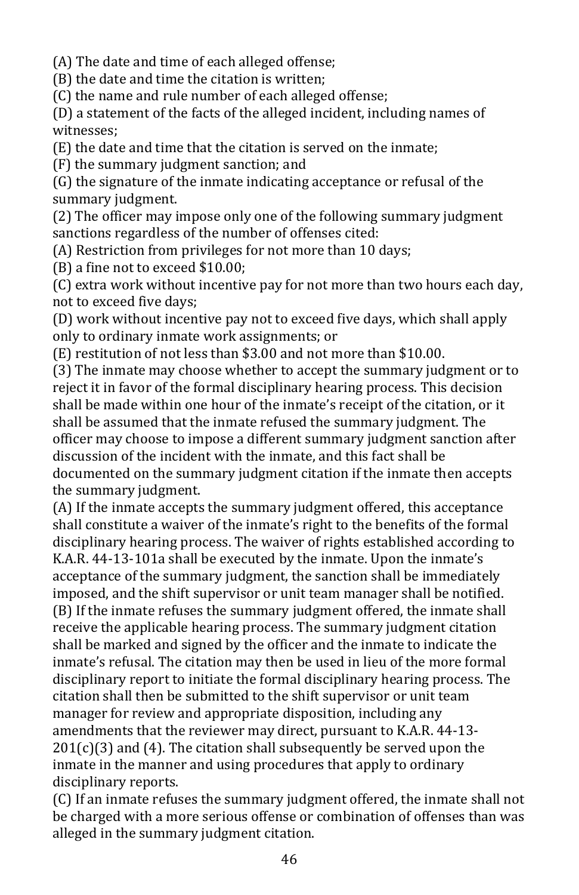(A) The date and time of each alleged offense;
(B) the date and time the citation is written;
(C) the name and rule number of each alleged offense;
(D) a statement of the facts of the alleged incident, including names of witnesses;
(E) the date and time that the citation is served on the inmate;
(F) the summary judgment sanction; and
(G) the signature of the inmate indicating acceptance or refusal of the summary judgment.

(2) The officer may impose only one of the following summary judgment sanctions regardless of the number of offenses cited:
(A) Restriction from privileges for not more than 10 days;
(B) a fine not to exceed $10.00;
(C) extra work without incentive pay for not more than two hours each day, not to exceed five days;
(D) work without incentive pay not to exceed five days, which shall apply only to ordinary inmate work assignments; or
(E) restitution of not less than $3.00 and not more than $10.00.

(3) The inmate may choose whether to accept the summary judgment or to reject it in favor of the formal disciplinary hearing process. This decision shall be made within one hour of the inmate's receipt of the citation, or it shall be assumed that the inmate refused the summary judgment. The officer may choose to impose a different summary judgment sanction after discussion of the incident with the inmate, and this fact shall be documented on the summary judgment citation if the inmate then accepts the summary judgment.
(A) If the inmate accepts the summary judgment offered, this acceptance shall constitute a waiver of the inmate's right to the benefits of the formal disciplinary hearing process. The waiver of rights established according to K.A.R. 44-13-101a shall be executed by the inmate. Upon the inmate's acceptance of the summary judgment, the sanction shall be immediately imposed, and the shift supervisor or unit team manager shall be notified.
(B) If the inmate refuses the summary judgment offered, the inmate shall receive the applicable hearing process. The summary judgment citation shall be marked and signed by the officer and the inmate to indicate the inmate's refusal. The citation may then be used in lieu of the more formal disciplinary report to initiate the formal disciplinary hearing process. The citation shall then be submitted to the shift supervisor or unit team manager for review and appropriate disposition, including any amendments that the reviewer may direct, pursuant to K.A.R. 44-13-201(c)(3) and (4). The citation shall subsequently be served upon the inmate in the manner and using procedures that apply to ordinary disciplinary reports.
(C) If an inmate refuses the summary judgment offered, the inmate shall not be charged with a more serious offense or combination of offenses than was alleged in the summary judgment citation.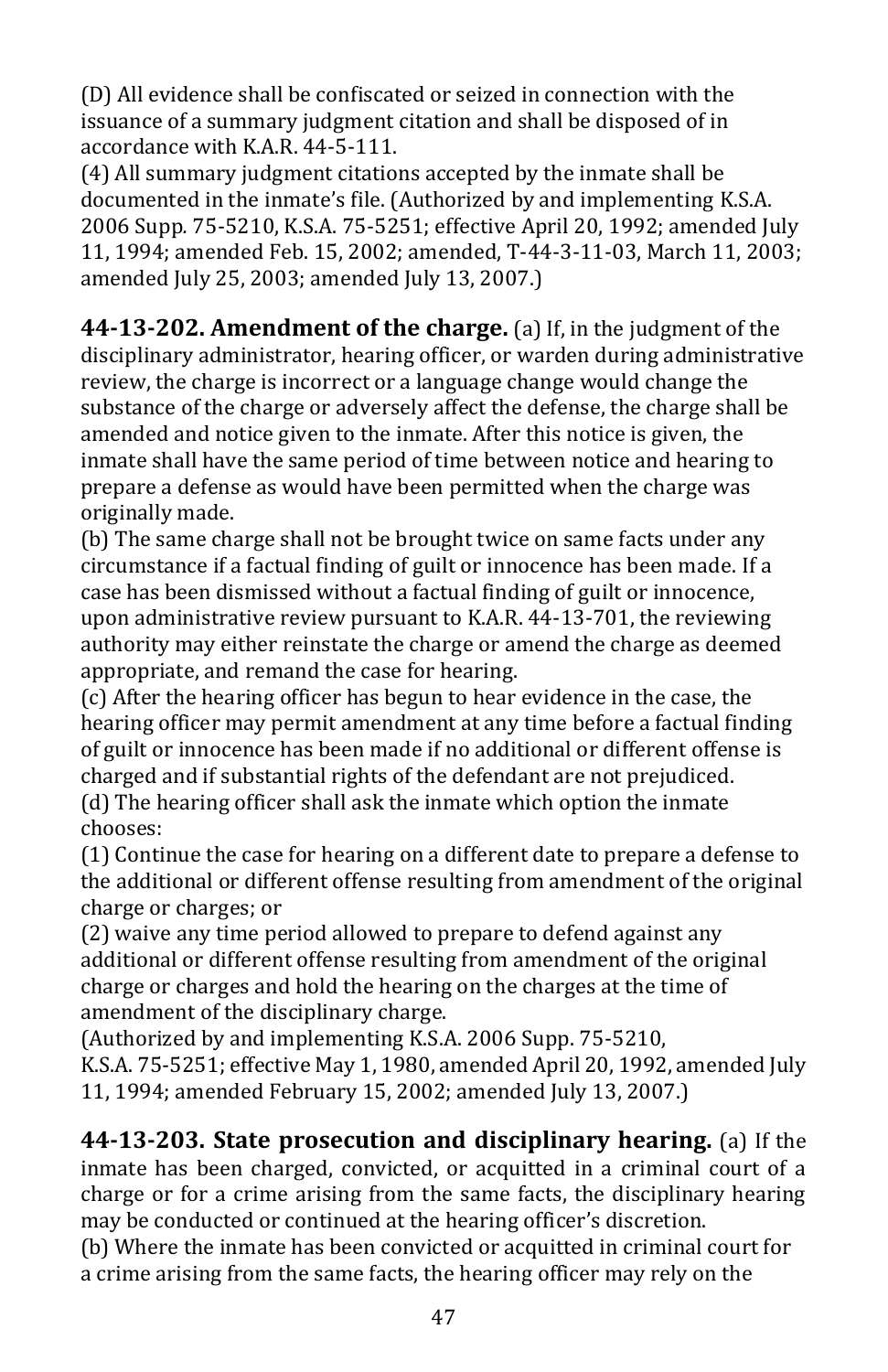(D) All evidence shall be confiscated or seized in connection with the issuance of a summary judgment citation and shall be disposed of in accordance with K.A.R. 44-5-111.

(4) All summary judgment citations accepted by the inmate shall be documented in the inmate's file. (Authorized by and implementing K.S.A. 2006 Supp. 75-5210, K.S.A. 75-5251; effective April 20, 1992; amended July 11, 1994; amended Feb. 15, 2002; amended, T-44-3-11-03, March 11, 2003; amended July 25, 2003; amended July 13, 2007.)

**44-13-202. Amendment of the charge.** (a) If, in the judgment of the disciplinary administrator, hearing officer, or warden during administrative review, the charge is incorrect or a language change would change the substance of the charge or adversely affect the defense, the charge shall be amended and notice given to the inmate. After this notice is given, the inmate shall have the same period of time between notice and hearing to prepare a defense as would have been permitted when the charge was originally made.

(b) The same charge shall not be brought twice on same facts under any circumstance if a factual finding of guilt or innocence has been made. If a case has been dismissed without a factual finding of guilt or innocence, upon administrative review pursuant to K.A.R. 44-13-701, the reviewing authority may either reinstate the charge or amend the charge as deemed appropriate, and remand the case for hearing.

(c) After the hearing officer has begun to hear evidence in the case, the hearing officer may permit amendment at any time before a factual finding of guilt or innocence has been made if no additional or different offense is charged and if substantial rights of the defendant are not prejudiced.

(d) The hearing officer shall ask the inmate which option the inmate chooses:

(1) Continue the case for hearing on a different date to prepare a defense to the additional or different offense resulting from amendment of the original charge or charges; or

(2) waive any time period allowed to prepare to defend against any additional or different offense resulting from amendment of the original charge or charges and hold the hearing on the charges at the time of amendment of the disciplinary charge.

(Authorized by and implementing K.S.A. 2006 Supp. 75-5210, K.S.A. 75-5251; effective May 1, 1980, amended April 20, 1992, amended July 11, 1994; amended February 15, 2002; amended July 13, 2007.)

**44-13-203. State prosecution and disciplinary hearing.** (a) If the inmate has been charged, convicted, or acquitted in a criminal court of a charge or for a crime arising from the same facts, the disciplinary hearing may be conducted or continued at the hearing officer's discretion.

(b) Where the inmate has been convicted or acquitted in criminal court for a crime arising from the same facts, the hearing officer may rely on the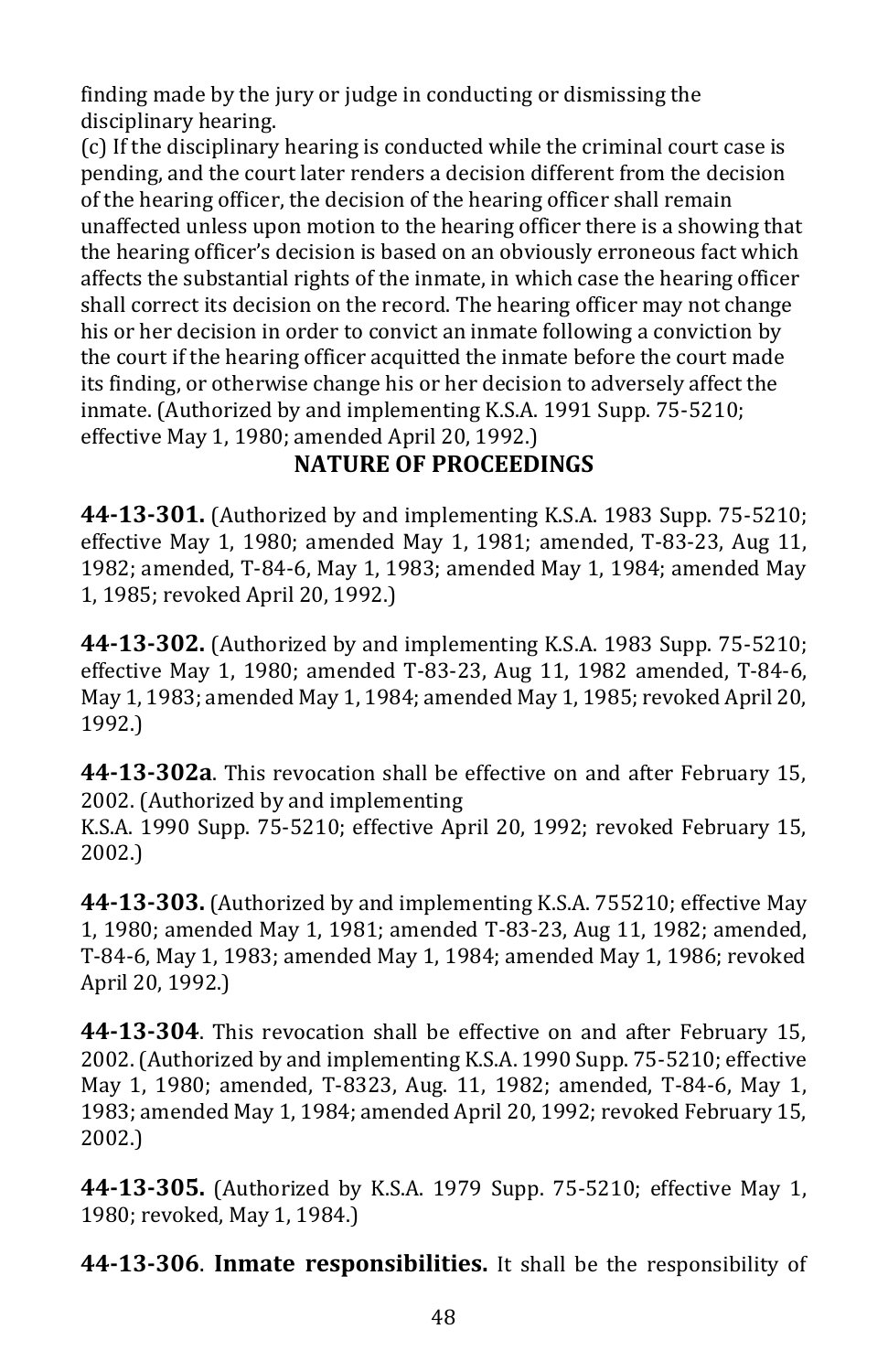finding made by the jury or judge in conducting or dismissing the disciplinary hearing.

(c) If the disciplinary hearing is conducted while the criminal court case is pending, and the court later renders a decision different from the decision of the hearing officer, the decision of the hearing officer shall remain unaffected unless upon motion to the hearing officer there is a showing that the hearing officer's decision is based on an obviously erroneous fact which affects the substantial rights of the inmate, in which case the hearing officer shall correct its decision on the record. The hearing officer may not change his or her decision in order to convict an inmate following a conviction by the court if the hearing officer acquitted the inmate before the court made its finding, or otherwise change his or her decision to adversely affect the inmate. (Authorized by and implementing K.S.A. 1991 Supp. 75-5210; effective May 1, 1980; amended April 20, 1992.)

## NATURE OF PROCEEDINGS

**44-13-301.** (Authorized by and implementing K.S.A. 1983 Supp. 75-5210; effective May 1, 1980; amended May 1, 1981; amended, T-83-23, Aug 11, 1982; amended, T-84-6, May 1, 1983; amended May 1, 1984; amended May 1, 1985; revoked April 20, 1992.)

**44-13-302.** (Authorized by and implementing K.S.A. 1983 Supp. 75-5210; effective May 1, 1980; amended T-83-23, Aug 11, 1982 amended, T-84-6, May 1, 1983; amended May 1, 1984; amended May 1, 1985; revoked April 20, 1992.)

**44-13-302a**. This revocation shall be effective on and after February 15, 2002. (Authorized by and implementing
K.S.A. 1990 Supp. 75-5210; effective April 20, 1992; revoked February 15, 2002.)

**44-13-303.** (Authorized by and implementing K.S.A. 755210; effective May 1, 1980; amended May 1, 1981; amended T-83-23, Aug 11, 1982; amended, T-84-6, May 1, 1983; amended May 1, 1984; amended May 1, 1986; revoked April 20, 1992.)

**44-13-304**. This revocation shall be effective on and after February 15, 2002. (Authorized by and implementing K.S.A. 1990 Supp. 75-5210; effective May 1, 1980; amended, T-8323, Aug. 11, 1982; amended, T-84-6, May 1, 1983; amended May 1, 1984; amended April 20, 1992; revoked February 15, 2002.)

**44-13-305.** (Authorized by K.S.A. 1979 Supp. 75-5210; effective May 1, 1980; revoked, May 1, 1984.)

**44-13-306**. **Inmate responsibilities.** It shall be the responsibility of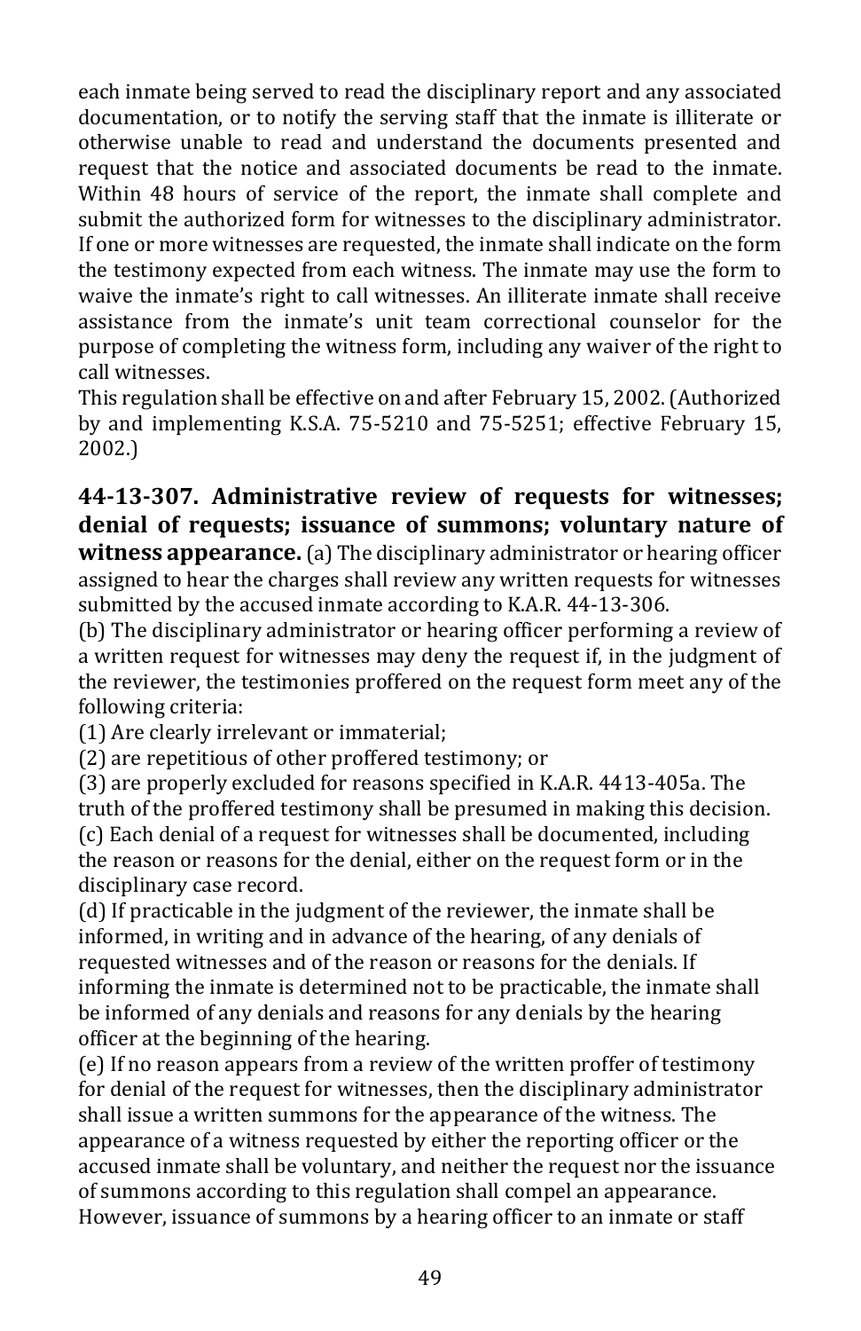each inmate being served to read the disciplinary report and any associated documentation, or to notify the serving staff that the inmate is illiterate or otherwise unable to read and understand the documents presented and request that the notice and associated documents be read to the inmate. Within 48 hours of service of the report, the inmate shall complete and submit the authorized form for witnesses to the disciplinary administrator. If one or more witnesses are requested, the inmate shall indicate on the form the testimony expected from each witness. The inmate may use the form to waive the inmate's right to call witnesses. An illiterate inmate shall receive assistance from the inmate's unit team correctional counselor for the purpose of completing the witness form, including any waiver of the right to call witnesses.

This regulation shall be effective on and after February 15, 2002. (Authorized by and implementing K.S.A. 75-5210 and 75-5251; effective February 15, 2002.)

**44-13-307. Administrative review of requests for witnesses; denial of requests; issuance of summons; voluntary nature of witness appearance.** (a) The disciplinary administrator or hearing officer assigned to hear the charges shall review any written requests for witnesses submitted by the accused inmate according to K.A.R. 44-13-306.

(b) The disciplinary administrator or hearing officer performing a review of a written request for witnesses may deny the request if, in the judgment of the reviewer, the testimonies proffered on the request form meet any of the following criteria:

(1) Are clearly irrelevant or immaterial;

(2) are repetitious of other proffered testimony; or

(3) are properly excluded for reasons specified in K.A.R. 4413-405a. The truth of the proffered testimony shall be presumed in making this decision.

(c) Each denial of a request for witnesses shall be documented, including the reason or reasons for the denial, either on the request form or in the disciplinary case record.

(d) If practicable in the judgment of the reviewer, the inmate shall be informed, in writing and in advance of the hearing, of any denials of requested witnesses and of the reason or reasons for the denials. If informing the inmate is determined not to be practicable, the inmate shall be informed of any denials and reasons for any denials by the hearing officer at the beginning of the hearing.

(e) If no reason appears from a review of the written proffer of testimony for denial of the request for witnesses, then the disciplinary administrator shall issue a written summons for the appearance of the witness. The appearance of a witness requested by either the reporting officer or the accused inmate shall be voluntary, and neither the request nor the issuance of summons according to this regulation shall compel an appearance. However, issuance of summons by a hearing officer to an inmate or staff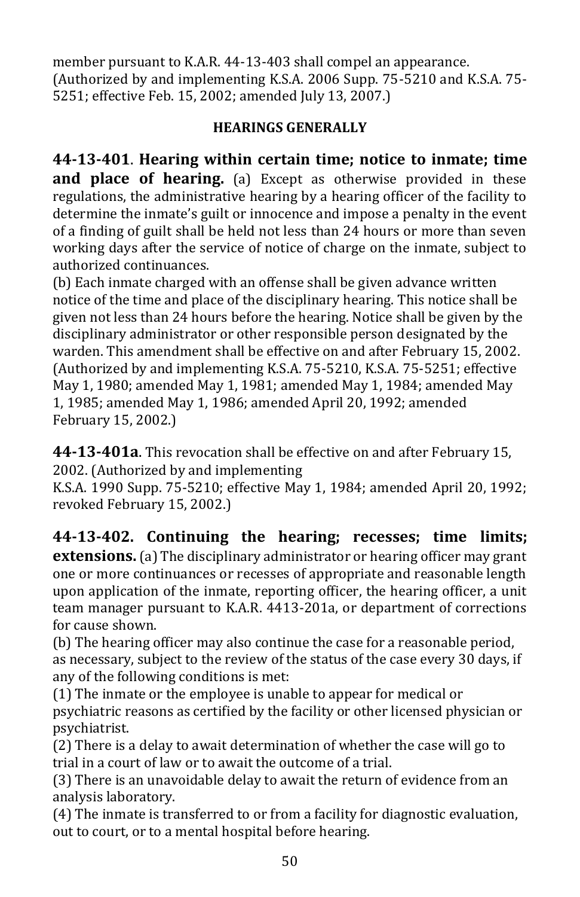member pursuant to K.A.R. 44-13-403 shall compel an appearance. (Authorized by and implementing K.S.A. 2006 Supp. 75-5210 and K.S.A. 75-5251; effective Feb. 15, 2002; amended July 13, 2007.)

## HEARINGS GENERALLY

**44-13-401**. **Hearing within certain time; notice to inmate; time and place of hearing.** (a) Except as otherwise provided in these regulations, the administrative hearing by a hearing officer of the facility to determine the inmate's guilt or innocence and impose a penalty in the event of a finding of guilt shall be held not less than 24 hours or more than seven working days after the service of notice of charge on the inmate, subject to authorized continuances.

(b) Each inmate charged with an offense shall be given advance written notice of the time and place of the disciplinary hearing. This notice shall be given not less than 24 hours before the hearing. Notice shall be given by the disciplinary administrator or other responsible person designated by the warden. This amendment shall be effective on and after February 15, 2002. (Authorized by and implementing K.S.A. 75-5210, K.S.A. 75-5251; effective May 1, 1980; amended May 1, 1981; amended May 1, 1984; amended May 1, 1985; amended May 1, 1986; amended April 20, 1992; amended February 15, 2002.)

**44-13-401a**. This revocation shall be effective on and after February 15, 2002. (Authorized by and implementing K.S.A. 1990 Supp. 75-5210; effective May 1, 1984; amended April 20, 1992; revoked February 15, 2002.)

**44-13-402. Continuing the hearing; recesses; time limits; extensions.** (a) The disciplinary administrator or hearing officer may grant one or more continuances or recesses of appropriate and reasonable length upon application of the inmate, reporting officer, the hearing officer, a unit team manager pursuant to K.A.R. 4413-201a, or department of corrections for cause shown.

(b) The hearing officer may also continue the case for a reasonable period, as necessary, subject to the review of the status of the case every 30 days, if any of the following conditions is met:

(1) The inmate or the employee is unable to appear for medical or psychiatric reasons as certified by the facility or other licensed physician or psychiatrist.

(2) There is a delay to await determination of whether the case will go to trial in a court of law or to await the outcome of a trial.

(3) There is an unavoidable delay to await the return of evidence from an analysis laboratory.

(4) The inmate is transferred to or from a facility for diagnostic evaluation, out to court, or to a mental hospital before hearing.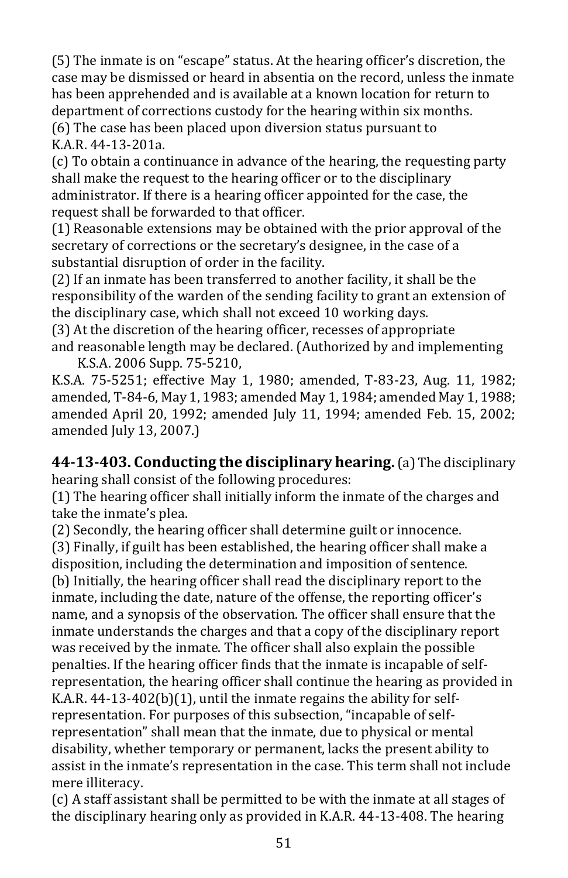(5) The inmate is on "escape" status. At the hearing officer's discretion, the case may be dismissed or heard in absentia on the record, unless the inmate has been apprehended and is available at a known location for return to department of corrections custody for the hearing within six months.
(6) The case has been placed upon diversion status pursuant to K.A.R. 44-13-201a.
(c) To obtain a continuance in advance of the hearing, the requesting party shall make the request to the hearing officer or to the disciplinary administrator. If there is a hearing officer appointed for the case, the request shall be forwarded to that officer.
(1) Reasonable extensions may be obtained with the prior approval of the secretary of corrections or the secretary's designee, in the case of a substantial disruption of order in the facility.
(2) If an inmate has been transferred to another facility, it shall be the responsibility of the warden of the sending facility to grant an extension of the disciplinary case, which shall not exceed 10 working days.
(3) At the discretion of the hearing officer, recesses of appropriate and reasonable length may be declared. (Authorized by and implementing K.S.A. 2006 Supp. 75-5210, K.S.A. 75-5251; effective May 1, 1980; amended, T-83-23, Aug. 11, 1982; amended, T-84-6, May 1, 1983; amended May 1, 1984; amended May 1, 1988; amended April 20, 1992; amended July 11, 1994; amended Feb. 15, 2002; amended July 13, 2007.)

**44-13-403. Conducting the disciplinary hearing.** (a) The disciplinary hearing shall consist of the following procedures:
(1) The hearing officer shall initially inform the inmate of the charges and take the inmate's plea.
(2) Secondly, the hearing officer shall determine guilt or innocence.
(3) Finally, if guilt has been established, the hearing officer shall make a disposition, including the determination and imposition of sentence.
(b) Initially, the hearing officer shall read the disciplinary report to the inmate, including the date, nature of the offense, the reporting officer's name, and a synopsis of the observation. The officer shall ensure that the inmate understands the charges and that a copy of the disciplinary report was received by the inmate. The officer shall also explain the possible penalties. If the hearing officer finds that the inmate is incapable of self-representation, the hearing officer shall continue the hearing as provided in K.A.R. 44-13-402(b)(1), until the inmate regains the ability for self-representation. For purposes of this subsection, "incapable of self-representation" shall mean that the inmate, due to physical or mental disability, whether temporary or permanent, lacks the present ability to assist in the inmate's representation in the case. This term shall not include mere illiteracy.
(c) A staff assistant shall be permitted to be with the inmate at all stages of the disciplinary hearing only as provided in K.A.R. 44-13-408. The hearing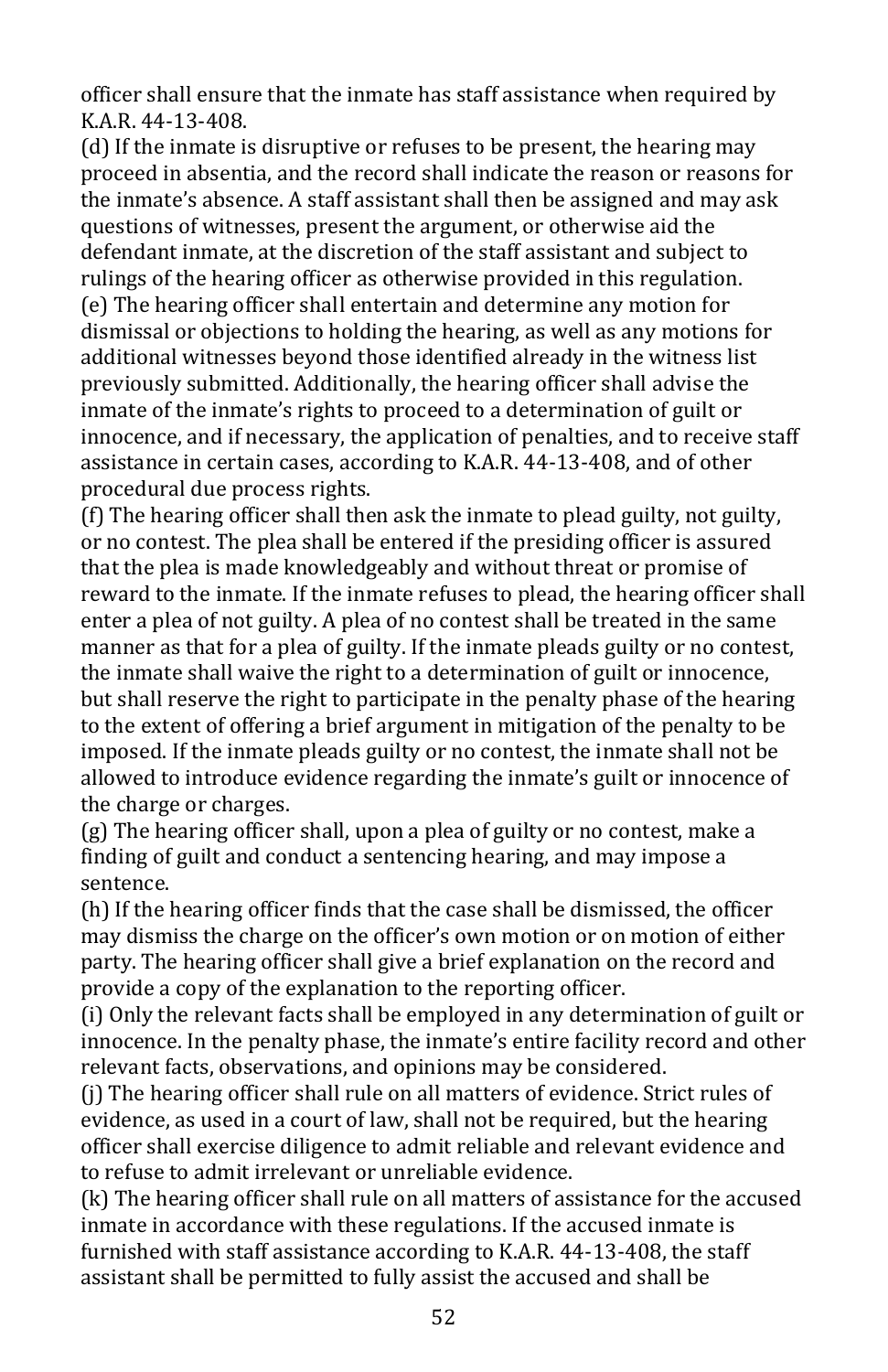officer shall ensure that the inmate has staff assistance when required by K.A.R. 44-13-408.

(d) If the inmate is disruptive or refuses to be present, the hearing may proceed in absentia, and the record shall indicate the reason or reasons for the inmate's absence. A staff assistant shall then be assigned and may ask questions of witnesses, present the argument, or otherwise aid the defendant inmate, at the discretion of the staff assistant and subject to rulings of the hearing officer as otherwise provided in this regulation.

(e) The hearing officer shall entertain and determine any motion for dismissal or objections to holding the hearing, as well as any motions for additional witnesses beyond those identified already in the witness list previously submitted. Additionally, the hearing officer shall advise the inmate of the inmate's rights to proceed to a determination of guilt or innocence, and if necessary, the application of penalties, and to receive staff assistance in certain cases, according to K.A.R. 44-13-408, and of other procedural due process rights.

(f) The hearing officer shall then ask the inmate to plead guilty, not guilty, or no contest. The plea shall be entered if the presiding officer is assured that the plea is made knowledgeably and without threat or promise of reward to the inmate. If the inmate refuses to plead, the hearing officer shall enter a plea of not guilty. A plea of no contest shall be treated in the same manner as that for a plea of guilty. If the inmate pleads guilty or no contest, the inmate shall waive the right to a determination of guilt or innocence, but shall reserve the right to participate in the penalty phase of the hearing to the extent of offering a brief argument in mitigation of the penalty to be imposed. If the inmate pleads guilty or no contest, the inmate shall not be allowed to introduce evidence regarding the inmate's guilt or innocence of the charge or charges.

(g) The hearing officer shall, upon a plea of guilty or no contest, make a finding of guilt and conduct a sentencing hearing, and may impose a sentence.

(h) If the hearing officer finds that the case shall be dismissed, the officer may dismiss the charge on the officer's own motion or on motion of either party. The hearing officer shall give a brief explanation on the record and provide a copy of the explanation to the reporting officer.

(i) Only the relevant facts shall be employed in any determination of guilt or innocence. In the penalty phase, the inmate's entire facility record and other relevant facts, observations, and opinions may be considered.

(j) The hearing officer shall rule on all matters of evidence. Strict rules of evidence, as used in a court of law, shall not be required, but the hearing officer shall exercise diligence to admit reliable and relevant evidence and to refuse to admit irrelevant or unreliable evidence.

(k) The hearing officer shall rule on all matters of assistance for the accused inmate in accordance with these regulations. If the accused inmate is furnished with staff assistance according to K.A.R. 44-13-408, the staff assistant shall be permitted to fully assist the accused and shall be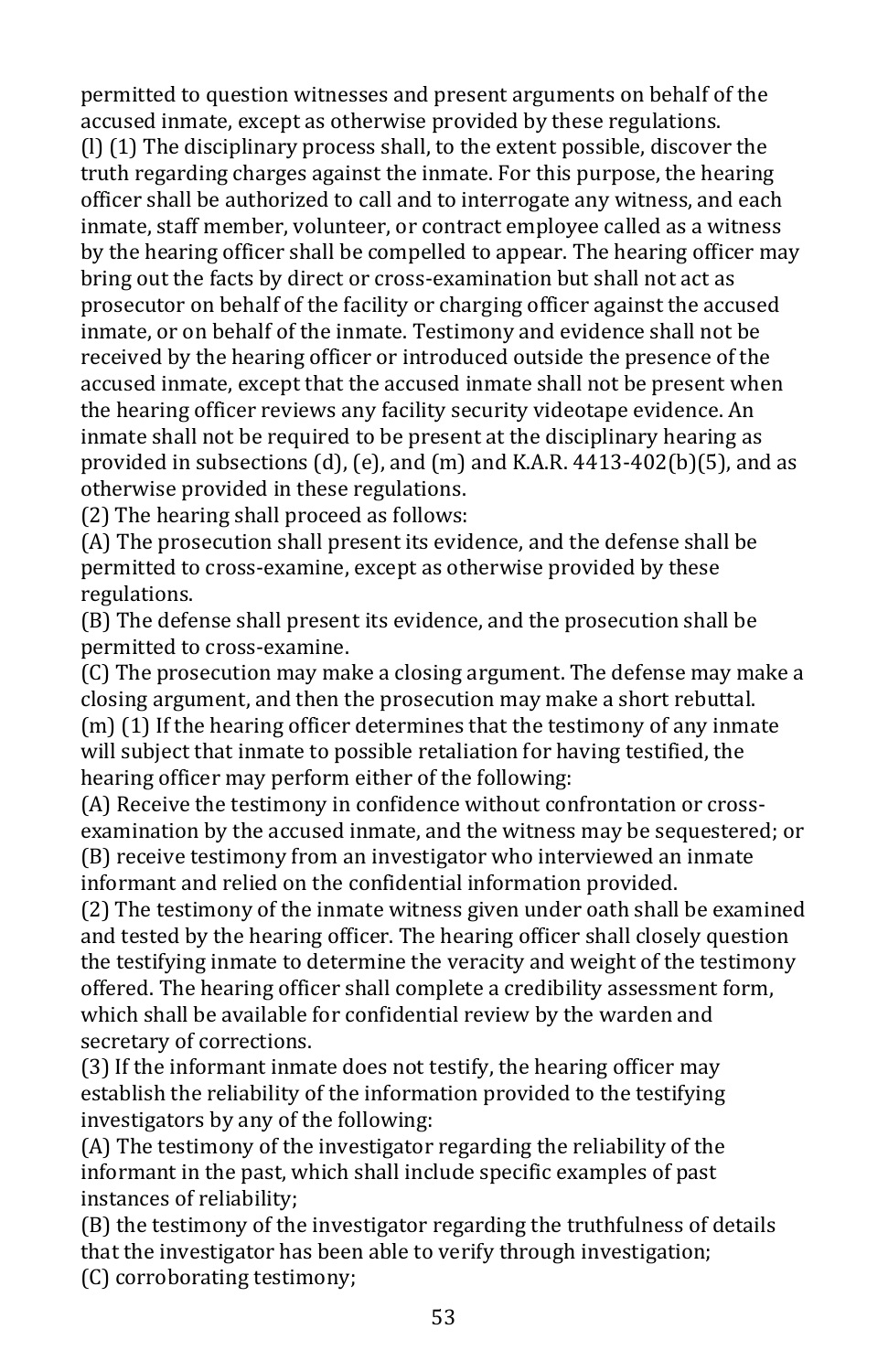permitted to question witnesses and present arguments on behalf of the accused inmate, except as otherwise provided by these regulations.

(l) (1) The disciplinary process shall, to the extent possible, discover the truth regarding charges against the inmate. For this purpose, the hearing officer shall be authorized to call and to interrogate any witness, and each inmate, staff member, volunteer, or contract employee called as a witness by the hearing officer shall be compelled to appear. The hearing officer may bring out the facts by direct or cross-examination but shall not act as prosecutor on behalf of the facility or charging officer against the accused inmate, or on behalf of the inmate. Testimony and evidence shall not be received by the hearing officer or introduced outside the presence of the accused inmate, except that the accused inmate shall not be present when the hearing officer reviews any facility security videotape evidence. An inmate shall not be required to be present at the disciplinary hearing as provided in subsections (d), (e), and (m) and K.A.R. 4413-402(b)(5), and as otherwise provided in these regulations.

(2) The hearing shall proceed as follows:

(A) The prosecution shall present its evidence, and the defense shall be permitted to cross-examine, except as otherwise provided by these regulations.

(B) The defense shall present its evidence, and the prosecution shall be permitted to cross-examine.

(C) The prosecution may make a closing argument. The defense may make a closing argument, and then the prosecution may make a short rebuttal.

(m) (1) If the hearing officer determines that the testimony of any inmate will subject that inmate to possible retaliation for having testified, the hearing officer may perform either of the following:

(A) Receive the testimony in confidence without confrontation or cross-examination by the accused inmate, and the witness may be sequestered; or

(B) receive testimony from an investigator who interviewed an inmate informant and relied on the confidential information provided.

(2) The testimony of the inmate witness given under oath shall be examined and tested by the hearing officer. The hearing officer shall closely question the testifying inmate to determine the veracity and weight of the testimony offered. The hearing officer shall complete a credibility assessment form, which shall be available for confidential review by the warden and secretary of corrections.

(3) If the informant inmate does not testify, the hearing officer may establish the reliability of the information provided to the testifying investigators by any of the following:

(A) The testimony of the investigator regarding the reliability of the informant in the past, which shall include specific examples of past instances of reliability;

(B) the testimony of the investigator regarding the truthfulness of details that the investigator has been able to verify through investigation;

(C) corroborating testimony;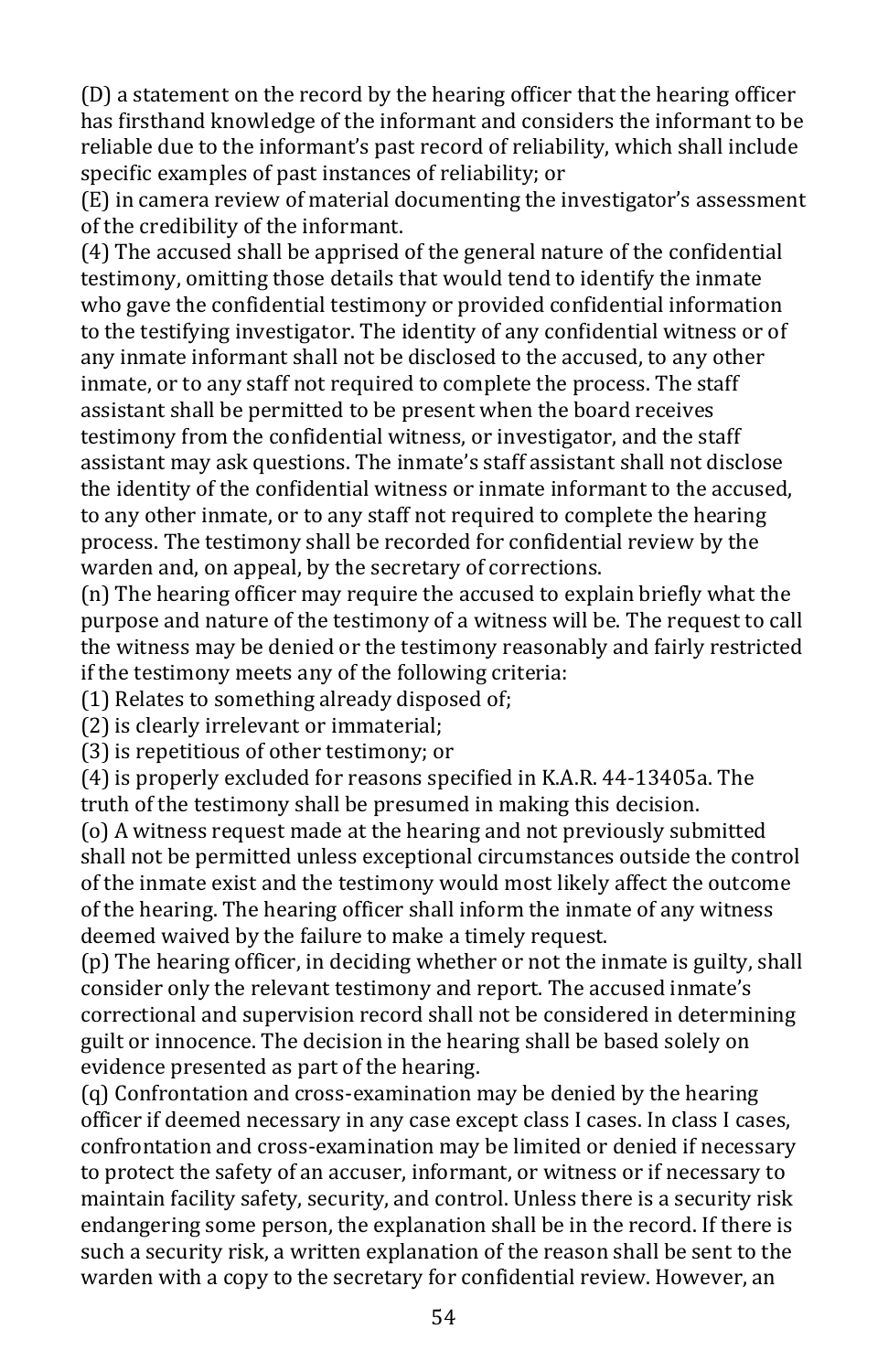(D) a statement on the record by the hearing officer that the hearing officer has firsthand knowledge of the informant and considers the informant to be reliable due to the informant's past record of reliability, which shall include specific examples of past instances of reliability; or

(E) in camera review of material documenting the investigator's assessment of the credibility of the informant.

(4) The accused shall be apprised of the general nature of the confidential testimony, omitting those details that would tend to identify the inmate who gave the confidential testimony or provided confidential information to the testifying investigator. The identity of any confidential witness or of any inmate informant shall not be disclosed to the accused, to any other inmate, or to any staff not required to complete the process. The staff assistant shall be permitted to be present when the board receives testimony from the confidential witness, or investigator, and the staff assistant may ask questions. The inmate's staff assistant shall not disclose the identity of the confidential witness or inmate informant to the accused, to any other inmate, or to any staff not required to complete the hearing process. The testimony shall be recorded for confidential review by the warden and, on appeal, by the secretary of corrections.

(n) The hearing officer may require the accused to explain briefly what the purpose and nature of the testimony of a witness will be. The request to call the witness may be denied or the testimony reasonably and fairly restricted if the testimony meets any of the following criteria:

(1) Relates to something already disposed of;

(2) is clearly irrelevant or immaterial;

(3) is repetitious of other testimony; or

(4) is properly excluded for reasons specified in K.A.R. 44-13405a. The truth of the testimony shall be presumed in making this decision.

(o) A witness request made at the hearing and not previously submitted shall not be permitted unless exceptional circumstances outside the control of the inmate exist and the testimony would most likely affect the outcome of the hearing. The hearing officer shall inform the inmate of any witness deemed waived by the failure to make a timely request.

(p) The hearing officer, in deciding whether or not the inmate is guilty, shall consider only the relevant testimony and report. The accused inmate's correctional and supervision record shall not be considered in determining guilt or innocence. The decision in the hearing shall be based solely on evidence presented as part of the hearing.

(q) Confrontation and cross-examination may be denied by the hearing officer if deemed necessary in any case except class I cases. In class I cases, confrontation and cross-examination may be limited or denied if necessary to protect the safety of an accuser, informant, or witness or if necessary to maintain facility safety, security, and control. Unless there is a security risk endangering some person, the explanation shall be in the record. If there is such a security risk, a written explanation of the reason shall be sent to the warden with a copy to the secretary for confidential review. However, an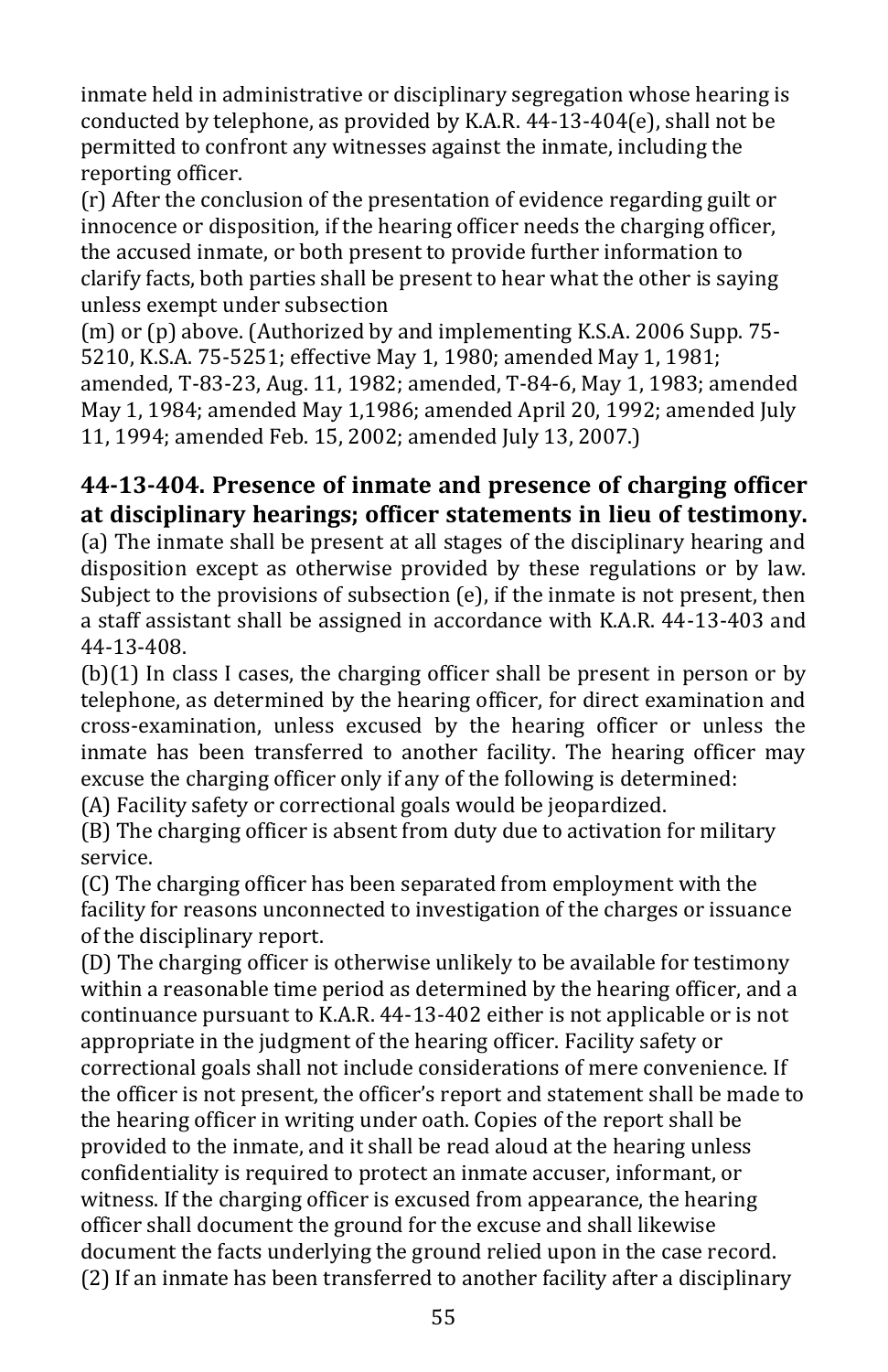inmate held in administrative or disciplinary segregation whose hearing is conducted by telephone, as provided by K.A.R. 44-13-404(e), shall not be permitted to confront any witnesses against the inmate, including the reporting officer.

(r) After the conclusion of the presentation of evidence regarding guilt or innocence or disposition, if the hearing officer needs the charging officer, the accused inmate, or both present to provide further information to clarify facts, both parties shall be present to hear what the other is saying unless exempt under subsection

(m) or (p) above. (Authorized by and implementing K.S.A. 2006 Supp. 75-5210, K.S.A. 75-5251; effective May 1, 1980; amended May 1, 1981; amended, T-83-23, Aug. 11, 1982; amended, T-84-6, May 1, 1983; amended May 1, 1984; amended May 1,1986; amended April 20, 1992; amended July 11, 1994; amended Feb. 15, 2002; amended July 13, 2007.)

### 44-13-404. Presence of inmate and presence of charging officer at disciplinary hearings; officer statements in lieu of testimony.

(a) The inmate shall be present at all stages of the disciplinary hearing and disposition except as otherwise provided by these regulations or by law. Subject to the provisions of subsection (e), if the inmate is not present, then a staff assistant shall be assigned in accordance with K.A.R. 44-13-403 and 44-13-408.

(b)(1) In class I cases, the charging officer shall be present in person or by telephone, as determined by the hearing officer, for direct examination and cross-examination, unless excused by the hearing officer or unless the inmate has been transferred to another facility. The hearing officer may excuse the charging officer only if any of the following is determined:

(A) Facility safety or correctional goals would be jeopardized.

(B) The charging officer is absent from duty due to activation for military service.

(C) The charging officer has been separated from employment with the facility for reasons unconnected to investigation of the charges or issuance of the disciplinary report.

(D) The charging officer is otherwise unlikely to be available for testimony within a reasonable time period as determined by the hearing officer, and a continuance pursuant to K.A.R. 44-13-402 either is not applicable or is not appropriate in the judgment of the hearing officer. Facility safety or correctional goals shall not include considerations of mere convenience. If the officer is not present, the officer's report and statement shall be made to the hearing officer in writing under oath. Copies of the report shall be provided to the inmate, and it shall be read aloud at the hearing unless confidentiality is required to protect an inmate accuser, informant, or witness. If the charging officer is excused from appearance, the hearing officer shall document the ground for the excuse and shall likewise document the facts underlying the ground relied upon in the case record.

(2) If an inmate has been transferred to another facility after a disciplinary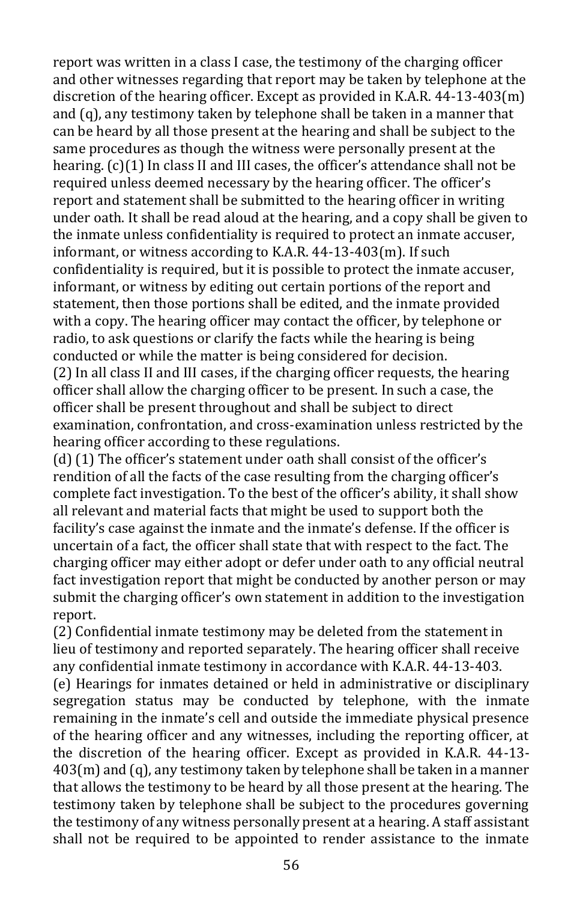report was written in a class I case, the testimony of the charging officer and other witnesses regarding that report may be taken by telephone at the discretion of the hearing officer. Except as provided in K.A.R. 44-13-403(m) and (q), any testimony taken by telephone shall be taken in a manner that can be heard by all those present at the hearing and shall be subject to the same procedures as though the witness were personally present at the hearing. (c)(1) In class II and III cases, the officer's attendance shall not be required unless deemed necessary by the hearing officer. The officer's report and statement shall be submitted to the hearing officer in writing under oath. It shall be read aloud at the hearing, and a copy shall be given to the inmate unless confidentiality is required to protect an inmate accuser, informant, or witness according to K.A.R. 44-13-403(m). If such confidentiality is required, but it is possible to protect the inmate accuser, informant, or witness by editing out certain portions of the report and statement, then those portions shall be edited, and the inmate provided with a copy. The hearing officer may contact the officer, by telephone or radio, to ask questions or clarify the facts while the hearing is being conducted or while the matter is being considered for decision.

(2) In all class II and III cases, if the charging officer requests, the hearing officer shall allow the charging officer to be present. In such a case, the officer shall be present throughout and shall be subject to direct examination, confrontation, and cross-examination unless restricted by the hearing officer according to these regulations.

(d) (1) The officer's statement under oath shall consist of the officer's rendition of all the facts of the case resulting from the charging officer's complete fact investigation. To the best of the officer's ability, it shall show all relevant and material facts that might be used to support both the facility's case against the inmate and the inmate's defense. If the officer is uncertain of a fact, the officer shall state that with respect to the fact. The charging officer may either adopt or defer under oath to any official neutral fact investigation report that might be conducted by another person or may submit the charging officer's own statement in addition to the investigation report.

(2) Confidential inmate testimony may be deleted from the statement in lieu of testimony and reported separately. The hearing officer shall receive any confidential inmate testimony in accordance with K.A.R. 44-13-403.

(e) Hearings for inmates detained or held in administrative or disciplinary segregation status may be conducted by telephone, with the inmate remaining in the inmate's cell and outside the immediate physical presence of the hearing officer and any witnesses, including the reporting officer, at the discretion of the hearing officer. Except as provided in K.A.R. 44-13-403(m) and (q), any testimony taken by telephone shall be taken in a manner that allows the testimony to be heard by all those present at the hearing. The testimony taken by telephone shall be subject to the procedures governing the testimony of any witness personally present at a hearing. A staff assistant shall not be required to be appointed to render assistance to the inmate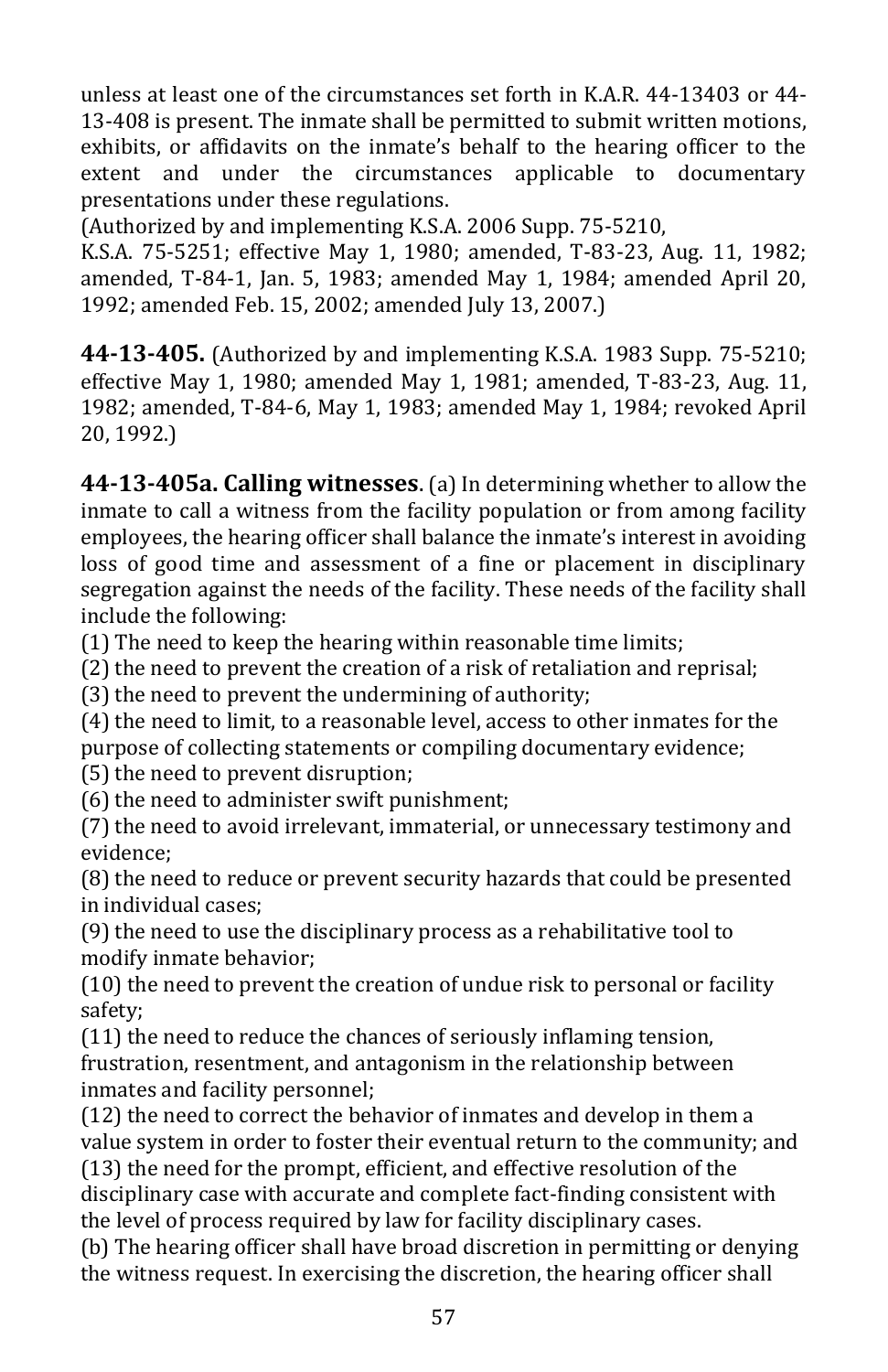unless at least one of the circumstances set forth in K.A.R. 44-13403 or 44-13-408 is present. The inmate shall be permitted to submit written motions, exhibits, or affidavits on the inmate's behalf to the hearing officer to the extent and under the circumstances applicable to documentary presentations under these regulations.
(Authorized by and implementing K.S.A. 2006 Supp. 75-5210, K.S.A. 75-5251; effective May 1, 1980; amended, T-83-23, Aug. 11, 1982; amended, T-84-1, Jan. 5, 1983; amended May 1, 1984; amended April 20, 1992; amended Feb. 15, 2002; amended July 13, 2007.)

**44-13-405.** (Authorized by and implementing K.S.A. 1983 Supp. 75-5210; effective May 1, 1980; amended May 1, 1981; amended, T-83-23, Aug. 11, 1982; amended, T-84-6, May 1, 1983; amended May 1, 1984; revoked April 20, 1992.)

**44-13-405a. Calling witnesses**. (a) In determining whether to allow the inmate to call a witness from the facility population or from among facility employees, the hearing officer shall balance the inmate's interest in avoiding loss of good time and assessment of a fine or placement in disciplinary segregation against the needs of the facility. These needs of the facility shall include the following:
(1) The need to keep the hearing within reasonable time limits;
(2) the need to prevent the creation of a risk of retaliation and reprisal;
(3) the need to prevent the undermining of authority;
(4) the need to limit, to a reasonable level, access to other inmates for the purpose of collecting statements or compiling documentary evidence;
(5) the need to prevent disruption;
(6) the need to administer swift punishment;
(7) the need to avoid irrelevant, immaterial, or unnecessary testimony and evidence;
(8) the need to reduce or prevent security hazards that could be presented in individual cases;
(9) the need to use the disciplinary process as a rehabilitative tool to modify inmate behavior;
(10) the need to prevent the creation of undue risk to personal or facility safety;
(11) the need to reduce the chances of seriously inflaming tension, frustration, resentment, and antagonism in the relationship between inmates and facility personnel;
(12) the need to correct the behavior of inmates and develop in them a value system in order to foster their eventual return to the community; and
(13) the need for the prompt, efficient, and effective resolution of the disciplinary case with accurate and complete fact-finding consistent with the level of process required by law for facility disciplinary cases.
(b) The hearing officer shall have broad discretion in permitting or denying the witness request. In exercising the discretion, the hearing officer shall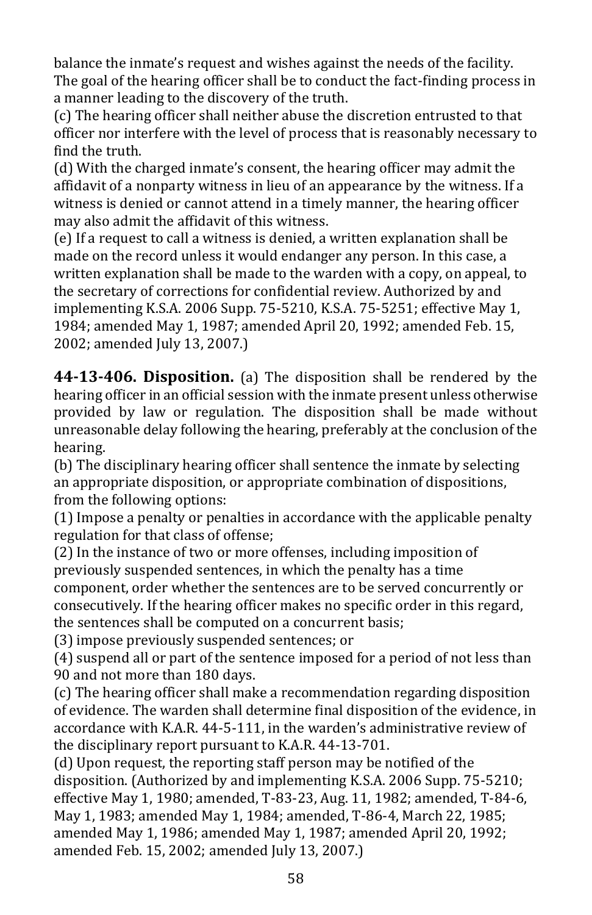balance the inmate's request and wishes against the needs of the facility. The goal of the hearing officer shall be to conduct the fact-finding process in a manner leading to the discovery of the truth.

(c) The hearing officer shall neither abuse the discretion entrusted to that officer nor interfere with the level of process that is reasonably necessary to find the truth.

(d) With the charged inmate's consent, the hearing officer may admit the affidavit of a nonparty witness in lieu of an appearance by the witness. If a witness is denied or cannot attend in a timely manner, the hearing officer may also admit the affidavit of this witness.

(e) If a request to call a witness is denied, a written explanation shall be made on the record unless it would endanger any person. In this case, a written explanation shall be made to the warden with a copy, on appeal, to the secretary of corrections for confidential review. Authorized by and implementing K.S.A. 2006 Supp. 75-5210, K.S.A. 75-5251; effective May 1, 1984; amended May 1, 1987; amended April 20, 1992; amended Feb. 15, 2002; amended July 13, 2007.)

**44-13-406. Disposition.** (a) The disposition shall be rendered by the hearing officer in an official session with the inmate present unless otherwise provided by law or regulation. The disposition shall be made without unreasonable delay following the hearing, preferably at the conclusion of the hearing.

(b) The disciplinary hearing officer shall sentence the inmate by selecting an appropriate disposition, or appropriate combination of dispositions, from the following options:

(1) Impose a penalty or penalties in accordance with the applicable penalty regulation for that class of offense;

(2) In the instance of two or more offenses, including imposition of previously suspended sentences, in which the penalty has a time component, order whether the sentences are to be served concurrently or consecutively. If the hearing officer makes no specific order in this regard, the sentences shall be computed on a concurrent basis;

(3) impose previously suspended sentences; or

(4) suspend all or part of the sentence imposed for a period of not less than 90 and not more than 180 days.

(c) The hearing officer shall make a recommendation regarding disposition of evidence. The warden shall determine final disposition of the evidence, in accordance with K.A.R. 44-5-111, in the warden's administrative review of the disciplinary report pursuant to K.A.R. 44-13-701.

(d) Upon request, the reporting staff person may be notified of the disposition. (Authorized by and implementing K.S.A. 2006 Supp. 75-5210; effective May 1, 1980; amended, T-83-23, Aug. 11, 1982; amended, T-84-6, May 1, 1983; amended May 1, 1984; amended, T-86-4, March 22, 1985; amended May 1, 1986; amended May 1, 1987; amended April 20, 1992; amended Feb. 15, 2002; amended July 13, 2007.)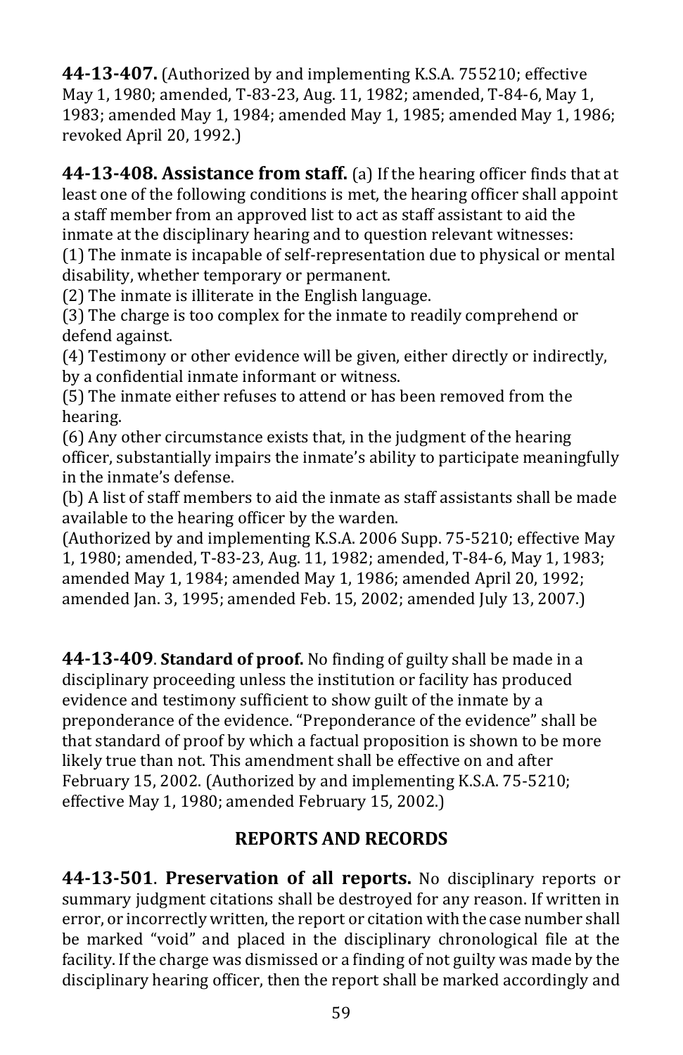**44-13-407.** (Authorized by and implementing K.S.A. 755210; effective May 1, 1980; amended, T-83-23, Aug. 11, 1982; amended, T-84-6, May 1, 1983; amended May 1, 1984; amended May 1, 1985; amended May 1, 1986; revoked April 20, 1992.)

**44-13-408. Assistance from staff.** (a) If the hearing officer finds that at least one of the following conditions is met, the hearing officer shall appoint a staff member from an approved list to act as staff assistant to aid the inmate at the disciplinary hearing and to question relevant witnesses:
(1) The inmate is incapable of self-representation due to physical or mental disability, whether temporary or permanent.
(2) The inmate is illiterate in the English language.
(3) The charge is too complex for the inmate to readily comprehend or defend against.
(4) Testimony or other evidence will be given, either directly or indirectly, by a confidential inmate informant or witness.
(5) The inmate either refuses to attend or has been removed from the hearing.
(6) Any other circumstance exists that, in the judgment of the hearing officer, substantially impairs the inmate's ability to participate meaningfully in the inmate's defense.
(b) A list of staff members to aid the inmate as staff assistants shall be made available to the hearing officer by the warden.
(Authorized by and implementing K.S.A. 2006 Supp. 75-5210; effective May 1, 1980; amended, T-83-23, Aug. 11, 1982; amended, T-84-6, May 1, 1983; amended May 1, 1984; amended May 1, 1986; amended April 20, 1992; amended Jan. 3, 1995; amended Feb. 15, 2002; amended July 13, 2007.)

**44-13-409**. **Standard of proof.** No finding of guilty shall be made in a disciplinary proceeding unless the institution or facility has produced evidence and testimony sufficient to show guilt of the inmate by a preponderance of the evidence. "Preponderance of the evidence" shall be that standard of proof by which a factual proposition is shown to be more likely true than not. This amendment shall be effective on and after February 15, 2002. (Authorized by and implementing K.S.A. 75-5210; effective May 1, 1980; amended February 15, 2002.)

## REPORTS AND RECORDS

**44-13-501**. **Preservation of all reports.** No disciplinary reports or summary judgment citations shall be destroyed for any reason. If written in error, or incorrectly written, the report or citation with the case number shall be marked "void" and placed in the disciplinary chronological file at the facility. If the charge was dismissed or a finding of not guilty was made by the disciplinary hearing officer, then the report shall be marked accordingly and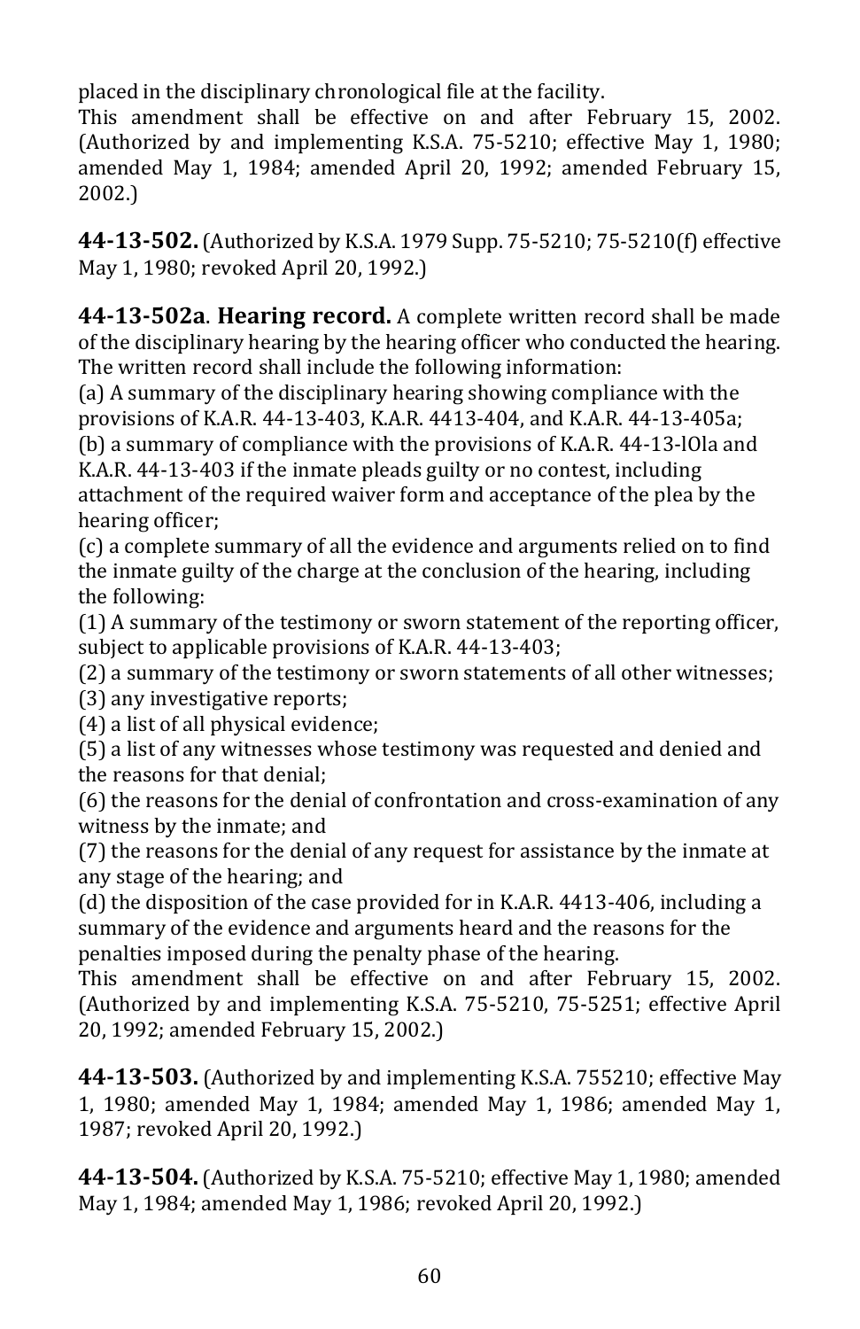placed in the disciplinary chronological file at the facility.

This amendment shall be effective on and after February 15, 2002. (Authorized by and implementing K.S.A. 75-5210; effective May 1, 1980; amended May 1, 1984; amended April 20, 1992; amended February 15, 2002.)

**44-13-502.** (Authorized by K.S.A. 1979 Supp. 75-5210; 75-5210(f) effective May 1, 1980; revoked April 20, 1992.)

**44-13-502a**. **Hearing record.** A complete written record shall be made of the disciplinary hearing by the hearing officer who conducted the hearing. The written record shall include the following information:

(a) A summary of the disciplinary hearing showing compliance with the provisions of K.A.R. 44-13-403, K.A.R. 4413-404, and K.A.R. 44-13-405a;

(b) a summary of compliance with the provisions of K.A.R. 44-13-lOla and K.A.R. 44-13-403 if the inmate pleads guilty or no contest, including attachment of the required waiver form and acceptance of the plea by the hearing officer;

(c) a complete summary of all the evidence and arguments relied on to find the inmate guilty of the charge at the conclusion of the hearing, including the following:

(1) A summary of the testimony or sworn statement of the reporting officer, subject to applicable provisions of K.A.R. 44-13-403;

(2) a summary of the testimony or sworn statements of all other witnesses;

(3) any investigative reports;

(4) a list of all physical evidence;

(5) a list of any witnesses whose testimony was requested and denied and the reasons for that denial;

(6) the reasons for the denial of confrontation and cross-examination of any witness by the inmate; and

(7) the reasons for the denial of any request for assistance by the inmate at any stage of the hearing; and

(d) the disposition of the case provided for in K.A.R. 4413-406, including a summary of the evidence and arguments heard and the reasons for the penalties imposed during the penalty phase of the hearing.

This amendment shall be effective on and after February 15, 2002. (Authorized by and implementing K.S.A. 75-5210, 75-5251; effective April 20, 1992; amended February 15, 2002.)

**44-13-503.** (Authorized by and implementing K.S.A. 755210; effective May 1, 1980; amended May 1, 1984; amended May 1, 1986; amended May 1, 1987; revoked April 20, 1992.)

**44-13-504.** (Authorized by K.S.A. 75-5210; effective May 1, 1980; amended May 1, 1984; amended May 1, 1986; revoked April 20, 1992.)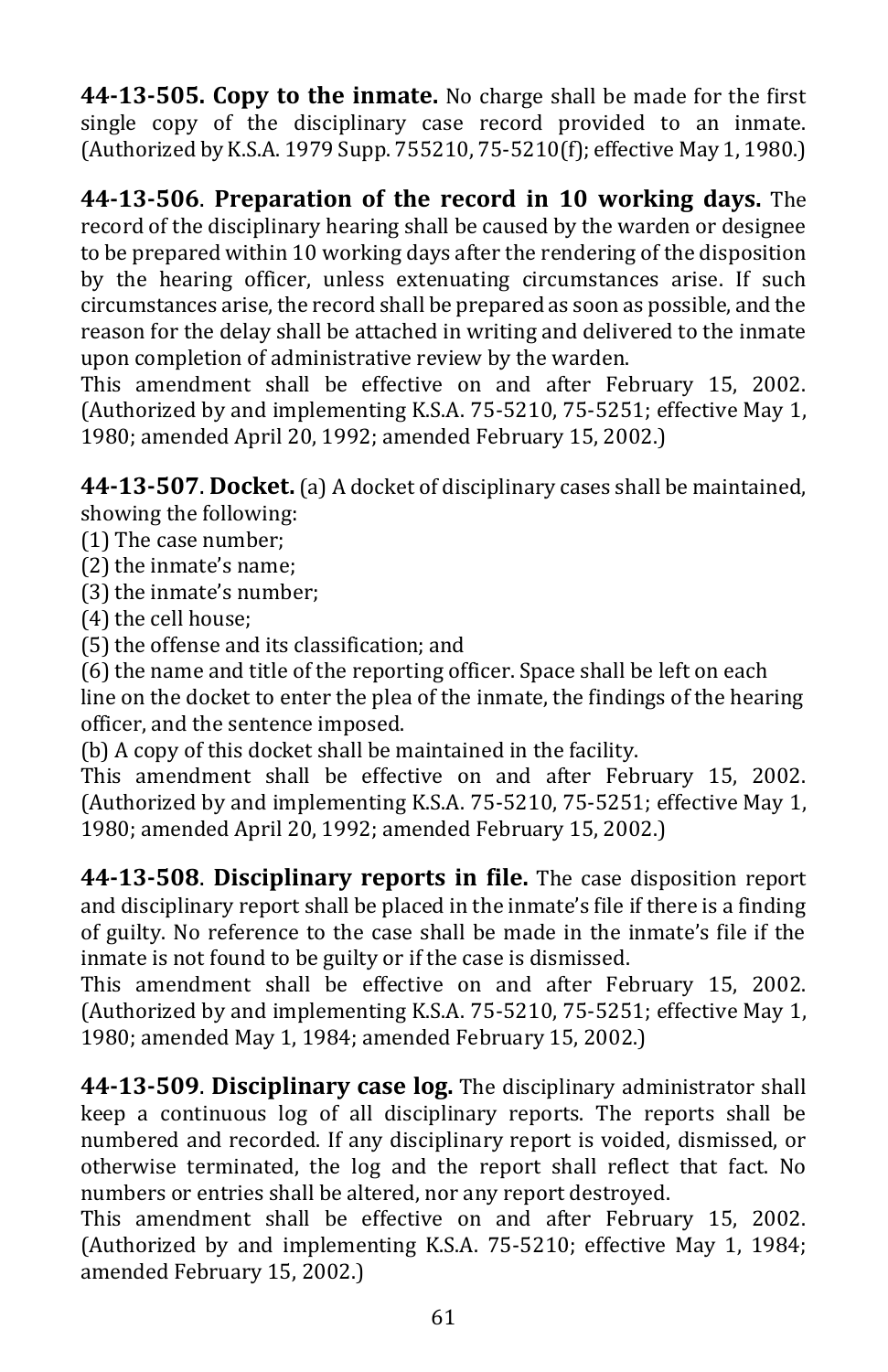**44-13-505. Copy to the inmate.** No charge shall be made for the first single copy of the disciplinary case record provided to an inmate. (Authorized by K.S.A. 1979 Supp. 755210, 75-5210(f); effective May 1, 1980.)

**44-13-506**. **Preparation of the record in 10 working days.** The record of the disciplinary hearing shall be caused by the warden or designee to be prepared within 10 working days after the rendering of the disposition by the hearing officer, unless extenuating circumstances arise. If such circumstances arise, the record shall be prepared as soon as possible, and the reason for the delay shall be attached in writing and delivered to the inmate upon completion of administrative review by the warden.
This amendment shall be effective on and after February 15, 2002. (Authorized by and implementing K.S.A. 75-5210, 75-5251; effective May 1, 1980; amended April 20, 1992; amended February 15, 2002.)

**44-13-507**. **Docket.** (a) A docket of disciplinary cases shall be maintained, showing the following:
(1) The case number;
(2) the inmate's name;
(3) the inmate's number;
(4) the cell house;
(5) the offense and its classification; and
(6) the name and title of the reporting officer. Space shall be left on each line on the docket to enter the plea of the inmate, the findings of the hearing officer, and the sentence imposed.
(b) A copy of this docket shall be maintained in the facility.
This amendment shall be effective on and after February 15, 2002. (Authorized by and implementing K.S.A. 75-5210, 75-5251; effective May 1, 1980; amended April 20, 1992; amended February 15, 2002.)

**44-13-508**. **Disciplinary reports in file.** The case disposition report and disciplinary report shall be placed in the inmate's file if there is a finding of guilty. No reference to the case shall be made in the inmate's file if the inmate is not found to be guilty or if the case is dismissed.
This amendment shall be effective on and after February 15, 2002. (Authorized by and implementing K.S.A. 75-5210, 75-5251; effective May 1, 1980; amended May 1, 1984; amended February 15, 2002.)

**44-13-509**. **Disciplinary case log.** The disciplinary administrator shall keep a continuous log of all disciplinary reports. The reports shall be numbered and recorded. If any disciplinary report is voided, dismissed, or otherwise terminated, the log and the report shall reflect that fact. No numbers or entries shall be altered, nor any report destroyed.
This amendment shall be effective on and after February 15, 2002. (Authorized by and implementing K.S.A. 75-5210; effective May 1, 1984; amended February 15, 2002.)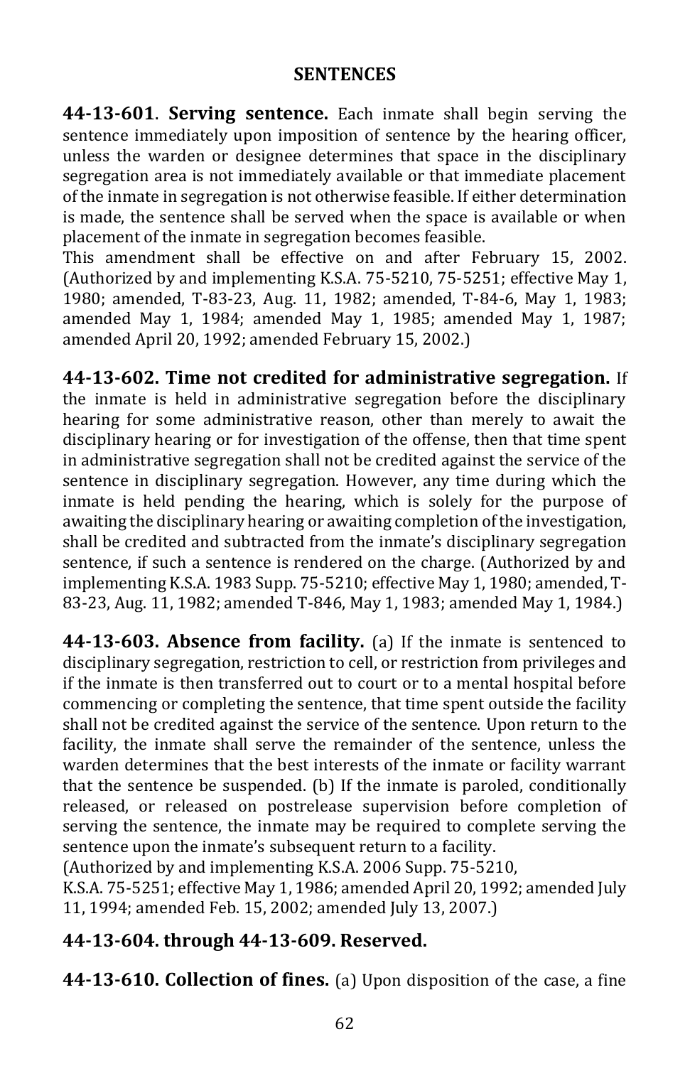## SENTENCES

**44-13-601**. **Serving sentence.** Each inmate shall begin serving the sentence immediately upon imposition of sentence by the hearing officer, unless the warden or designee determines that space in the disciplinary segregation area is not immediately available or that immediate placement of the inmate in segregation is not otherwise feasible. If either determination is made, the sentence shall be served when the space is available or when placement of the inmate in segregation becomes feasible.
This amendment shall be effective on and after February 15, 2002. (Authorized by and implementing K.S.A. 75-5210, 75-5251; effective May 1, 1980; amended, T-83-23, Aug. 11, 1982; amended, T-84-6, May 1, 1983; amended May 1, 1984; amended May 1, 1985; amended May 1, 1987; amended April 20, 1992; amended February 15, 2002.)

**44-13-602. Time not credited for administrative segregation.** If the inmate is held in administrative segregation before the disciplinary hearing for some administrative reason, other than merely to await the disciplinary hearing or for investigation of the offense, then that time spent in administrative segregation shall not be credited against the service of the sentence in disciplinary segregation. However, any time during which the inmate is held pending the hearing, which is solely for the purpose of awaiting the disciplinary hearing or awaiting completion of the investigation, shall be credited and subtracted from the inmate's disciplinary segregation sentence, if such a sentence is rendered on the charge. (Authorized by and implementing K.S.A. 1983 Supp. 75-5210; effective May 1, 1980; amended, T-83-23, Aug. 11, 1982; amended T-846, May 1, 1983; amended May 1, 1984.)

**44-13-603. Absence from facility.** (a) If the inmate is sentenced to disciplinary segregation, restriction to cell, or restriction from privileges and if the inmate is then transferred out to court or to a mental hospital before commencing or completing the sentence, that time spent outside the facility shall not be credited against the service of the sentence. Upon return to the facility, the inmate shall serve the remainder of the sentence, unless the warden determines that the best interests of the inmate or facility warrant that the sentence be suspended. (b) If the inmate is paroled, conditionally released, or released on postrelease supervision before completion of serving the sentence, the inmate may be required to complete serving the sentence upon the inmate's subsequent return to a facility.
(Authorized by and implementing K.S.A. 2006 Supp. 75-5210, K.S.A. 75-5251; effective May 1, 1986; amended April 20, 1992; amended July 11, 1994; amended Feb. 15, 2002; amended July 13, 2007.)

**44-13-604. through 44-13-609. Reserved.**

**44-13-610. Collection of fines.** (a) Upon disposition of the case, a fine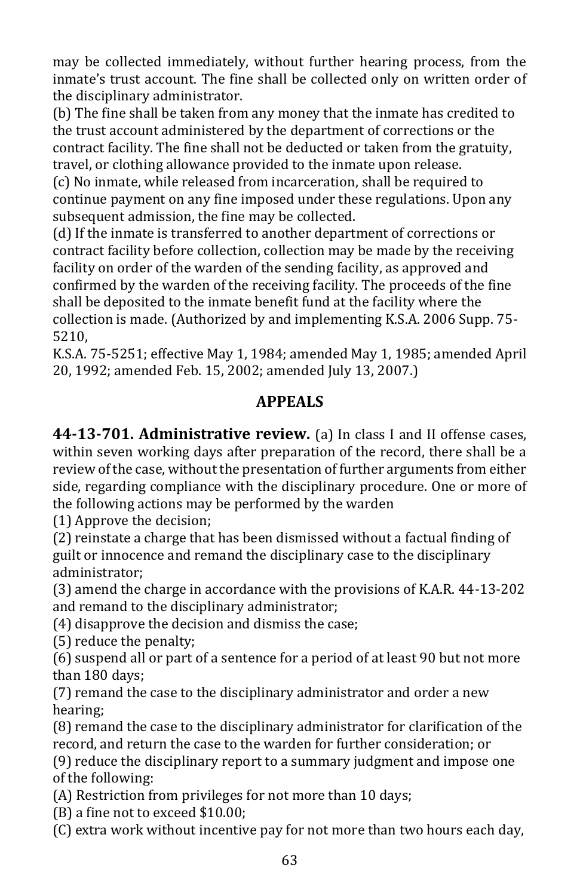may be collected immediately, without further hearing process, from the inmate's trust account. The fine shall be collected only on written order of the disciplinary administrator.

(b) The fine shall be taken from any money that the inmate has credited to the trust account administered by the department of corrections or the contract facility. The fine shall not be deducted or taken from the gratuity, travel, or clothing allowance provided to the inmate upon release.

(c) No inmate, while released from incarceration, shall be required to continue payment on any fine imposed under these regulations. Upon any subsequent admission, the fine may be collected.

(d) If the inmate is transferred to another department of corrections or contract facility before collection, collection may be made by the receiving facility on order of the warden of the sending facility, as approved and confirmed by the warden of the receiving facility. The proceeds of the fine shall be deposited to the inmate benefit fund at the facility where the collection is made. (Authorized by and implementing K.S.A. 2006 Supp. 75-5210,
K.S.A. 75-5251; effective May 1, 1984; amended May 1, 1985; amended April 20, 1992; amended Feb. 15, 2002; amended July 13, 2007.)

## APPEALS

**44-13-701. Administrative review.** (a) In class I and II offense cases, within seven working days after preparation of the record, there shall be a review of the case, without the presentation of further arguments from either side, regarding compliance with the disciplinary procedure. One or more of the following actions may be performed by the warden

(1) Approve the decision;

(2) reinstate a charge that has been dismissed without a factual finding of guilt or innocence and remand the disciplinary case to the disciplinary administrator;

(3) amend the charge in accordance with the provisions of K.A.R. 44-13-202 and remand to the disciplinary administrator;

(4) disapprove the decision and dismiss the case;

(5) reduce the penalty;

(6) suspend all or part of a sentence for a period of at least 90 but not more than 180 days;

(7) remand the case to the disciplinary administrator and order a new hearing;

(8) remand the case to the disciplinary administrator for clarification of the record, and return the case to the warden for further consideration; or

(9) reduce the disciplinary report to a summary judgment and impose one of the following:

(A) Restriction from privileges for not more than 10 days;

(B) a fine not to exceed $10.00;

(C) extra work without incentive pay for not more than two hours each day,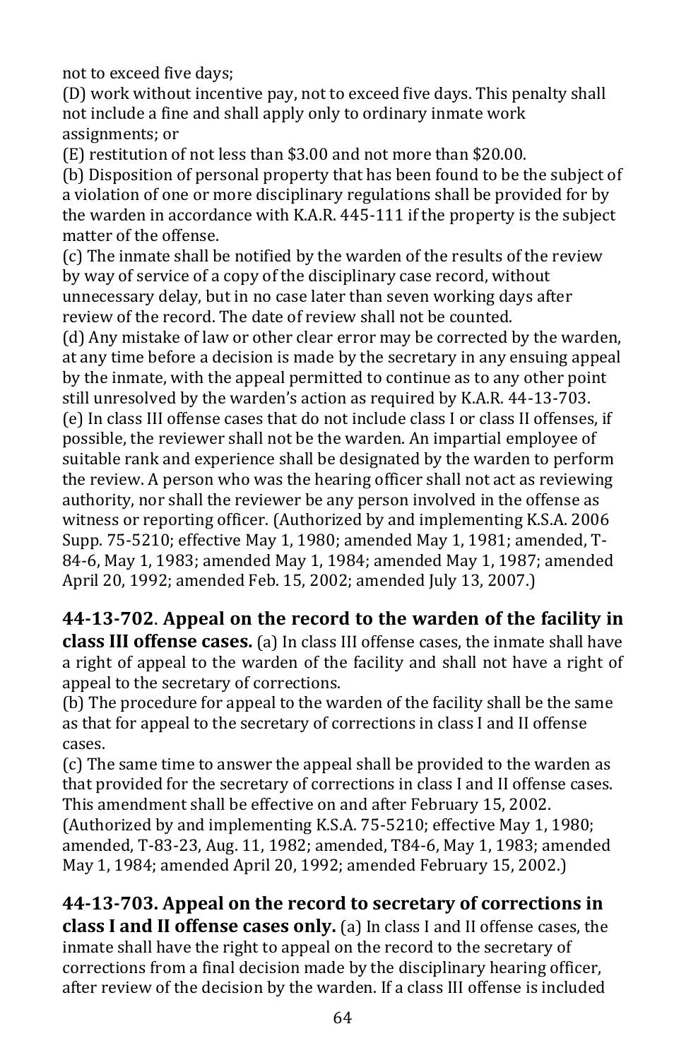not to exceed five days;

(D) work without incentive pay, not to exceed five days. This penalty shall not include a fine and shall apply only to ordinary inmate work assignments; or

(E) restitution of not less than $3.00 and not more than $20.00.

(b) Disposition of personal property that has been found to be the subject of a violation of one or more disciplinary regulations shall be provided for by the warden in accordance with K.A.R. 445-111 if the property is the subject matter of the offense.

(c) The inmate shall be notified by the warden of the results of the review by way of service of a copy of the disciplinary case record, without unnecessary delay, but in no case later than seven working days after review of the record. The date of review shall not be counted.

(d) Any mistake of law or other clear error may be corrected by the warden, at any time before a decision is made by the secretary in any ensuing appeal by the inmate, with the appeal permitted to continue as to any other point still unresolved by the warden's action as required by K.A.R. 44-13-703.

(e) In class III offense cases that do not include class I or class II offenses, if possible, the reviewer shall not be the warden. An impartial employee of suitable rank and experience shall be designated by the warden to perform the review. A person who was the hearing officer shall not act as reviewing authority, nor shall the reviewer be any person involved in the offense as witness or reporting officer. (Authorized by and implementing K.S.A. 2006 Supp. 75-5210; effective May 1, 1980; amended May 1, 1981; amended, T-84-6, May 1, 1983; amended May 1, 1984; amended May 1, 1987; amended April 20, 1992; amended Feb. 15, 2002; amended July 13, 2007.)

**44-13-702**. **Appeal on the record to the warden of the facility in class III offense cases.** (a) In class III offense cases, the inmate shall have a right of appeal to the warden of the facility and shall not have a right of appeal to the secretary of corrections.

(b) The procedure for appeal to the warden of the facility shall be the same as that for appeal to the secretary of corrections in class I and II offense cases.

(c) The same time to answer the appeal shall be provided to the warden as that provided for the secretary of corrections in class I and II offense cases. This amendment shall be effective on and after February 15, 2002. (Authorized by and implementing K.S.A. 75-5210; effective May 1, 1980; amended, T-83-23, Aug. 11, 1982; amended, T84-6, May 1, 1983; amended May 1, 1984; amended April 20, 1992; amended February 15, 2002.)

**44-13-703. Appeal on the record to secretary of corrections in class I and II offense cases only.** (a) In class I and II offense cases, the inmate shall have the right to appeal on the record to the secretary of corrections from a final decision made by the disciplinary hearing officer, after review of the decision by the warden. If a class III offense is included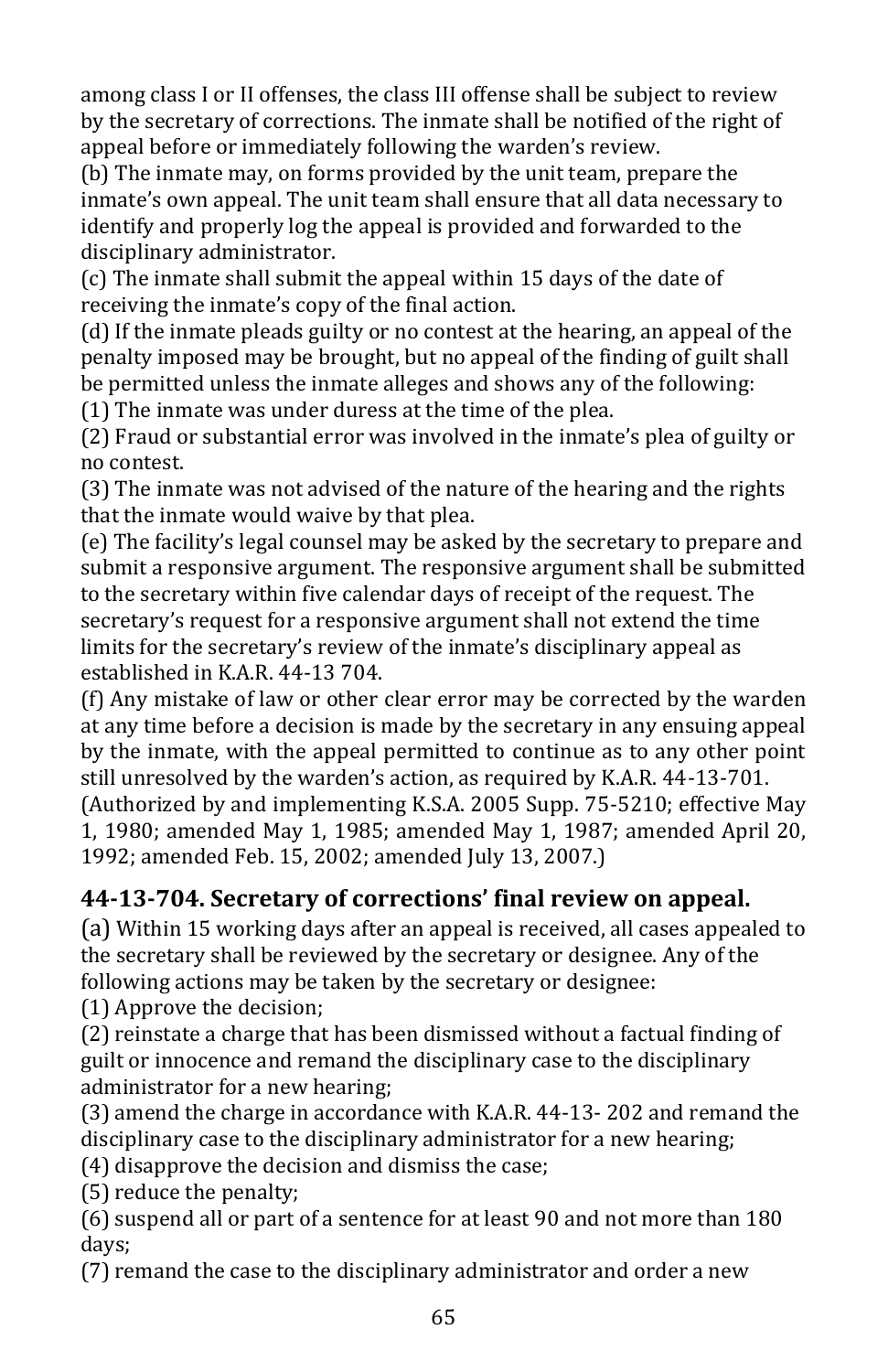among class I or II offenses, the class III offense shall be subject to review by the secretary of corrections. The inmate shall be notified of the right of appeal before or immediately following the warden's review.

(b) The inmate may, on forms provided by the unit team, prepare the inmate's own appeal. The unit team shall ensure that all data necessary to identify and properly log the appeal is provided and forwarded to the disciplinary administrator.

(c) The inmate shall submit the appeal within 15 days of the date of receiving the inmate's copy of the final action.

(d) If the inmate pleads guilty or no contest at the hearing, an appeal of the penalty imposed may be brought, but no appeal of the finding of guilt shall be permitted unless the inmate alleges and shows any of the following:

(1) The inmate was under duress at the time of the plea.

(2) Fraud or substantial error was involved in the inmate's plea of guilty or no contest.

(3) The inmate was not advised of the nature of the hearing and the rights that the inmate would waive by that plea.

(e) The facility's legal counsel may be asked by the secretary to prepare and submit a responsive argument. The responsive argument shall be submitted to the secretary within five calendar days of receipt of the request. The secretary's request for a responsive argument shall not extend the time limits for the secretary's review of the inmate's disciplinary appeal as established in K.A.R. 44-13 704.

(f) Any mistake of law or other clear error may be corrected by the warden at any time before a decision is made by the secretary in any ensuing appeal by the inmate, with the appeal permitted to continue as to any other point still unresolved by the warden's action, as required by K.A.R. 44-13-701. (Authorized by and implementing K.S.A. 2005 Supp. 75-5210; effective May 1, 1980; amended May 1, 1985; amended May 1, 1987; amended April 20, 1992; amended Feb. 15, 2002; amended July 13, 2007.)

## 44-13-704. Secretary of corrections' final review on appeal.

(a) Within 15 working days after an appeal is received, all cases appealed to the secretary shall be reviewed by the secretary or designee. Any of the following actions may be taken by the secretary or designee:

(1) Approve the decision;

(2) reinstate a charge that has been dismissed without a factual finding of guilt or innocence and remand the disciplinary case to the disciplinary administrator for a new hearing;

(3) amend the charge in accordance with K.A.R. 44-13- 202 and remand the disciplinary case to the disciplinary administrator for a new hearing;

(4) disapprove the decision and dismiss the case;

(5) reduce the penalty;

(6) suspend all or part of a sentence for at least 90 and not more than 180 days;

(7) remand the case to the disciplinary administrator and order a new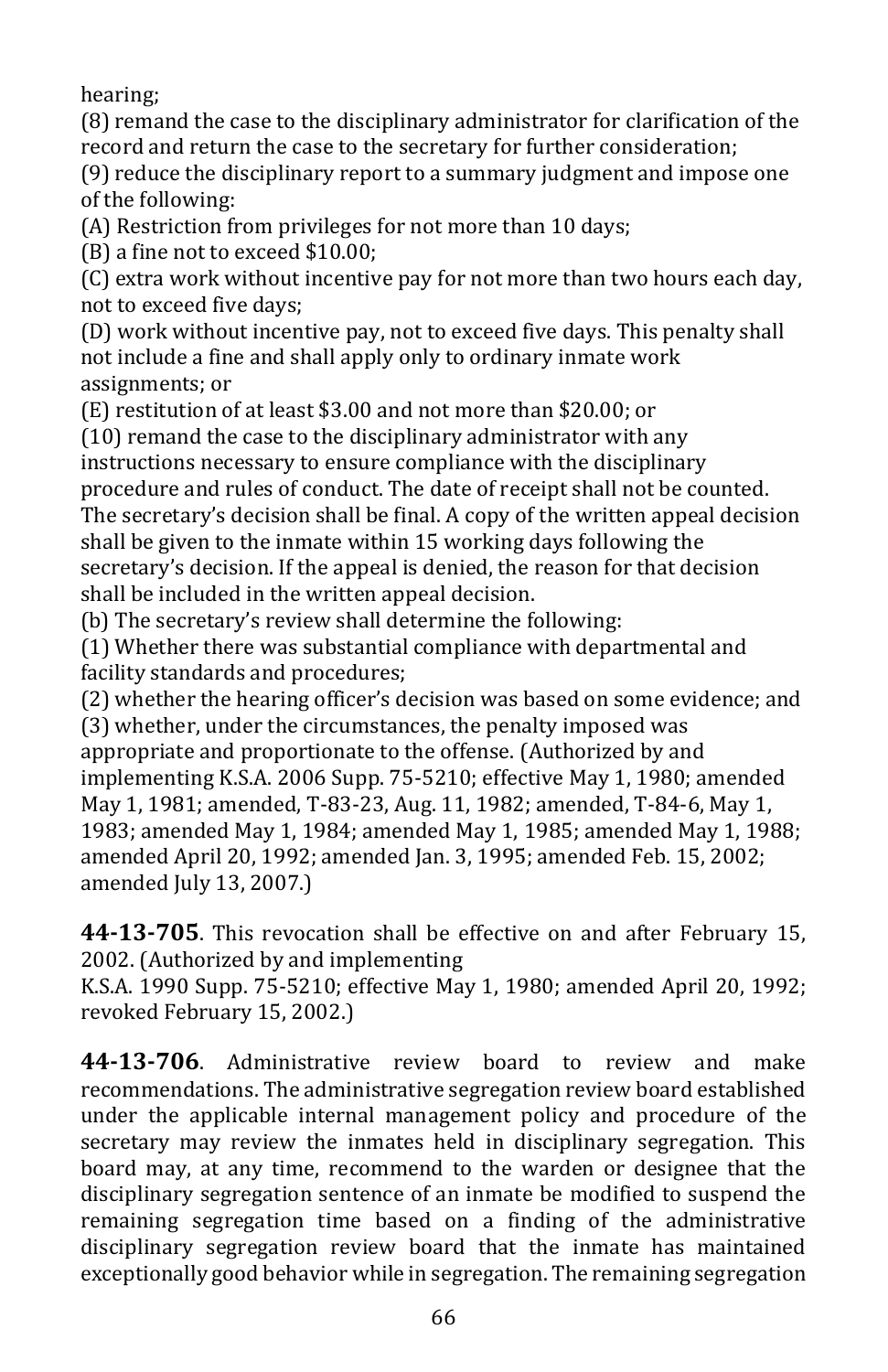hearing;

(8) remand the case to the disciplinary administrator for clarification of the record and return the case to the secretary for further consideration;

(9) reduce the disciplinary report to a summary judgment and impose one of the following:

(A) Restriction from privileges for not more than 10 days;

(B) a fine not to exceed $10.00;

(C) extra work without incentive pay for not more than two hours each day, not to exceed five days;

(D) work without incentive pay, not to exceed five days. This penalty shall not include a fine and shall apply only to ordinary inmate work assignments; or

(E) restitution of at least $3.00 and not more than $20.00; or

(10) remand the case to the disciplinary administrator with any instructions necessary to ensure compliance with the disciplinary procedure and rules of conduct. The date of receipt shall not be counted. The secretary's decision shall be final. A copy of the written appeal decision shall be given to the inmate within 15 working days following the secretary's decision. If the appeal is denied, the reason for that decision shall be included in the written appeal decision.

(b) The secretary's review shall determine the following:

(1) Whether there was substantial compliance with departmental and facility standards and procedures;

(2) whether the hearing officer's decision was based on some evidence; and

(3) whether, under the circumstances, the penalty imposed was appropriate and proportionate to the offense. (Authorized by and implementing K.S.A. 2006 Supp. 75-5210; effective May 1, 1980; amended May 1, 1981; amended, T-83-23, Aug. 11, 1982; amended, T-84-6, May 1, 1983; amended May 1, 1984; amended May 1, 1985; amended May 1, 1988; amended April 20, 1992; amended Jan. 3, 1995; amended Feb. 15, 2002; amended July 13, 2007.)

**44-13-705**. This revocation shall be effective on and after February 15, 2002. (Authorized by and implementing K.S.A. 1990 Supp. 75-5210; effective May 1, 1980; amended April 20, 1992; revoked February 15, 2002.)

**44-13-706**. Administrative review board to review and make recommendations. The administrative segregation review board established under the applicable internal management policy and procedure of the secretary may review the inmates held in disciplinary segregation. This board may, at any time, recommend to the warden or designee that the disciplinary segregation sentence of an inmate be modified to suspend the remaining segregation time based on a finding of the administrative disciplinary segregation review board that the inmate has maintained exceptionally good behavior while in segregation. The remaining segregation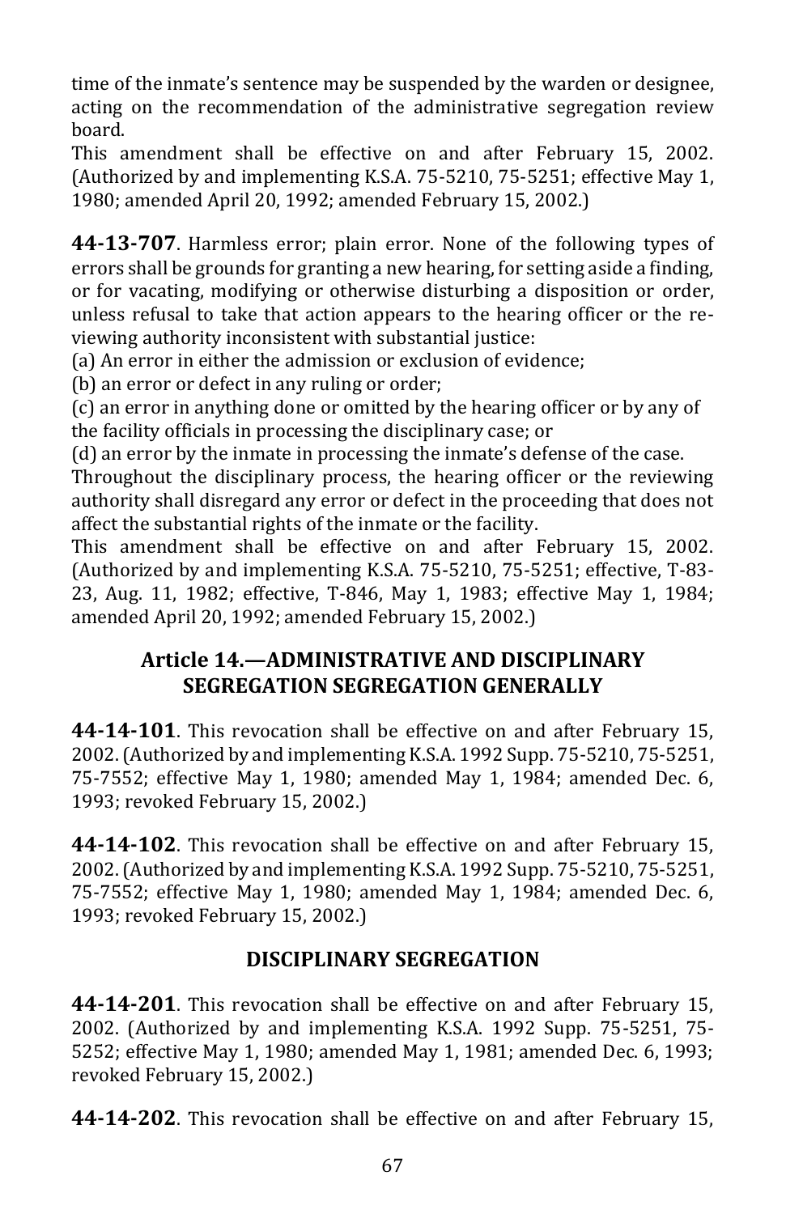time of the inmate's sentence may be suspended by the warden or designee, acting on the recommendation of the administrative segregation review board.

This amendment shall be effective on and after February 15, 2002. (Authorized by and implementing K.S.A. 75-5210, 75-5251; effective May 1, 1980; amended April 20, 1992; amended February 15, 2002.)

**44-13-707**. Harmless error; plain error. None of the following types of errors shall be grounds for granting a new hearing, for setting aside a finding, or for vacating, modifying or otherwise disturbing a disposition or order, unless refusal to take that action appears to the hearing officer or the reviewing authority inconsistent with substantial justice:

(a) An error in either the admission or exclusion of evidence;

(b) an error or defect in any ruling or order;

(c) an error in anything done or omitted by the hearing officer or by any of the facility officials in processing the disciplinary case; or

(d) an error by the inmate in processing the inmate's defense of the case.

Throughout the disciplinary process, the hearing officer or the reviewing authority shall disregard any error or defect in the proceeding that does not affect the substantial rights of the inmate or the facility.

This amendment shall be effective on and after February 15, 2002. (Authorized by and implementing K.S.A. 75-5210, 75-5251; effective, T-83-23, Aug. 11, 1982; effective, T-846, May 1, 1983; effective May 1, 1984; amended April 20, 1992; amended February 15, 2002.)

## Article 14.—ADMINISTRATIVE AND DISCIPLINARY SEGREGATION SEGREGATION GENERALLY

**44-14-101**. This revocation shall be effective on and after February 15, 2002. (Authorized by and implementing K.S.A. 1992 Supp. 75-5210, 75-5251, 75-7552; effective May 1, 1980; amended May 1, 1984; amended Dec. 6, 1993; revoked February 15, 2002.)

**44-14-102**. This revocation shall be effective on and after February 15, 2002. (Authorized by and implementing K.S.A. 1992 Supp. 75-5210, 75-5251, 75-7552; effective May 1, 1980; amended May 1, 1984; amended Dec. 6, 1993; revoked February 15, 2002.)

## DISCIPLINARY SEGREGATION

**44-14-201**. This revocation shall be effective on and after February 15, 2002. (Authorized by and implementing K.S.A. 1992 Supp. 75-5251, 75-5252; effective May 1, 1980; amended May 1, 1981; amended Dec. 6, 1993; revoked February 15, 2002.)

**44-14-202**. This revocation shall be effective on and after February 15,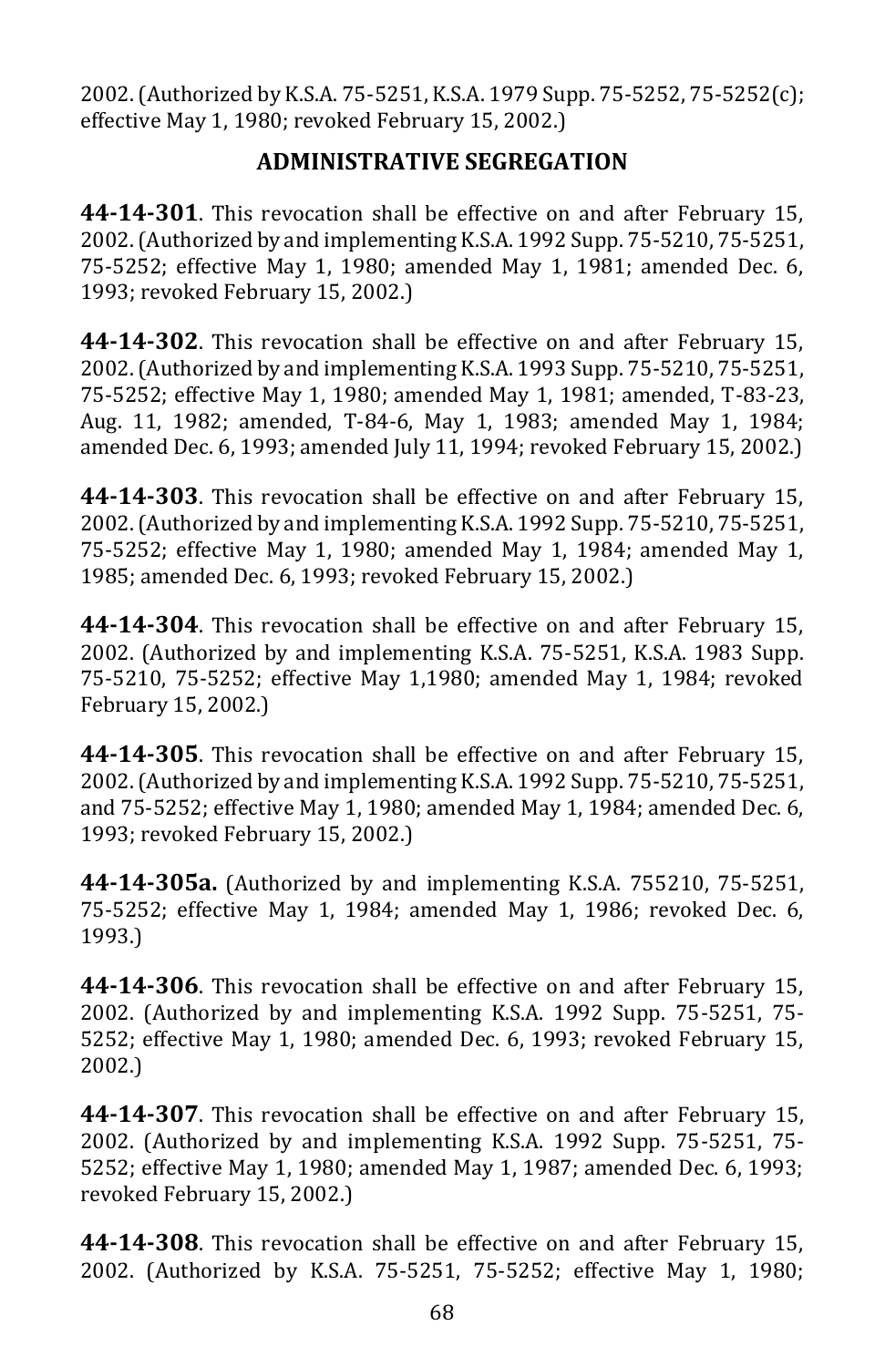2002. (Authorized by K.S.A. 75-5251, K.S.A. 1979 Supp. 75-5252, 75-5252(c); effective May 1, 1980; revoked February 15, 2002.)

## ADMINISTRATIVE SEGREGATION

**44-14-301**. This revocation shall be effective on and after February 15, 2002. (Authorized by and implementing K.S.A. 1992 Supp. 75-5210, 75-5251, 75-5252; effective May 1, 1980; amended May 1, 1981; amended Dec. 6, 1993; revoked February 15, 2002.)

**44-14-302**. This revocation shall be effective on and after February 15, 2002. (Authorized by and implementing K.S.A. 1993 Supp. 75-5210, 75-5251, 75-5252; effective May 1, 1980; amended May 1, 1981; amended, T-83-23, Aug. 11, 1982; amended, T-84-6, May 1, 1983; amended May 1, 1984; amended Dec. 6, 1993; amended July 11, 1994; revoked February 15, 2002.)

**44-14-303**. This revocation shall be effective on and after February 15, 2002. (Authorized by and implementing K.S.A. 1992 Supp. 75-5210, 75-5251, 75-5252; effective May 1, 1980; amended May 1, 1984; amended May 1, 1985; amended Dec. 6, 1993; revoked February 15, 2002.)

**44-14-304**. This revocation shall be effective on and after February 15, 2002. (Authorized by and implementing K.S.A. 75-5251, K.S.A. 1983 Supp. 75-5210, 75-5252; effective May 1,1980; amended May 1, 1984; revoked February 15, 2002.)

**44-14-305**. This revocation shall be effective on and after February 15, 2002. (Authorized by and implementing K.S.A. 1992 Supp. 75-5210, 75-5251, and 75-5252; effective May 1, 1980; amended May 1, 1984; amended Dec. 6, 1993; revoked February 15, 2002.)

**44-14-305a.** (Authorized by and implementing K.S.A. 755210, 75-5251, 75-5252; effective May 1, 1984; amended May 1, 1986; revoked Dec. 6, 1993.)

**44-14-306**. This revocation shall be effective on and after February 15, 2002. (Authorized by and implementing K.S.A. 1992 Supp. 75-5251, 75-5252; effective May 1, 1980; amended Dec. 6, 1993; revoked February 15, 2002.)

**44-14-307**. This revocation shall be effective on and after February 15, 2002. (Authorized by and implementing K.S.A. 1992 Supp. 75-5251, 75-5252; effective May 1, 1980; amended May 1, 1987; amended Dec. 6, 1993; revoked February 15, 2002.)

**44-14-308**. This revocation shall be effective on and after February 15, 2002. (Authorized by K.S.A. 75-5251, 75-5252; effective May 1, 1980;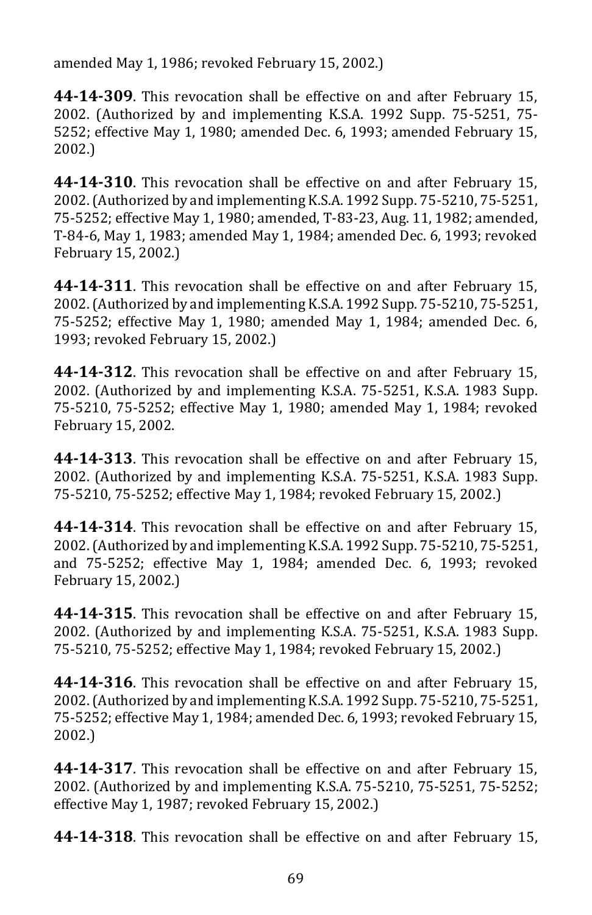amended May 1, 1986; revoked February 15, 2002.)

**44-14-309**. This revocation shall be effective on and after February 15, 2002. (Authorized by and implementing K.S.A. 1992 Supp. 75-5251, 75-5252; effective May 1, 1980; amended Dec. 6, 1993; amended February 15, 2002.)

**44-14-310**. This revocation shall be effective on and after February 15, 2002. (Authorized by and implementing K.S.A. 1992 Supp. 75-5210, 75-5251, 75-5252; effective May 1, 1980; amended, T-83-23, Aug. 11, 1982; amended, T-84-6, May 1, 1983; amended May 1, 1984; amended Dec. 6, 1993; revoked February 15, 2002.)

**44-14-311**. This revocation shall be effective on and after February 15, 2002. (Authorized by and implementing K.S.A. 1992 Supp. 75-5210, 75-5251, 75-5252; effective May 1, 1980; amended May 1, 1984; amended Dec. 6, 1993; revoked February 15, 2002.)

**44-14-312**. This revocation shall be effective on and after February 15, 2002. (Authorized by and implementing K.S.A. 75-5251, K.S.A. 1983 Supp. 75-5210, 75-5252; effective May 1, 1980; amended May 1, 1984; revoked February 15, 2002.

**44-14-313**. This revocation shall be effective on and after February 15, 2002. (Authorized by and implementing K.S.A. 75-5251, K.S.A. 1983 Supp. 75-5210, 75-5252; effective May 1, 1984; revoked February 15, 2002.)

**44-14-314**. This revocation shall be effective on and after February 15, 2002. (Authorized by and implementing K.S.A. 1992 Supp. 75-5210, 75-5251, and 75-5252; effective May 1, 1984; amended Dec. 6, 1993; revoked February 15, 2002.)

**44-14-315**. This revocation shall be effective on and after February 15, 2002. (Authorized by and implementing K.S.A. 75-5251, K.S.A. 1983 Supp. 75-5210, 75-5252; effective May 1, 1984; revoked February 15, 2002.)

**44-14-316**. This revocation shall be effective on and after February 15, 2002. (Authorized by and implementing K.S.A. 1992 Supp. 75-5210, 75-5251, 75-5252; effective May 1, 1984; amended Dec. 6, 1993; revoked February 15, 2002.)

**44-14-317**. This revocation shall be effective on and after February 15, 2002. (Authorized by and implementing K.S.A. 75-5210, 75-5251, 75-5252; effective May 1, 1987; revoked February 15, 2002.)

**44-14-318**. This revocation shall be effective on and after February 15,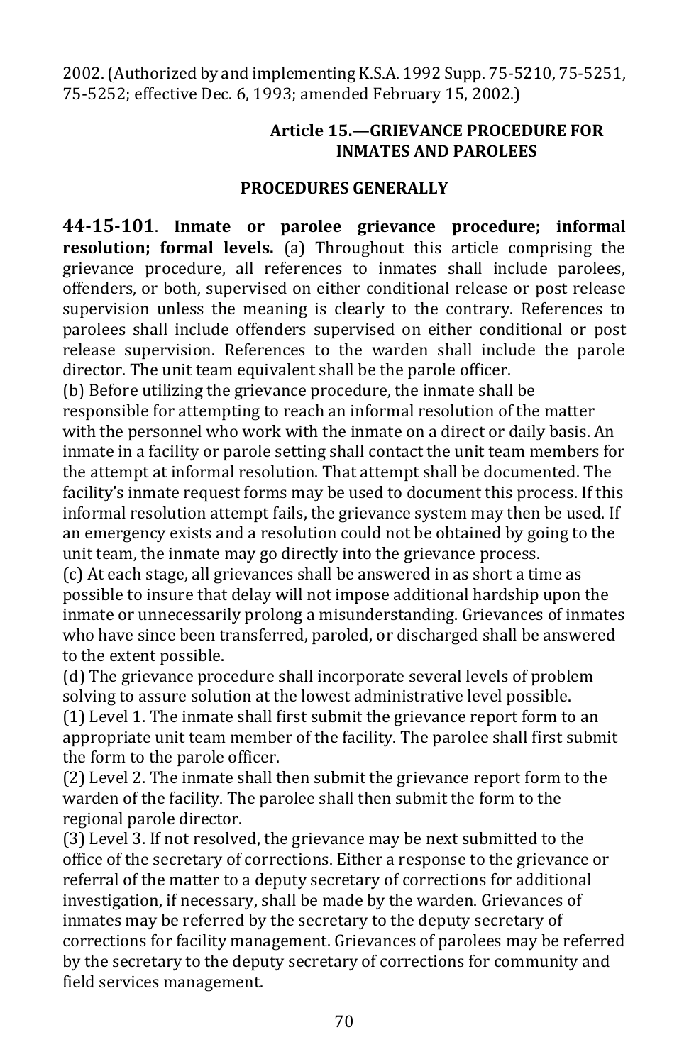2002. (Authorized by and implementing K.S.A. 1992 Supp. 75-5210, 75-5251, 75-5252; effective Dec. 6, 1993; amended February 15, 2002.)

## Article 15.—GRIEVANCE PROCEDURE FOR INMATES AND PAROLEES

### PROCEDURES GENERALLY

**44-15-101**. **Inmate or parolee grievance procedure; informal resolution; formal levels.** (a) Throughout this article comprising the grievance procedure, all references to inmates shall include parolees, offenders, or both, supervised on either conditional release or post release supervision unless the meaning is clearly to the contrary. References to parolees shall include offenders supervised on either conditional or post release supervision. References to the warden shall include the parole director. The unit team equivalent shall be the parole officer.

(b) Before utilizing the grievance procedure, the inmate shall be responsible for attempting to reach an informal resolution of the matter with the personnel who work with the inmate on a direct or daily basis. An inmate in a facility or parole setting shall contact the unit team members for the attempt at informal resolution. That attempt shall be documented. The facility's inmate request forms may be used to document this process. If this informal resolution attempt fails, the grievance system may then be used. If an emergency exists and a resolution could not be obtained by going to the unit team, the inmate may go directly into the grievance process.

(c) At each stage, all grievances shall be answered in as short a time as possible to insure that delay will not impose additional hardship upon the inmate or unnecessarily prolong a misunderstanding. Grievances of inmates who have since been transferred, paroled, or discharged shall be answered to the extent possible.

(d) The grievance procedure shall incorporate several levels of problem solving to assure solution at the lowest administrative level possible.

(1) Level 1. The inmate shall first submit the grievance report form to an appropriate unit team member of the facility. The parolee shall first submit the form to the parole officer.

(2) Level 2. The inmate shall then submit the grievance report form to the warden of the facility. The parolee shall then submit the form to the regional parole director.

(3) Level 3. If not resolved, the grievance may be next submitted to the office of the secretary of corrections. Either a response to the grievance or referral of the matter to a deputy secretary of corrections for additional investigation, if necessary, shall be made by the warden. Grievances of inmates may be referred by the secretary to the deputy secretary of corrections for facility management. Grievances of parolees may be referred by the secretary to the deputy secretary of corrections for community and field services management.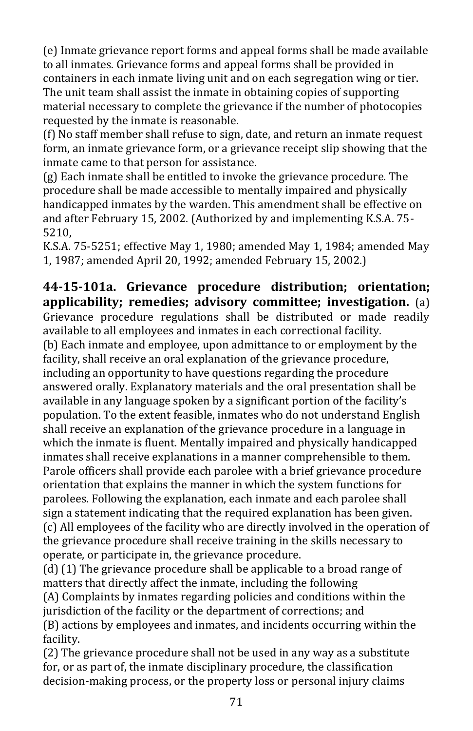(e) Inmate grievance report forms and appeal forms shall be made available to all inmates. Grievance forms and appeal forms shall be provided in containers in each inmate living unit and on each segregation wing or tier. The unit team shall assist the inmate in obtaining copies of supporting material necessary to complete the grievance if the number of photocopies requested by the inmate is reasonable.
(f) No staff member shall refuse to sign, date, and return an inmate request form, an inmate grievance form, or a grievance receipt slip showing that the inmate came to that person for assistance.
(g) Each inmate shall be entitled to invoke the grievance procedure. The procedure shall be made accessible to mentally impaired and physically handicapped inmates by the warden. This amendment shall be effective on and after February 15, 2002. (Authorized by and implementing K.S.A. 75-5210,
K.S.A. 75-5251; effective May 1, 1980; amended May 1, 1984; amended May 1, 1987; amended April 20, 1992; amended February 15, 2002.)

**44-15-101a. Grievance procedure distribution; orientation; applicability; remedies; advisory committee; investigation.** (a) Grievance procedure regulations shall be distributed or made readily available to all employees and inmates in each correctional facility.
(b) Each inmate and employee, upon admittance to or employment by the facility, shall receive an oral explanation of the grievance procedure, including an opportunity to have questions regarding the procedure answered orally. Explanatory materials and the oral presentation shall be available in any language spoken by a significant portion of the facility's population. To the extent feasible, inmates who do not understand English shall receive an explanation of the grievance procedure in a language in which the inmate is fluent. Mentally impaired and physically handicapped inmates shall receive explanations in a manner comprehensible to them. Parole officers shall provide each parolee with a brief grievance procedure orientation that explains the manner in which the system functions for parolees. Following the explanation, each inmate and each parolee shall sign a statement indicating that the required explanation has been given.
(c) All employees of the facility who are directly involved in the operation of the grievance procedure shall receive training in the skills necessary to operate, or participate in, the grievance procedure.
(d) (1) The grievance procedure shall be applicable to a broad range of matters that directly affect the inmate, including the following
(A) Complaints by inmates regarding policies and conditions within the jurisdiction of the facility or the department of corrections; and
(B) actions by employees and inmates, and incidents occurring within the facility.
(2) The grievance procedure shall not be used in any way as a substitute for, or as part of, the inmate disciplinary procedure, the classification decision-making process, or the property loss or personal injury claims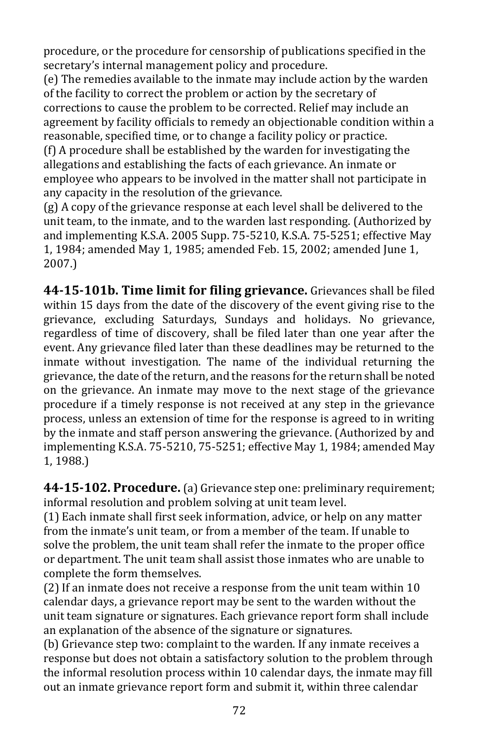procedure, or the procedure for censorship of publications specified in the secretary's internal management policy and procedure.

(e) The remedies available to the inmate may include action by the warden of the facility to correct the problem or action by the secretary of corrections to cause the problem to be corrected. Relief may include an agreement by facility officials to remedy an objectionable condition within a reasonable, specified time, or to change a facility policy or practice.

(f) A procedure shall be established by the warden for investigating the allegations and establishing the facts of each grievance. An inmate or employee who appears to be involved in the matter shall not participate in any capacity in the resolution of the grievance.

(g) A copy of the grievance response at each level shall be delivered to the unit team, to the inmate, and to the warden last responding. (Authorized by and implementing K.S.A. 2005 Supp. 75-5210, K.S.A. 75-5251; effective May 1, 1984; amended May 1, 1985; amended Feb. 15, 2002; amended June 1, 2007.)

**44-15-101b. Time limit for filing grievance.** Grievances shall be filed within 15 days from the date of the discovery of the event giving rise to the grievance, excluding Saturdays, Sundays and holidays. No grievance, regardless of time of discovery, shall be filed later than one year after the event. Any grievance filed later than these deadlines may be returned to the inmate without investigation. The name of the individual returning the grievance, the date of the return, and the reasons for the return shall be noted on the grievance. An inmate may move to the next stage of the grievance procedure if a timely response is not received at any step in the grievance process, unless an extension of time for the response is agreed to in writing by the inmate and staff person answering the grievance. (Authorized by and implementing K.S.A. 75-5210, 75-5251; effective May 1, 1984; amended May 1, 1988.)

**44-15-102. Procedure.** (a) Grievance step one: preliminary requirement; informal resolution and problem solving at unit team level.

(1) Each inmate shall first seek information, advice, or help on any matter from the inmate's unit team, or from a member of the team. If unable to solve the problem, the unit team shall refer the inmate to the proper office or department. The unit team shall assist those inmates who are unable to complete the form themselves.

(2) If an inmate does not receive a response from the unit team within 10 calendar days, a grievance report may be sent to the warden without the unit team signature or signatures. Each grievance report form shall include an explanation of the absence of the signature or signatures.

(b) Grievance step two: complaint to the warden. If any inmate receives a response but does not obtain a satisfactory solution to the problem through the informal resolution process within 10 calendar days, the inmate may fill out an inmate grievance report form and submit it, within three calendar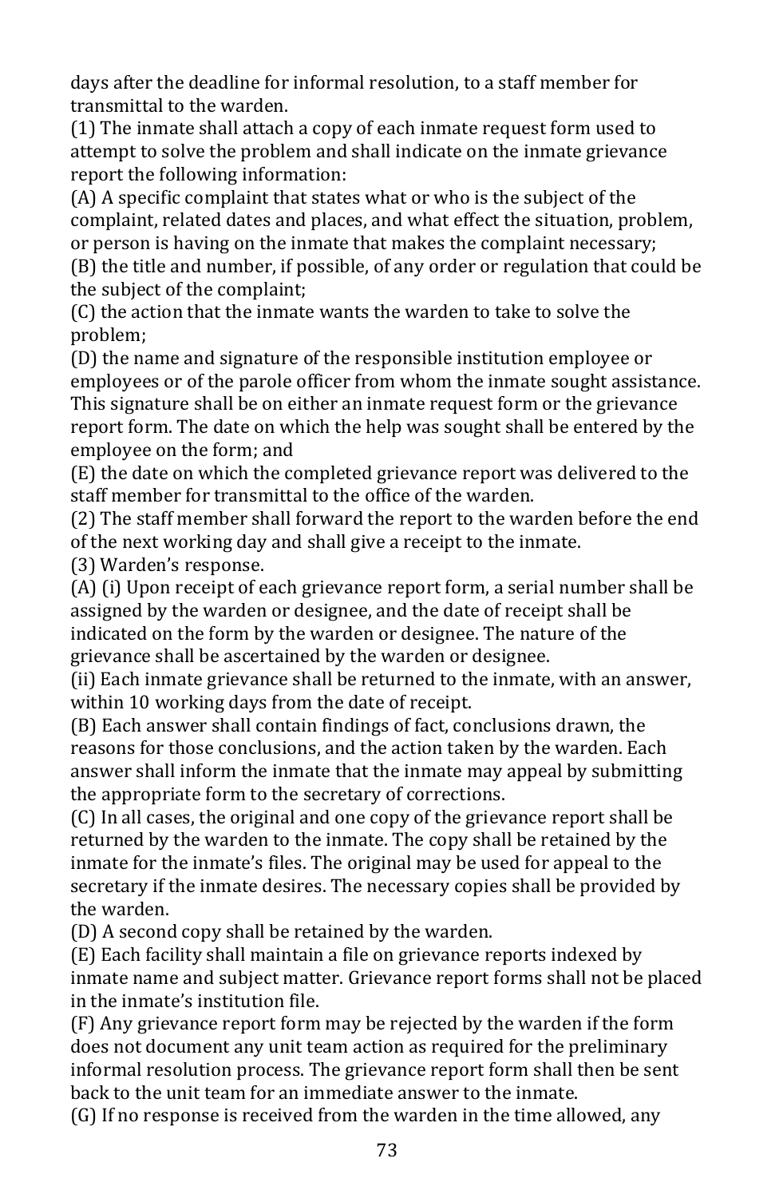days after the deadline for informal resolution, to a staff member for transmittal to the warden.

(1) The inmate shall attach a copy of each inmate request form used to attempt to solve the problem and shall indicate on the inmate grievance report the following information:

(A) A specific complaint that states what or who is the subject of the complaint, related dates and places, and what effect the situation, problem, or person is having on the inmate that makes the complaint necessary;

(B) the title and number, if possible, of any order or regulation that could be the subject of the complaint;

(C) the action that the inmate wants the warden to take to solve the problem;

(D) the name and signature of the responsible institution employee or employees or of the parole officer from whom the inmate sought assistance. This signature shall be on either an inmate request form or the grievance report form. The date on which the help was sought shall be entered by the employee on the form; and

(E) the date on which the completed grievance report was delivered to the staff member for transmittal to the office of the warden.

(2) The staff member shall forward the report to the warden before the end of the next working day and shall give a receipt to the inmate.

(3) Warden's response.

(A) (i) Upon receipt of each grievance report form, a serial number shall be assigned by the warden or designee, and the date of receipt shall be indicated on the form by the warden or designee. The nature of the grievance shall be ascertained by the warden or designee.

(ii) Each inmate grievance shall be returned to the inmate, with an answer, within 10 working days from the date of receipt.

(B) Each answer shall contain findings of fact, conclusions drawn, the reasons for those conclusions, and the action taken by the warden. Each answer shall inform the inmate that the inmate may appeal by submitting the appropriate form to the secretary of corrections.

(C) In all cases, the original and one copy of the grievance report shall be returned by the warden to the inmate. The copy shall be retained by the inmate for the inmate's files. The original may be used for appeal to the secretary if the inmate desires. The necessary copies shall be provided by the warden.

(D) A second copy shall be retained by the warden.

(E) Each facility shall maintain a file on grievance reports indexed by inmate name and subject matter. Grievance report forms shall not be placed in the inmate's institution file.

(F) Any grievance report form may be rejected by the warden if the form does not document any unit team action as required for the preliminary informal resolution process. The grievance report form shall then be sent back to the unit team for an immediate answer to the inmate.

(G) If no response is received from the warden in the time allowed, any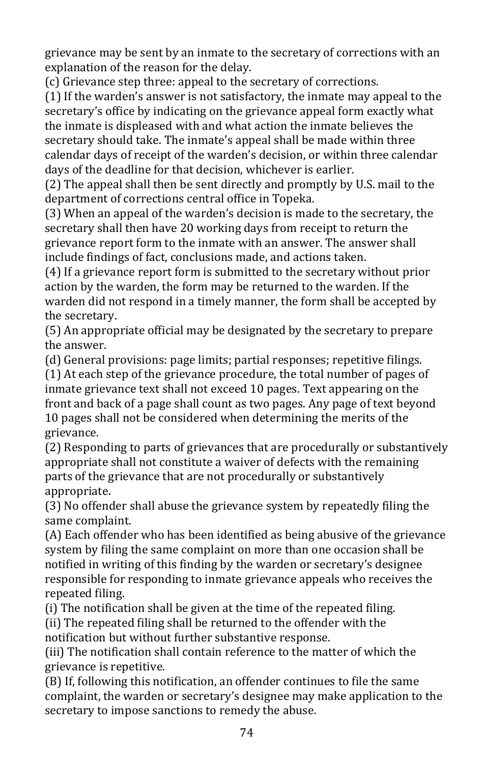grievance may be sent by an inmate to the secretary of corrections with an explanation of the reason for the delay.

(c) Grievance step three: appeal to the secretary of corrections.

(1) If the warden's answer is not satisfactory, the inmate may appeal to the secretary's office by indicating on the grievance appeal form exactly what the inmate is displeased with and what action the inmate believes the secretary should take. The inmate's appeal shall be made within three calendar days of receipt of the warden's decision, or within three calendar days of the deadline for that decision, whichever is earlier.

(2) The appeal shall then be sent directly and promptly by U.S. mail to the department of corrections central office in Topeka.

(3) When an appeal of the warden's decision is made to the secretary, the secretary shall then have 20 working days from receipt to return the grievance report form to the inmate with an answer. The answer shall include findings of fact, conclusions made, and actions taken.

(4) If a grievance report form is submitted to the secretary without prior action by the warden, the form may be returned to the warden. If the warden did not respond in a timely manner, the form shall be accepted by the secretary.

(5) An appropriate official may be designated by the secretary to prepare the answer.

(d) General provisions: page limits; partial responses; repetitive filings.

(1) At each step of the grievance procedure, the total number of pages of inmate grievance text shall not exceed 10 pages. Text appearing on the front and back of a page shall count as two pages. Any page of text beyond 10 pages shall not be considered when determining the merits of the grievance.

(2) Responding to parts of grievances that are procedurally or substantively appropriate shall not constitute a waiver of defects with the remaining parts of the grievance that are not procedurally or substantively appropriate.

(3) No offender shall abuse the grievance system by repeatedly filing the same complaint.

(A) Each offender who has been identified as being abusive of the grievance system by filing the same complaint on more than one occasion shall be notified in writing of this finding by the warden or secretary's designee responsible for responding to inmate grievance appeals who receives the repeated filing.

(i) The notification shall be given at the time of the repeated filing.

(ii) The repeated filing shall be returned to the offender with the notification but without further substantive response.

(iii) The notification shall contain reference to the matter of which the grievance is repetitive.

(B) If, following this notification, an offender continues to file the same complaint, the warden or secretary's designee may make application to the secretary to impose sanctions to remedy the abuse.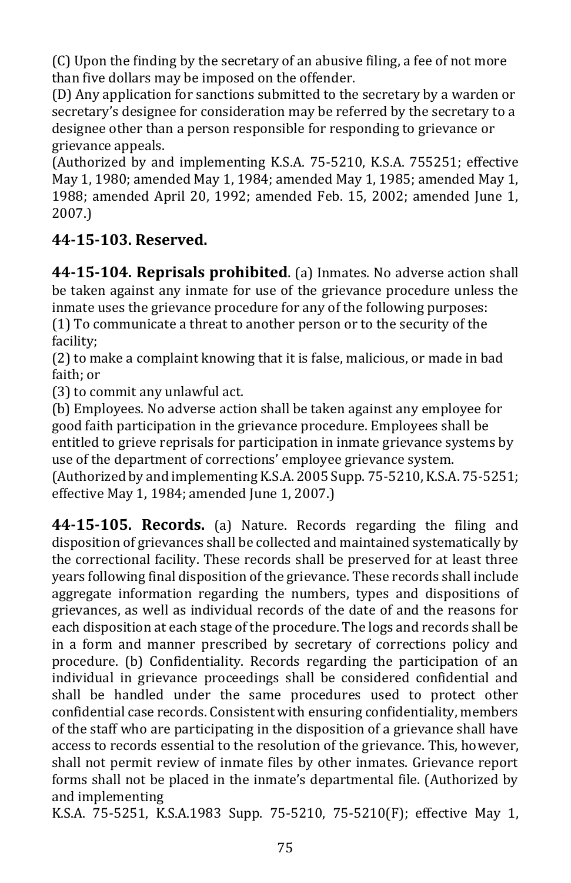(C) Upon the finding by the secretary of an abusive filing, a fee of not more than five dollars may be imposed on the offender.
(D) Any application for sanctions submitted to the secretary by a warden or secretary's designee for consideration may be referred by the secretary to a designee other than a person responsible for responding to grievance or grievance appeals.
(Authorized by and implementing K.S.A. 75-5210, K.S.A. 755251; effective May 1, 1980; amended May 1, 1984; amended May 1, 1985; amended May 1, 1988; amended April 20, 1992; amended Feb. 15, 2002; amended June 1, 2007.)

### 44-15-103. Reserved.

**44-15-104. Reprisals prohibited**. (a) Inmates. No adverse action shall be taken against any inmate for use of the grievance procedure unless the inmate uses the grievance procedure for any of the following purposes:
(1) To communicate a threat to another person or to the security of the facility;
(2) to make a complaint knowing that it is false, malicious, or made in bad faith; or
(3) to commit any unlawful act.
(b) Employees. No adverse action shall be taken against any employee for good faith participation in the grievance procedure. Employees shall be entitled to grieve reprisals for participation in inmate grievance systems by use of the department of corrections' employee grievance system.
(Authorized by and implementing K.S.A. 2005 Supp. 75-5210, K.S.A. 75-5251; effective May 1, 1984; amended June 1, 2007.)

**44-15-105. Records.** (a) Nature. Records regarding the filing and disposition of grievances shall be collected and maintained systematically by the correctional facility. These records shall be preserved for at least three years following final disposition of the grievance. These records shall include aggregate information regarding the numbers, types and dispositions of grievances, as well as individual records of the date of and the reasons for each disposition at each stage of the procedure. The logs and records shall be in a form and manner prescribed by secretary of corrections policy and procedure. (b) Confidentiality. Records regarding the participation of an individual in grievance proceedings shall be considered confidential and shall be handled under the same procedures used to protect other confidential case records. Consistent with ensuring confidentiality, members of the staff who are participating in the disposition of a grievance shall have access to records essential to the resolution of the grievance. This, however, shall not permit review of inmate files by other inmates. Grievance report forms shall not be placed in the inmate's departmental file. (Authorized by and implementing
K.S.A. 75-5251, K.S.A.1983 Supp. 75-5210, 75-5210(F); effective May 1,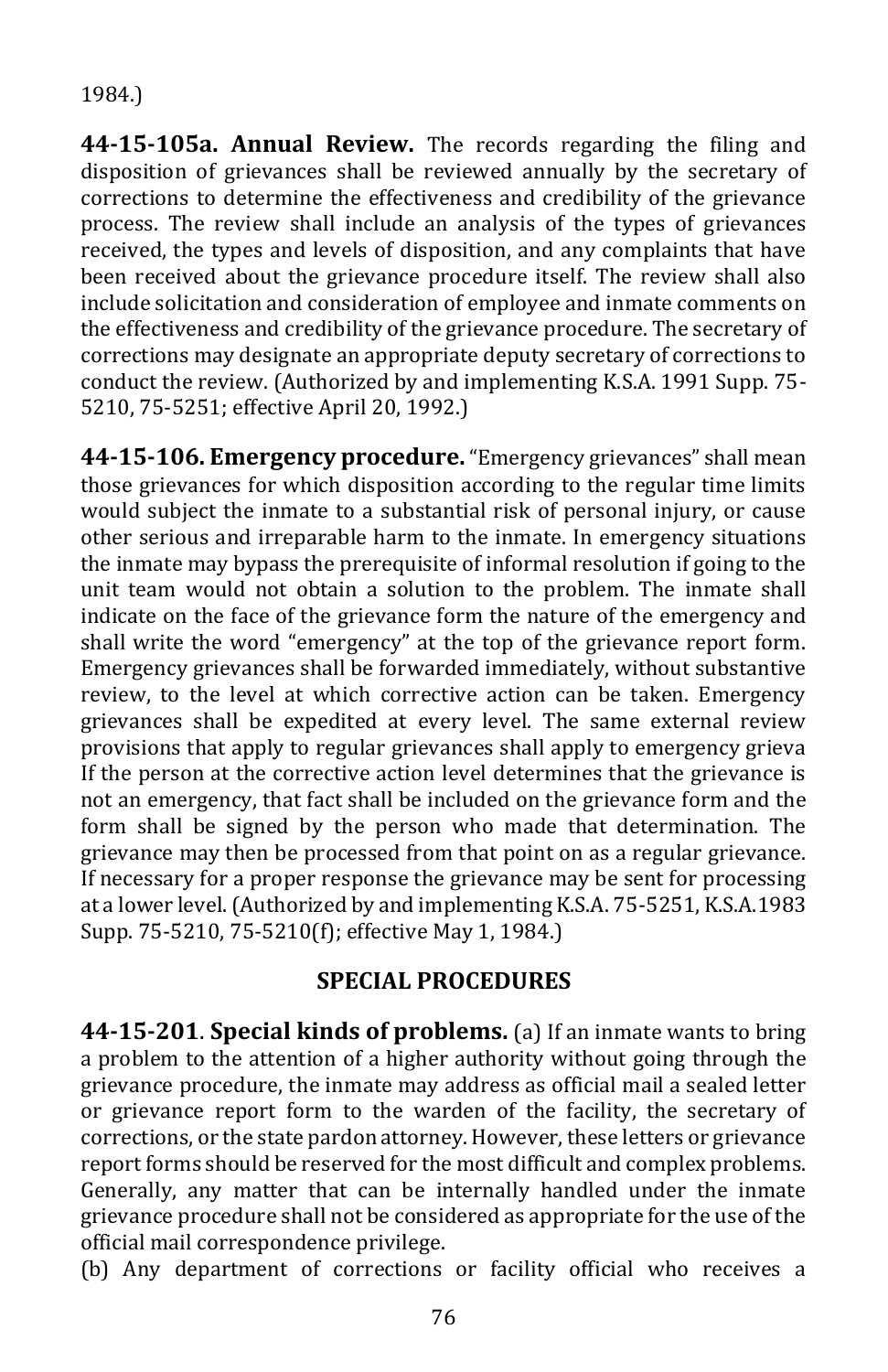1984.)

**44-15-105a. Annual Review.** The records regarding the filing and disposition of grievances shall be reviewed annually by the secretary of corrections to determine the effectiveness and credibility of the grievance process. The review shall include an analysis of the types of grievances received, the types and levels of disposition, and any complaints that have been received about the grievance procedure itself. The review shall also include solicitation and consideration of employee and inmate comments on the effectiveness and credibility of the grievance procedure. The secretary of corrections may designate an appropriate deputy secretary of corrections to conduct the review. (Authorized by and implementing K.S.A. 1991 Supp. 75-5210, 75-5251; effective April 20, 1992.)

**44-15-106. Emergency procedure.** "Emergency grievances" shall mean those grievances for which disposition according to the regular time limits would subject the inmate to a substantial risk of personal injury, or cause other serious and irreparable harm to the inmate. In emergency situations the inmate may bypass the prerequisite of informal resolution if going to the unit team would not obtain a solution to the problem. The inmate shall indicate on the face of the grievance form the nature of the emergency and shall write the word "emergency" at the top of the grievance report form. Emergency grievances shall be forwarded immediately, without substantive review, to the level at which corrective action can be taken. Emergency grievances shall be expedited at every level. The same external review provisions that apply to regular grievances shall apply to emergency grieva If the person at the corrective action level determines that the grievance is not an emergency, that fact shall be included on the grievance form and the form shall be signed by the person who made that determination. The grievance may then be processed from that point on as a regular grievance. If necessary for a proper response the grievance may be sent for processing at a lower level. (Authorized by and implementing K.S.A. 75-5251, K.S.A.1983 Supp. 75-5210, 75-5210(f); effective May 1, 1984.)

## SPECIAL PROCEDURES

**44-15-201**. **Special kinds of problems.** (a) If an inmate wants to bring a problem to the attention of a higher authority without going through the grievance procedure, the inmate may address as official mail a sealed letter or grievance report form to the warden of the facility, the secretary of corrections, or the state pardon attorney. However, these letters or grievance report forms should be reserved for the most difficult and complex problems. Generally, any matter that can be internally handled under the inmate grievance procedure shall not be considered as appropriate for the use of the official mail correspondence privilege.

(b) Any department of corrections or facility official who receives a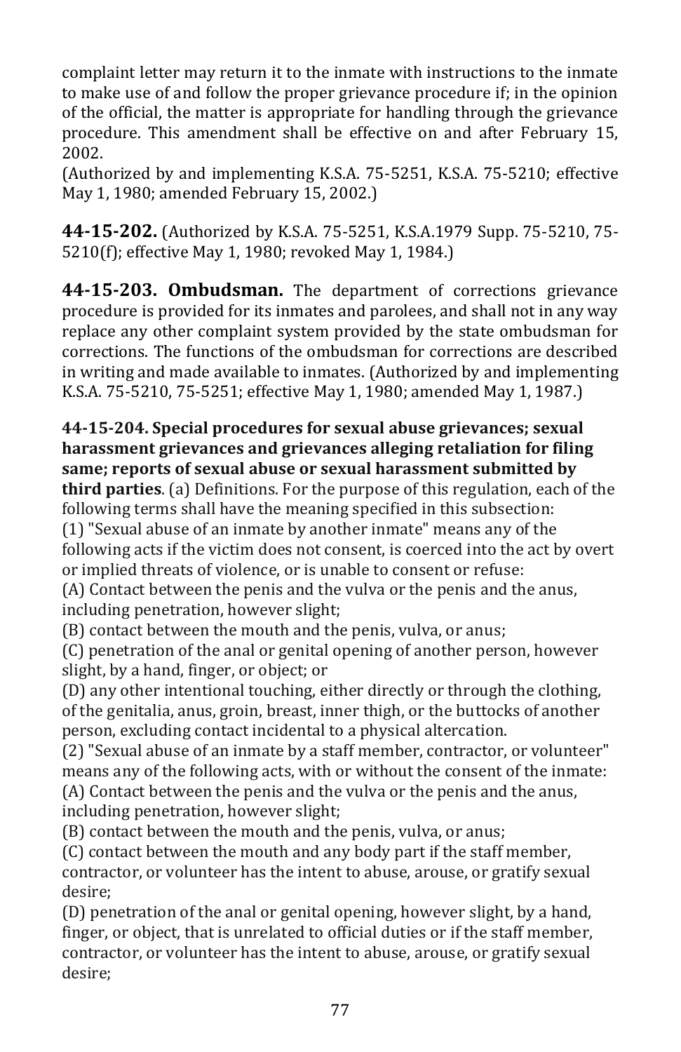complaint letter may return it to the inmate with instructions to the inmate to make use of and follow the proper grievance procedure if; in the opinion of the official, the matter is appropriate for handling through the grievance procedure. This amendment shall be effective on and after February 15, 2002.
(Authorized by and implementing K.S.A. 75-5251, K.S.A. 75-5210; effective May 1, 1980; amended February 15, 2002.)

**44-15-202.** (Authorized by K.S.A. 75-5251, K.S.A.1979 Supp. 75-5210, 75-5210(f); effective May 1, 1980; revoked May 1, 1984.)

**44-15-203. Ombudsman.** The department of corrections grievance procedure is provided for its inmates and parolees, and shall not in any way replace any other complaint system provided by the state ombudsman for corrections. The functions of the ombudsman for corrections are described in writing and made available to inmates. (Authorized by and implementing K.S.A. 75-5210, 75-5251; effective May 1, 1980; amended May 1, 1987.)

**44-15-204. Special procedures for sexual abuse grievances; sexual harassment grievances and grievances alleging retaliation for filing same; reports of sexual abuse or sexual harassment submitted by third parties**. (a) Definitions. For the purpose of this regulation, each of the following terms shall have the meaning specified in this subsection:
(1) "Sexual abuse of an inmate by another inmate" means any of the following acts if the victim does not consent, is coerced into the act by overt or implied threats of violence, or is unable to consent or refuse:
(A) Contact between the penis and the vulva or the penis and the anus, including penetration, however slight;
(B) contact between the mouth and the penis, vulva, or anus;
(C) penetration of the anal or genital opening of another person, however slight, by a hand, finger, or object; or
(D) any other intentional touching, either directly or through the clothing, of the genitalia, anus, groin, breast, inner thigh, or the buttocks of another person, excluding contact incidental to a physical altercation.
(2) "Sexual abuse of an inmate by a staff member, contractor, or volunteer" means any of the following acts, with or without the consent of the inmate:
(A) Contact between the penis and the vulva or the penis and the anus, including penetration, however slight;
(B) contact between the mouth and the penis, vulva, or anus;
(C) contact between the mouth and any body part if the staff member, contractor, or volunteer has the intent to abuse, arouse, or gratify sexual desire;
(D) penetration of the anal or genital opening, however slight, by a hand, finger, or object, that is unrelated to official duties or if the staff member, contractor, or volunteer has the intent to abuse, arouse, or gratify sexual desire;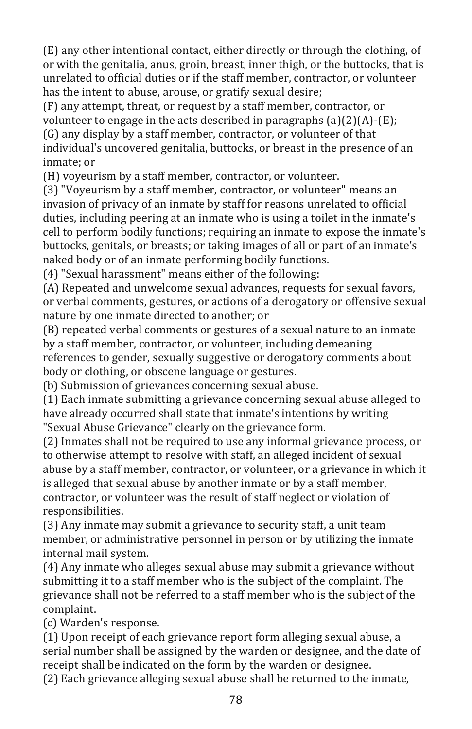(E) any other intentional contact, either directly or through the clothing, of or with the genitalia, anus, groin, breast, inner thigh, or the buttocks, that is unrelated to official duties or if the staff member, contractor, or volunteer has the intent to abuse, arouse, or gratify sexual desire;

(F) any attempt, threat, or request by a staff member, contractor, or volunteer to engage in the acts described in paragraphs (a)(2)(A)-(E);

(G) any display by a staff member, contractor, or volunteer of that individual's uncovered genitalia, buttocks, or breast in the presence of an inmate; or

(H) voyeurism by a staff member, contractor, or volunteer.

(3) "Voyeurism by a staff member, contractor, or volunteer" means an invasion of privacy of an inmate by staff for reasons unrelated to official duties, including peering at an inmate who is using a toilet in the inmate's cell to perform bodily functions; requiring an inmate to expose the inmate's buttocks, genitals, or breasts; or taking images of all or part of an inmate's naked body or of an inmate performing bodily functions.

(4) "Sexual harassment" means either of the following:

(A) Repeated and unwelcome sexual advances, requests for sexual favors, or verbal comments, gestures, or actions of a derogatory or offensive sexual nature by one inmate directed to another; or

(B) repeated verbal comments or gestures of a sexual nature to an inmate by a staff member, contractor, or volunteer, including demeaning references to gender, sexually suggestive or derogatory comments about body or clothing, or obscene language or gestures.

(b) Submission of grievances concerning sexual abuse.

(1) Each inmate submitting a grievance concerning sexual abuse alleged to have already occurred shall state that inmate's intentions by writing "Sexual Abuse Grievance" clearly on the grievance form.

(2) Inmates shall not be required to use any informal grievance process, or to otherwise attempt to resolve with staff, an alleged incident of sexual abuse by a staff member, contractor, or volunteer, or a grievance in which it is alleged that sexual abuse by another inmate or by a staff member, contractor, or volunteer was the result of staff neglect or violation of responsibilities.

(3) Any inmate may submit a grievance to security staff, a unit team member, or administrative personnel in person or by utilizing the inmate internal mail system.

(4) Any inmate who alleges sexual abuse may submit a grievance without submitting it to a staff member who is the subject of the complaint. The grievance shall not be referred to a staff member who is the subject of the complaint.

(c) Warden's response.

(1) Upon receipt of each grievance report form alleging sexual abuse, a serial number shall be assigned by the warden or designee, and the date of receipt shall be indicated on the form by the warden or designee.

(2) Each grievance alleging sexual abuse shall be returned to the inmate,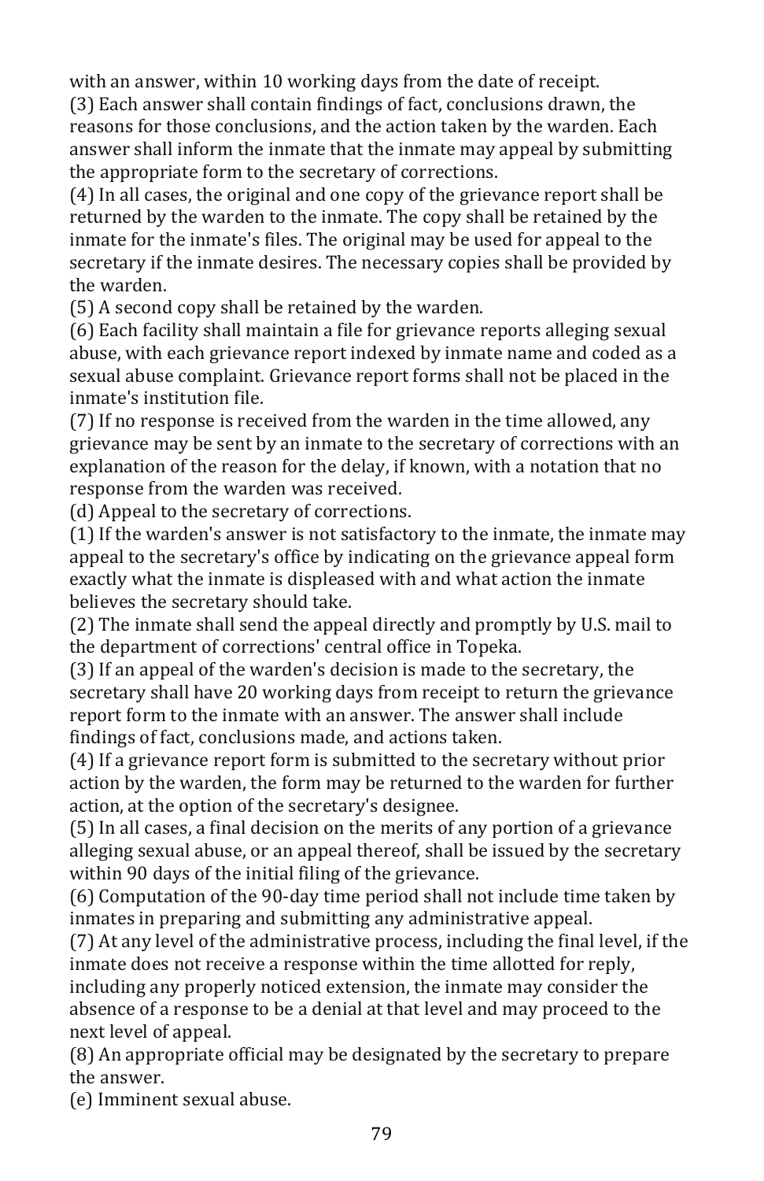with an answer, within 10 working days from the date of receipt.
(3) Each answer shall contain findings of fact, conclusions drawn, the reasons for those conclusions, and the action taken by the warden. Each answer shall inform the inmate that the inmate may appeal by submitting the appropriate form to the secretary of corrections.
(4) In all cases, the original and one copy of the grievance report shall be returned by the warden to the inmate. The copy shall be retained by the inmate for the inmate's files. The original may be used for appeal to the secretary if the inmate desires. The necessary copies shall be provided by the warden.
(5) A second copy shall be retained by the warden.
(6) Each facility shall maintain a file for grievance reports alleging sexual abuse, with each grievance report indexed by inmate name and coded as a sexual abuse complaint. Grievance report forms shall not be placed in the inmate's institution file.
(7) If no response is received from the warden in the time allowed, any grievance may be sent by an inmate to the secretary of corrections with an explanation of the reason for the delay, if known, with a notation that no response from the warden was received.
(d) Appeal to the secretary of corrections.
(1) If the warden's answer is not satisfactory to the inmate, the inmate may appeal to the secretary's office by indicating on the grievance appeal form exactly what the inmate is displeased with and what action the inmate believes the secretary should take.
(2) The inmate shall send the appeal directly and promptly by U.S. mail to the department of corrections' central office in Topeka.
(3) If an appeal of the warden's decision is made to the secretary, the secretary shall have 20 working days from receipt to return the grievance report form to the inmate with an answer. The answer shall include findings of fact, conclusions made, and actions taken.
(4) If a grievance report form is submitted to the secretary without prior action by the warden, the form may be returned to the warden for further action, at the option of the secretary's designee.
(5) In all cases, a final decision on the merits of any portion of a grievance alleging sexual abuse, or an appeal thereof, shall be issued by the secretary within 90 days of the initial filing of the grievance.
(6) Computation of the 90-day time period shall not include time taken by inmates in preparing and submitting any administrative appeal.
(7) At any level of the administrative process, including the final level, if the inmate does not receive a response within the time allotted for reply, including any properly noticed extension, the inmate may consider the absence of a response to be a denial at that level and may proceed to the next level of appeal.
(8) An appropriate official may be designated by the secretary to prepare the answer.
(e) Imminent sexual abuse.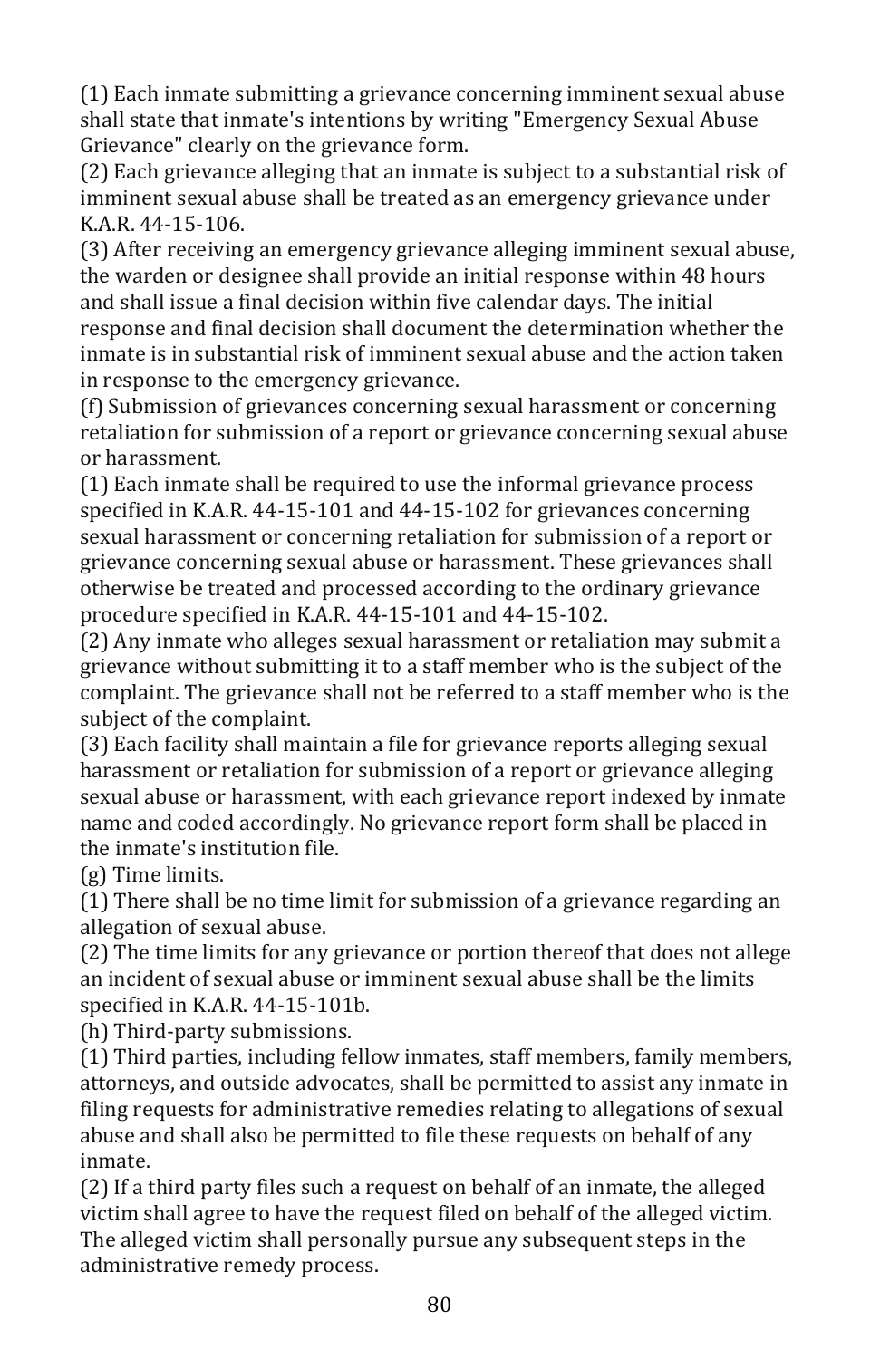(1) Each inmate submitting a grievance concerning imminent sexual abuse shall state that inmate's intentions by writing "Emergency Sexual Abuse Grievance" clearly on the grievance form.

(2) Each grievance alleging that an inmate is subject to a substantial risk of imminent sexual abuse shall be treated as an emergency grievance under K.A.R. 44-15-106.

(3) After receiving an emergency grievance alleging imminent sexual abuse, the warden or designee shall provide an initial response within 48 hours and shall issue a final decision within five calendar days. The initial response and final decision shall document the determination whether the inmate is in substantial risk of imminent sexual abuse and the action taken in response to the emergency grievance.

(f) Submission of grievances concerning sexual harassment or concerning retaliation for submission of a report or grievance concerning sexual abuse or harassment.

(1) Each inmate shall be required to use the informal grievance process specified in K.A.R. 44-15-101 and 44-15-102 for grievances concerning sexual harassment or concerning retaliation for submission of a report or grievance concerning sexual abuse or harassment. These grievances shall otherwise be treated and processed according to the ordinary grievance procedure specified in K.A.R. 44-15-101 and 44-15-102.

(2) Any inmate who alleges sexual harassment or retaliation may submit a grievance without submitting it to a staff member who is the subject of the complaint. The grievance shall not be referred to a staff member who is the subject of the complaint.

(3) Each facility shall maintain a file for grievance reports alleging sexual harassment or retaliation for submission of a report or grievance alleging sexual abuse or harassment, with each grievance report indexed by inmate name and coded accordingly. No grievance report form shall be placed in the inmate's institution file.

(g) Time limits.

(1) There shall be no time limit for submission of a grievance regarding an allegation of sexual abuse.

(2) The time limits for any grievance or portion thereof that does not allege an incident of sexual abuse or imminent sexual abuse shall be the limits specified in K.A.R. 44-15-101b.

(h) Third-party submissions.

(1) Third parties, including fellow inmates, staff members, family members, attorneys, and outside advocates, shall be permitted to assist any inmate in filing requests for administrative remedies relating to allegations of sexual abuse and shall also be permitted to file these requests on behalf of any inmate.

(2) If a third party files such a request on behalf of an inmate, the alleged victim shall agree to have the request filed on behalf of the alleged victim. The alleged victim shall personally pursue any subsequent steps in the administrative remedy process.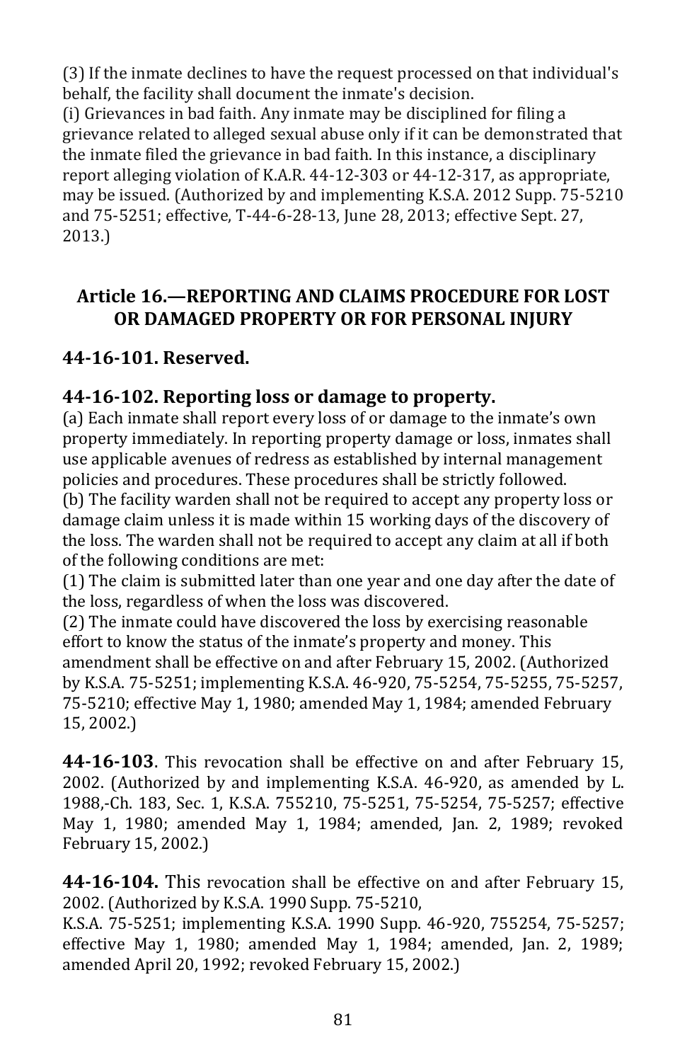(3) If the inmate declines to have the request processed on that individual's behalf, the facility shall document the inmate's decision.

(i) Grievances in bad faith. Any inmate may be disciplined for filing a grievance related to alleged sexual abuse only if it can be demonstrated that the inmate filed the grievance in bad faith. In this instance, a disciplinary report alleging violation of K.A.R. 44-12-303 or 44-12-317, as appropriate, may be issued. (Authorized by and implementing K.S.A. 2012 Supp. 75-5210 and 75-5251; effective, T-44-6-28-13, June 28, 2013; effective Sept. 27, 2013.)

## Article 16.—REPORTING AND CLAIMS PROCEDURE FOR LOST OR DAMAGED PROPERTY OR FOR PERSONAL INJURY

### 44-16-101. Reserved.

### 44-16-102. Reporting loss or damage to property.

(a) Each inmate shall report every loss of or damage to the inmate's own property immediately. In reporting property damage or loss, inmates shall use applicable avenues of redress as established by internal management policies and procedures. These procedures shall be strictly followed.

(b) The facility warden shall not be required to accept any property loss or damage claim unless it is made within 15 working days of the discovery of the loss. The warden shall not be required to accept any claim at all if both of the following conditions are met:

(1) The claim is submitted later than one year and one day after the date of the loss, regardless of when the loss was discovered.

(2) The inmate could have discovered the loss by exercising reasonable effort to know the status of the inmate's property and money. This amendment shall be effective on and after February 15, 2002. (Authorized by K.S.A. 75-5251; implementing K.S.A. 46-920, 75-5254, 75-5255, 75-5257, 75-5210; effective May 1, 1980; amended May 1, 1984; amended February 15, 2002.)

**44-16-103**. This revocation shall be effective on and after February 15, 2002. (Authorized by and implementing K.S.A. 46-920, as amended by L. 1988,-Ch. 183, Sec. 1, K.S.A. 755210, 75-5251, 75-5254, 75-5257; effective May 1, 1980; amended May 1, 1984; amended, Jan. 2, 1989; revoked February 15, 2002.)

**44-16-104.** This revocation shall be effective on and after February 15, 2002. (Authorized by K.S.A. 1990 Supp. 75-5210, K.S.A. 75-5251; implementing K.S.A. 1990 Supp. 46-920, 755254, 75-5257; effective May 1, 1980; amended May 1, 1984; amended, Jan. 2, 1989; amended April 20, 1992; revoked February 15, 2002.)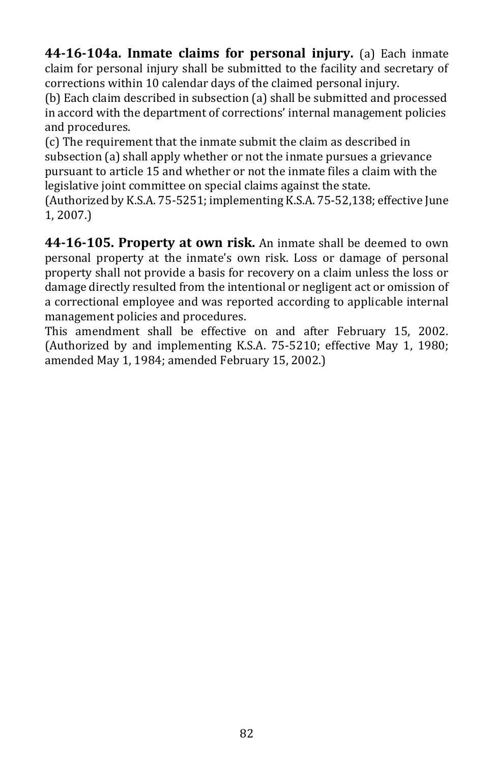**44-16-104a. Inmate claims for personal injury.** (a) Each inmate claim for personal injury shall be submitted to the facility and secretary of corrections within 10 calendar days of the claimed personal injury.

(b) Each claim described in subsection (a) shall be submitted and processed in accord with the department of corrections' internal management policies and procedures.

(c) The requirement that the inmate submit the claim as described in subsection (a) shall apply whether or not the inmate pursues a grievance pursuant to article 15 and whether or not the inmate files a claim with the legislative joint committee on special claims against the state.

(Authorized by K.S.A. 75-5251; implementing K.S.A. 75-52,138; effective June 1, 2007.)

**44-16-105. Property at own risk.** An inmate shall be deemed to own personal property at the inmate's own risk. Loss or damage of personal property shall not provide a basis for recovery on a claim unless the loss or damage directly resulted from the intentional or negligent act or omission of a correctional employee and was reported according to applicable internal management policies and procedures.

This amendment shall be effective on and after February 15, 2002. (Authorized by and implementing K.S.A. 75-5210; effective May 1, 1980; amended May 1, 1984; amended February 15, 2002.)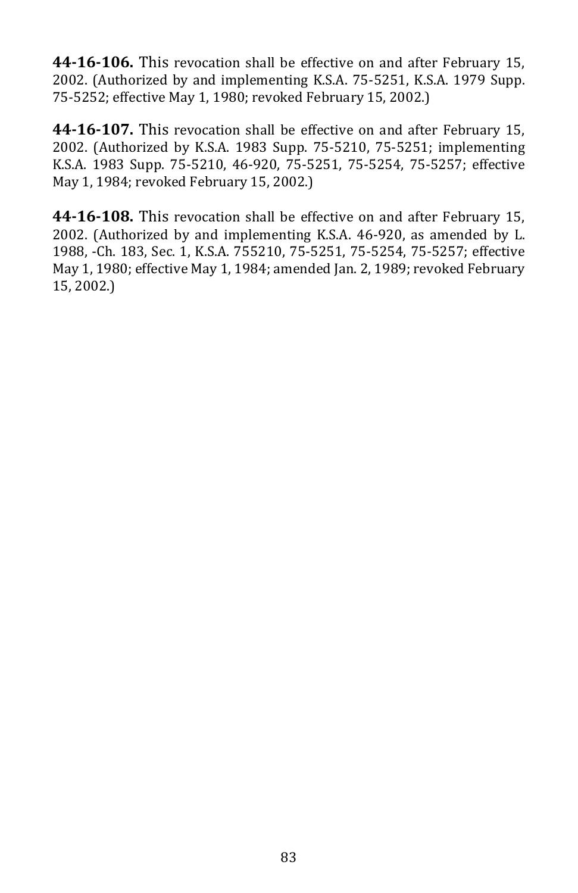**44-16-106.** This revocation shall be effective on and after February 15, 2002. (Authorized by and implementing K.S.A. 75-5251, K.S.A. 1979 Supp. 75-5252; effective May 1, 1980; revoked February 15, 2002.)

**44-16-107.** This revocation shall be effective on and after February 15, 2002. (Authorized by K.S.A. 1983 Supp. 75-5210, 75-5251; implementing K.S.A. 1983 Supp. 75-5210, 46-920, 75-5251, 75-5254, 75-5257; effective May 1, 1984; revoked February 15, 2002.)

**44-16-108.** This revocation shall be effective on and after February 15, 2002. (Authorized by and implementing K.S.A. 46-920, as amended by L. 1988, -Ch. 183, Sec. 1, K.S.A. 755210, 75-5251, 75-5254, 75-5257; effective May 1, 1980; effective May 1, 1984; amended Jan. 2, 1989; revoked February 15, 2002.)